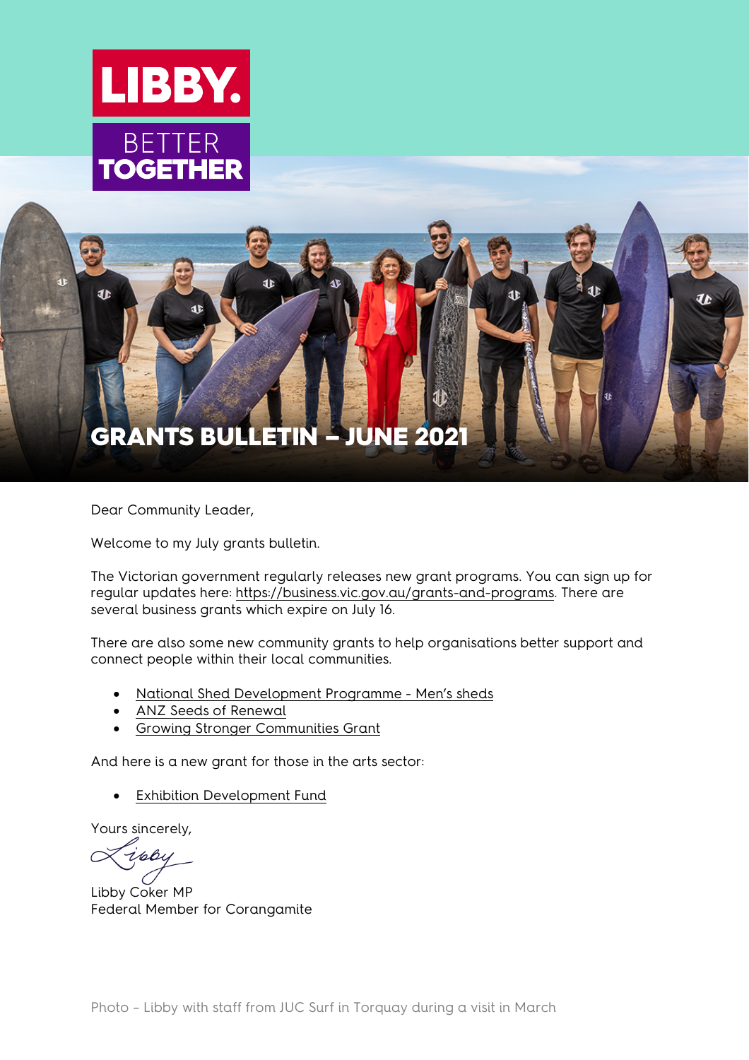LIBBY.

BETTER TOGETHER

# GRANTS BULLETIN – JUNE 2021

Dear Community Leader,

Welcome to my July grants bulletin.

The Victorian government regularly releases new grant programs. You can sign up for regular updates here: https://business.vic.gov.au/grants-and-programs. There are several business grants which expire on July 16.

There are also some new community grants to help organisations better support and connect people within their local communities.

- National Shed Development Programme - Men's sheds
- ANZ Seeds of Renewal
- Growing Stronger Communities Grant

And here is a new grant for those in the arts sector:

- Exhibition Development Fund

Yours sincerely,

Libby

Libby Coker MP
Federal Member for Corangamite

Photo – Libby with staff from JUC Surf in Torquay during a visit in March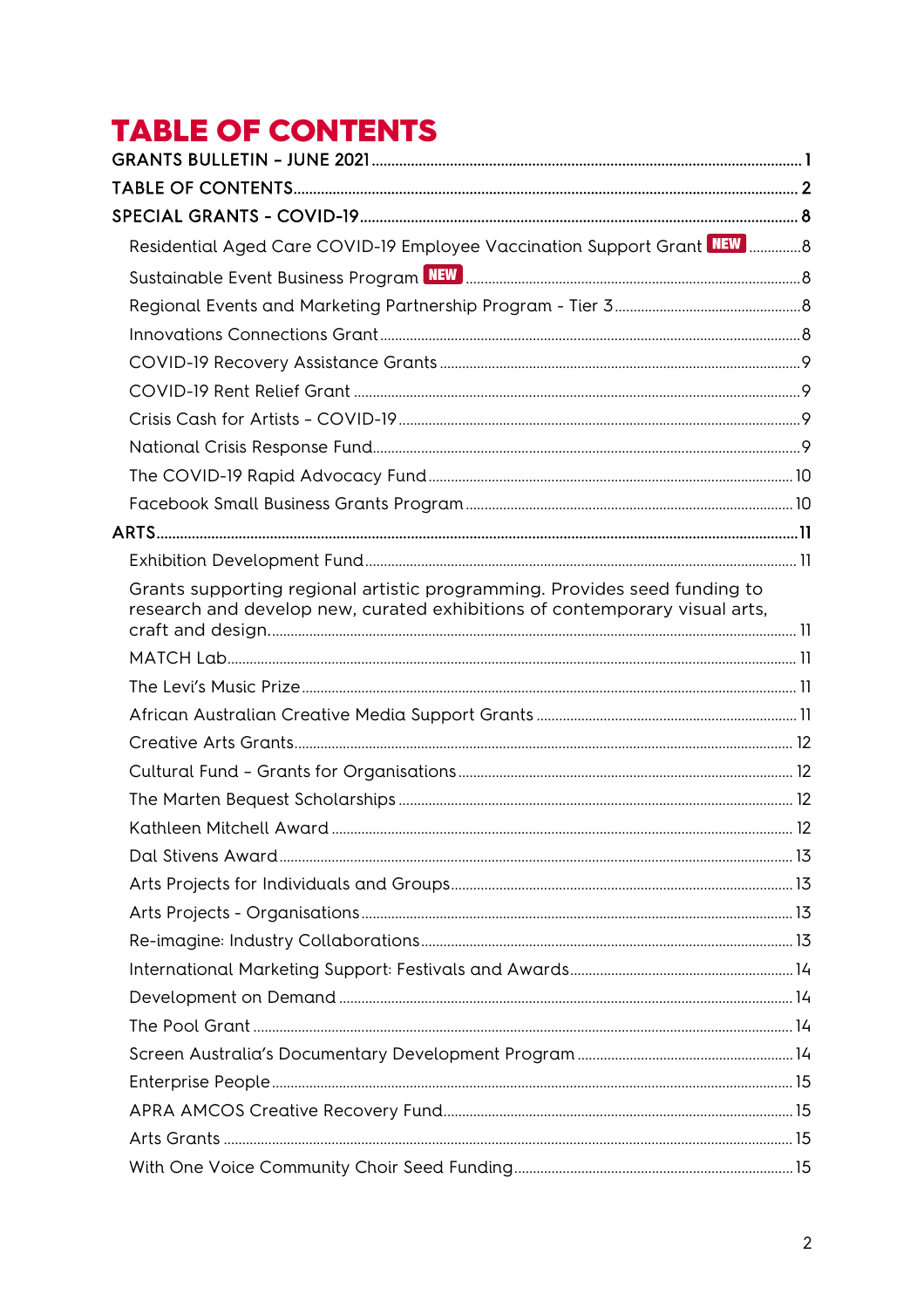# TABLE OF CONTENTS

GRANTS BULLETIN – JUNE 2021 ........ 1

TABLE OF CONTENTS ........ 2

SPECIAL GRANTS - COVID-19 ........ 8

- Residential Aged Care COVID-19 Employee Vaccination Support Grant **NEW** ........ 8
- Sustainable Event Business Program **NEW** ........ 8
- Regional Events and Marketing Partnership Program - Tier 3 ........ 8
- Innovations Connections Grant ........ 8
- COVID-19 Recovery Assistance Grants ........ 9
- COVID-19 Rent Relief Grant ........ 9
- Crisis Cash for Artists – COVID-19 ........ 9
- National Crisis Response Fund ........ 9
- The COVID-19 Rapid Advocacy Fund ........ 10
- Facebook Small Business Grants Program ........ 10

ARTS ........ 11

- Exhibition Development Fund ........ 11
- Grants supporting regional artistic programming. Provides seed funding to research and develop new, curated exhibitions of contemporary visual arts, craft and design. ........ 11
- MATCH Lab ........ 11
- The Levi's Music Prize ........ 11
- African Australian Creative Media Support Grants ........ 11
- Creative Arts Grants ........ 12
- Cultural Fund – Grants for Organisations ........ 12
- The Marten Bequest Scholarships ........ 12
- Kathleen Mitchell Award ........ 12
- Dal Stivens Award ........ 13
- Arts Projects for Individuals and Groups ........ 13
- Arts Projects - Organisations ........ 13
- Re-imagine: Industry Collaborations ........ 13
- International Marketing Support: Festivals and Awards ........ 14
- Development on Demand ........ 14
- The Pool Grant ........ 14
- Screen Australia's Documentary Development Program ........ 14
- Enterprise People ........ 15
- APRA AMCOS Creative Recovery Fund ........ 15
- Arts Grants ........ 15
- With One Voice Community Choir Seed Funding ........ 15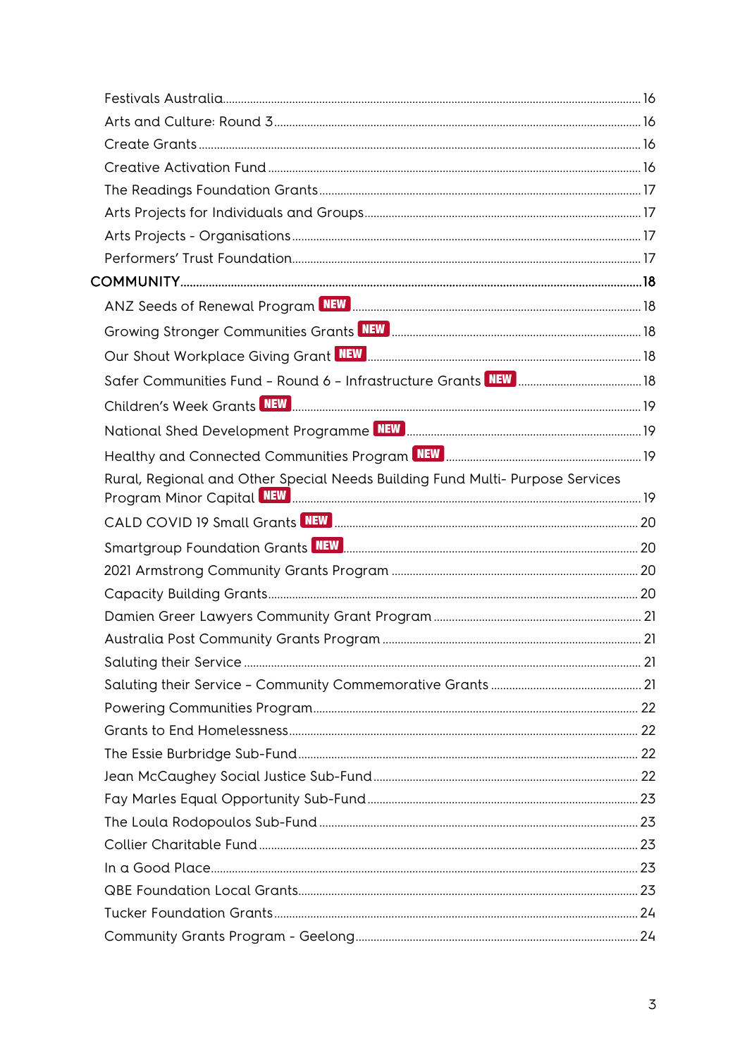Festivals Australia ........ 16
Arts and Culture: Round 3 ........ 16
Create Grants ........ 16
Creative Activation Fund ........ 16
The Readings Foundation Grants ........ 17
Arts Projects for Individuals and Groups ........ 17
Arts Projects - Organisations ........ 17
Performers' Trust Foundation ........ 17

**COMMUNITY ........ 18**

ANZ Seeds of Renewal Program NEW ........ 18
Growing Stronger Communities Grants NEW ........ 18
Our Shout Workplace Giving Grant NEW ........ 18
Safer Communities Fund – Round 6 – Infrastructure Grants NEW ........ 18
Children's Week Grants NEW ........ 19
National Shed Development Programme NEW ........ 19
Healthy and Connected Communities Program NEW ........ 19
Rural, Regional and Other Special Needs Building Fund Multi- Purpose Services Program Minor Capital NEW ........ 19
CALD COVID 19 Small Grants NEW ........ 20
Smartgroup Foundation Grants NEW ........ 20
2021 Armstrong Community Grants Program ........ 20
Capacity Building Grants ........ 20
Damien Greer Lawyers Community Grant Program ........ 21
Australia Post Community Grants Program ........ 21
Saluting their Service ........ 21
Saluting their Service – Community Commemorative Grants ........ 21
Powering Communities Program ........ 22
Grants to End Homelessness ........ 22
The Essie Burbridge Sub-Fund ........ 22
Jean McCaughey Social Justice Sub-Fund ........ 22
Fay Marles Equal Opportunity Sub-Fund ........ 23
The Loula Rodopoulos Sub-Fund ........ 23
Collier Charitable Fund ........ 23
In a Good Place ........ 23
QBE Foundation Local Grants ........ 23
Tucker Foundation Grants ........ 24
Community Grants Program - Geelong ........ 24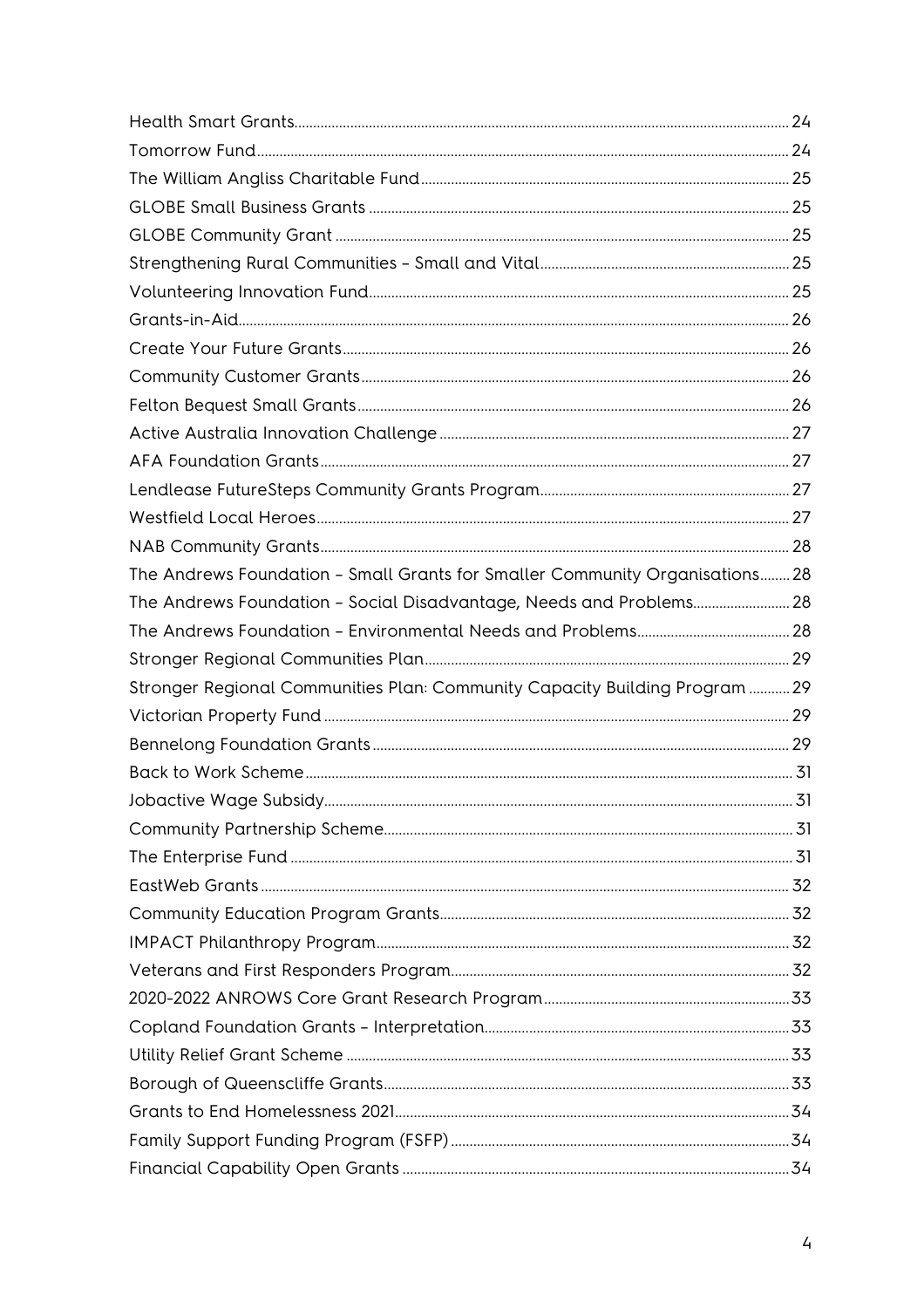Health Smart Grants....................................................................................................................... 24
Tomorrow Fund.............................................................................................................................. 24
The William Angliss Charitable Fund................................................................................... 25
GLOBE Small Business Grants ................................................................................................ 25
GLOBE Community Grant ......................................................................................................... 25
Strengthening Rural Communities – Small and Vital................................................................... 25
Volunteering Innovation Fund................................................................................................. 25
Grants-in-Aid................................................................................................................................. 26
Create Your Future Grants........................................................................................................ 26
Community Customer Grants.................................................................................................. 26
Felton Bequest Small Grants.................................................................................................... 26
Active Australia Innovation Challenge ............................................................................... 27
AFA Foundation Grants.............................................................................................................. 27
Lendlease FutureSteps Community Grants Program.................................................................. 27
Westfield Local Heroes................................................................................................................ 27
NAB Community Grants.............................................................................................................. 28
The Andrews Foundation – Small Grants for Smaller Community Organisations........ 28
The Andrews Foundation – Social Disadvantage, Needs and Problems.......................... 28
The Andrews Foundation – Environmental Needs and Problems.................................... 28
Stronger Regional Communities Plan.................................................................................... 29
Stronger Regional Communities Plan: Community Capacity Building Program ........... 29
Victorian Property Fund ............................................................................................................ 29
Bennelong Foundation Grants ................................................................................................. 29
Back to Work Scheme.................................................................................................................. 31
Jobactive Wage Subsidy............................................................................................................. 31
Community Partnership Scheme............................................................................................. 31
The Enterprise Fund .................................................................................................................... 31
EastWeb Grants ............................................................................................................................. 32
Community Education Program Grants............................................................................... 32
IMPACT Philanthropy Program................................................................................................ 32
Veterans and First Responders Program............................................................................. 32
2020-2022 ANROWS Core Grant Research Program.................................................................. 33
Copland Foundation Grants – Interpretation....................................................................... 33
Utility Relief Grant Scheme ....................................................................................................... 33
Borough of Queenscliffe Grants.............................................................................................. 33
Grants to End Homelessness 2021........................................................................................ 34
Family Support Funding Program (FSFP) ............................................................................ 34
Financial Capability Open Grants ........................................................................................... 34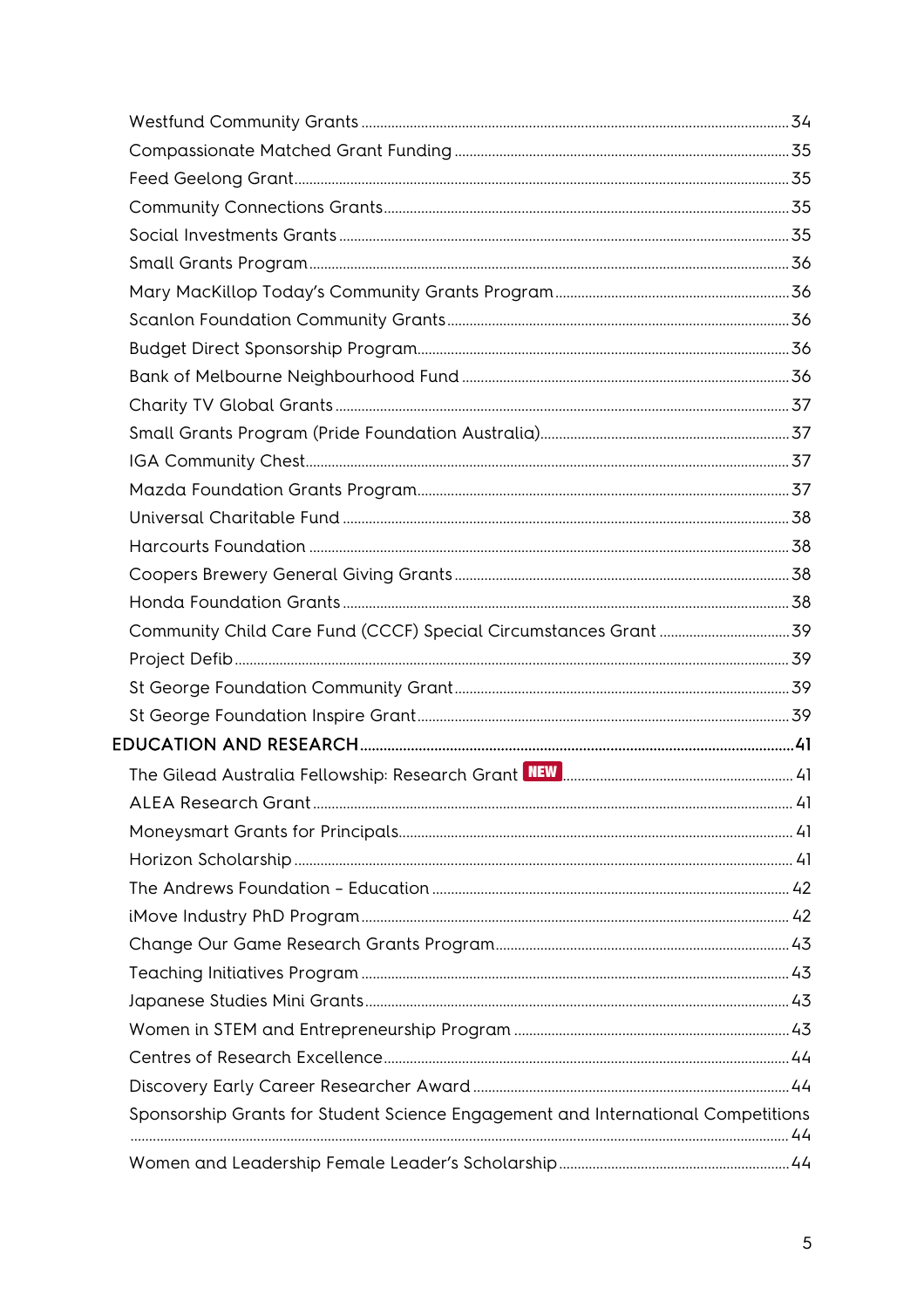Westfund Community Grants ........ 34

Compassionate Matched Grant Funding ........ 35

Feed Geelong Grant ........ 35

Community Connections Grants ........ 35

Social Investments Grants ........ 35

Small Grants Program ........ 36

Mary MacKillop Today's Community Grants Program ........ 36

Scanlon Foundation Community Grants ........ 36

Budget Direct Sponsorship Program ........ 36

Bank of Melbourne Neighbourhood Fund ........ 36

Charity TV Global Grants ........ 37

Small Grants Program (Pride Foundation Australia) ........ 37

IGA Community Chest ........ 37

Mazda Foundation Grants Program ........ 37

Universal Charitable Fund ........ 38

Harcourts Foundation ........ 38

Coopers Brewery General Giving Grants ........ 38

Honda Foundation Grants ........ 38

Community Child Care Fund (CCCF) Special Circumstances Grant ........ 39

Project Defib ........ 39

St George Foundation Community Grant ........ 39

St George Foundation Inspire Grant ........ 39

**EDUCATION AND RESEARCH ........ 41**

The Gilead Australia Fellowship: Research Grant NEW ........ 41

ALEA Research Grant ........ 41

Moneysmart Grants for Principals ........ 41

Horizon Scholarship ........ 41

The Andrews Foundation – Education ........ 42

iMove Industry PhD Program ........ 42

Change Our Game Research Grants Program ........ 43

Teaching Initiatives Program ........ 43

Japanese Studies Mini Grants ........ 43

Women in STEM and Entrepreneurship Program ........ 43

Centres of Research Excellence ........ 44

Discovery Early Career Researcher Award ........ 44

Sponsorship Grants for Student Science Engagement and International Competitions ........ 44

Women and Leadership Female Leader's Scholarship ........ 44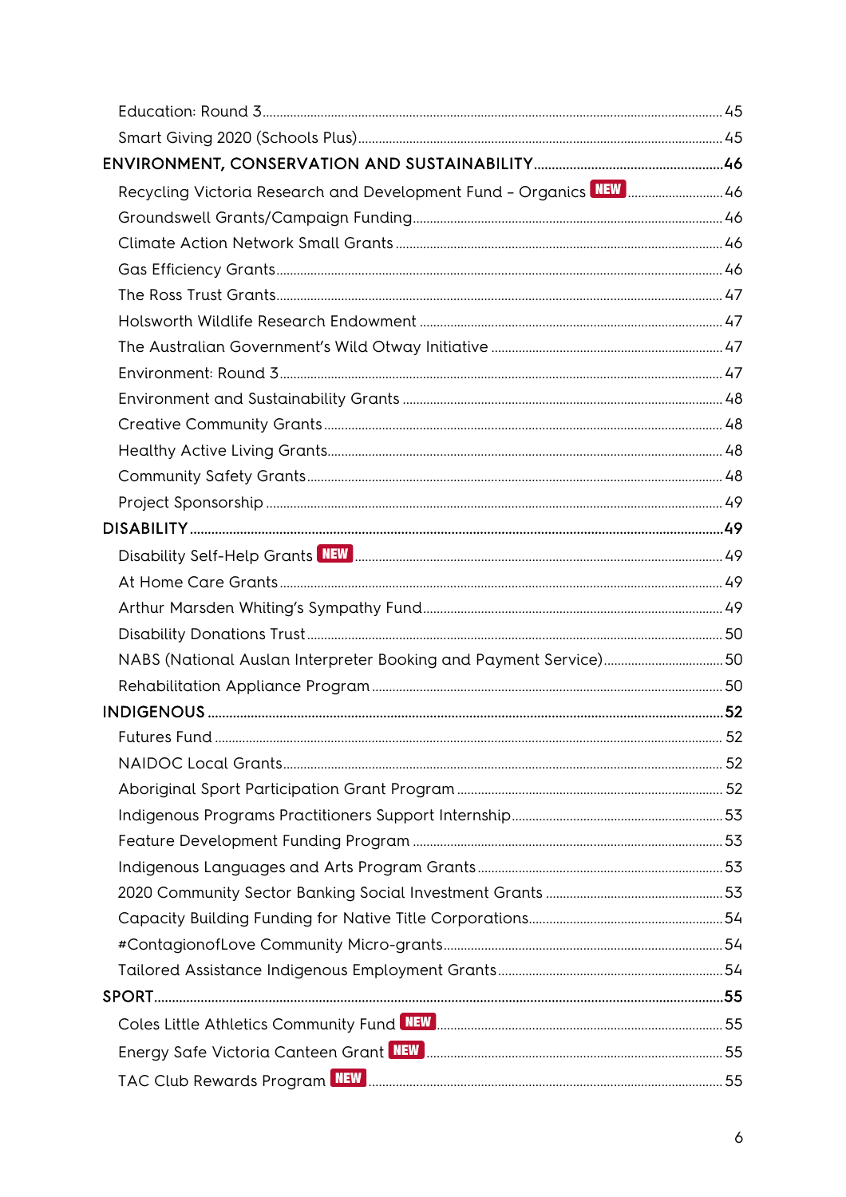- Education: Round 3 .... 45
- Smart Giving 2020 (Schools Plus) .... 45

**ENVIRONMENT, CONSERVATION AND SUSTAINABILITY .... 46**

- Recycling Victoria Research and Development Fund – Organics **NEW** .... 46
- Groundswell Grants/Campaign Funding .... 46
- Climate Action Network Small Grants .... 46
- Gas Efficiency Grants .... 46
- The Ross Trust Grants .... 47
- Holsworth Wildlife Research Endowment .... 47
- The Australian Government's Wild Otway Initiative .... 47
- Environment: Round 3 .... 47
- Environment and Sustainability Grants .... 48
- Creative Community Grants .... 48
- Healthy Active Living Grants .... 48
- Community Safety Grants .... 48
- Project Sponsorship .... 49

**DISABILITY .... 49**

- Disability Self-Help Grants **NEW** .... 49
- At Home Care Grants .... 49
- Arthur Marsden Whiting's Sympathy Fund .... 49
- Disability Donations Trust .... 50
- NABS (National Auslan Interpreter Booking and Payment Service) .... 50
- Rehabilitation Appliance Program .... 50

**INDIGENOUS .... 52**

- Futures Fund .... 52
- NAIDOC Local Grants .... 52
- Aboriginal Sport Participation Grant Program .... 52
- Indigenous Programs Practitioners Support Internship .... 53
- Feature Development Funding Program .... 53
- Indigenous Languages and Arts Program Grants .... 53
- 2020 Community Sector Banking Social Investment Grants .... 53
- Capacity Building Funding for Native Title Corporations .... 54
- #ContagionofLove Community Micro-grants .... 54
- Tailored Assistance Indigenous Employment Grants .... 54

**SPORT .... 55**

- Coles Little Athletics Community Fund **NEW** .... 55
- Energy Safe Victoria Canteen Grant **NEW** .... 55
- TAC Club Rewards Program **NEW** .... 55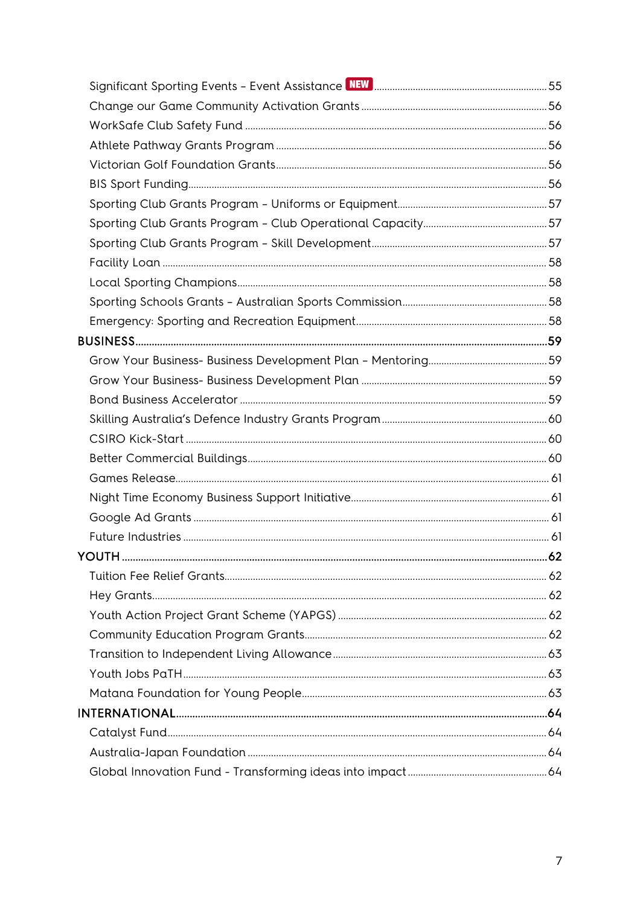Significant Sporting Events – Event Assistance **NEW** ........ 55
Change our Game Community Activation Grants ........ 56
WorkSafe Club Safety Fund ........ 56
Athlete Pathway Grants Program ........ 56
Victorian Golf Foundation Grants ........ 56
BIS Sport Funding ........ 56
Sporting Club Grants Program – Uniforms or Equipment ........ 57
Sporting Club Grants Program – Club Operational Capacity ........ 57
Sporting Club Grants Program – Skill Development ........ 57
Facility Loan ........ 58
Local Sporting Champions ........ 58
Sporting Schools Grants – Australian Sports Commission ........ 58
Emergency: Sporting and Recreation Equipment ........ 58

BUSINESS ........ 59

Grow Your Business- Business Development Plan – Mentoring ........ 59
Grow Your Business- Business Development Plan ........ 59
Bond Business Accelerator ........ 59
Skilling Australia's Defence Industry Grants Program ........ 60
CSIRO Kick-Start ........ 60
Better Commercial Buildings ........ 60
Games Release ........ 61
Night Time Economy Business Support Initiative ........ 61
Google Ad Grants ........ 61
Future Industries ........ 61

YOUTH ........ 62

Tuition Fee Relief Grants ........ 62
Hey Grants ........ 62
Youth Action Project Grant Scheme (YAPGS) ........ 62
Community Education Program Grants ........ 62
Transition to Independent Living Allowance ........ 63
Youth Jobs PaTH ........ 63
Matana Foundation for Young People ........ 63

INTERNATIONAL ........ 64

Catalyst Fund ........ 64
Australia-Japan Foundation ........ 64
Global Innovation Fund - Transforming ideas into impact ........ 64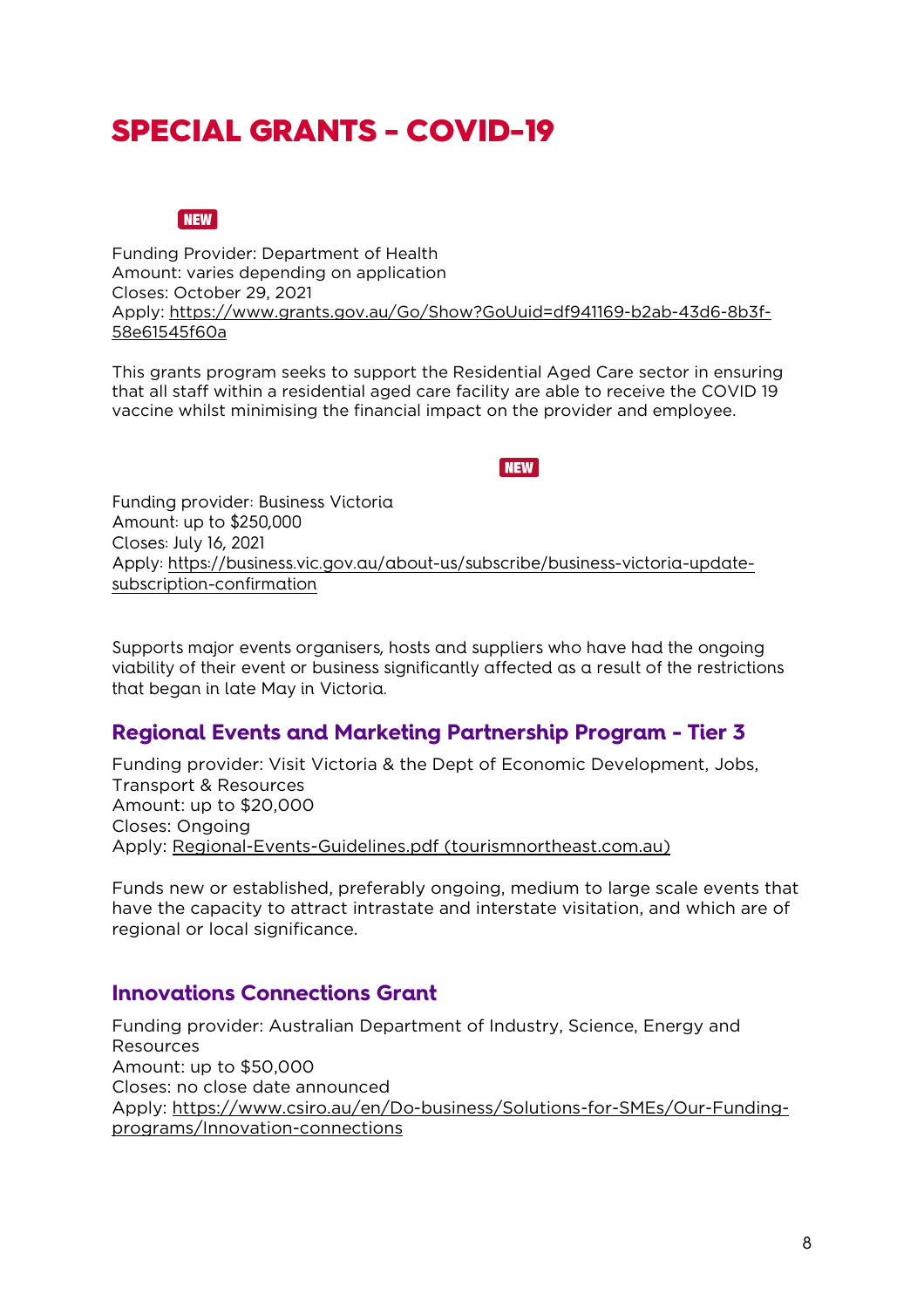# SPECIAL GRANTS - COVID-19

NEW

Funding Provider: Department of Health
Amount: varies depending on application
Closes: October 29, 2021
Apply: https://www.grants.gov.au/Go/Show?GoUuid=df941169-b2ab-43d6-8b3f-58e61545f60a

This grants program seeks to support the Residential Aged Care sector in ensuring that all staff within a residential aged care facility are able to receive the COVID 19 vaccine whilst minimising the financial impact on the provider and employee.

NEW

Funding provider: Business Victoria
Amount: up to $250,000
Closes: July 16, 2021
Apply: https://business.vic.gov.au/about-us/subscribe/business-victoria-update-subscription-confirmation

Supports major events organisers, hosts and suppliers who have had the ongoing viability of their event or business significantly affected as a result of the restrictions that began in late May in Victoria.

## Regional Events and Marketing Partnership Program - Tier 3

Funding provider: Visit Victoria & the Dept of Economic Development, Jobs, Transport & Resources
Amount: up to $20,000
Closes: Ongoing
Apply: Regional-Events-Guidelines.pdf (tourismnortheast.com.au)

Funds new or established, preferably ongoing, medium to large scale events that have the capacity to attract intrastate and interstate visitation, and which are of regional or local significance.

## Innovations Connections Grant

Funding provider: Australian Department of Industry, Science, Energy and Resources
Amount: up to $50,000
Closes: no close date announced
Apply: https://www.csiro.au/en/Do-business/Solutions-for-SMEs/Our-Funding-programs/Innovation-connections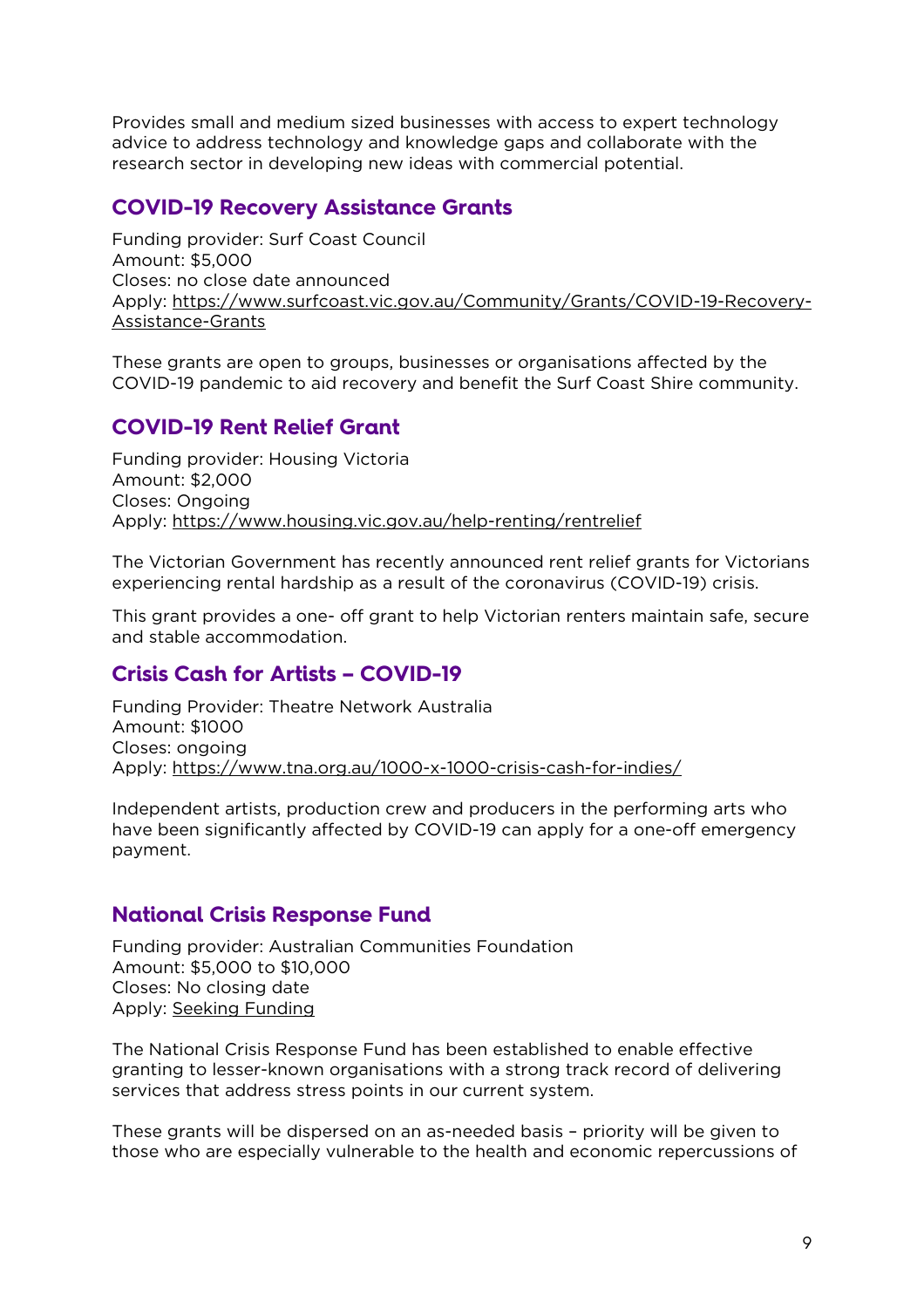Provides small and medium sized businesses with access to expert technology advice to address technology and knowledge gaps and collaborate with the research sector in developing new ideas with commercial potential.

## COVID-19 Recovery Assistance Grants

Funding provider: Surf Coast Council
Amount: $5,000
Closes: no close date announced
Apply: https://www.surfcoast.vic.gov.au/Community/Grants/COVID-19-Recovery-Assistance-Grants

These grants are open to groups, businesses or organisations affected by the COVID-19 pandemic to aid recovery and benefit the Surf Coast Shire community.

## COVID-19 Rent Relief Grant

Funding provider: Housing Victoria
Amount: $2,000
Closes: Ongoing
Apply: https://www.housing.vic.gov.au/help-renting/rentrelief

The Victorian Government has recently announced rent relief grants for Victorians experiencing rental hardship as a result of the coronavirus (COVID-19) crisis.

This grant provides a one- off grant to help Victorian renters maintain safe, secure and stable accommodation.

## Crisis Cash for Artists – COVID-19

Funding Provider: Theatre Network Australia
Amount: $1000
Closes: ongoing
Apply: https://www.tna.org.au/1000-x-1000-crisis-cash-for-indies/

Independent artists, production crew and producers in the performing arts who have been significantly affected by COVID-19 can apply for a one-off emergency payment.

## National Crisis Response Fund

Funding provider: Australian Communities Foundation
Amount: $5,000 to $10,000
Closes: No closing date
Apply: Seeking Funding

The National Crisis Response Fund has been established to enable effective granting to lesser-known organisations with a strong track record of delivering services that address stress points in our current system.

These grants will be dispersed on an as-needed basis – priority will be given to those who are especially vulnerable to the health and economic repercussions of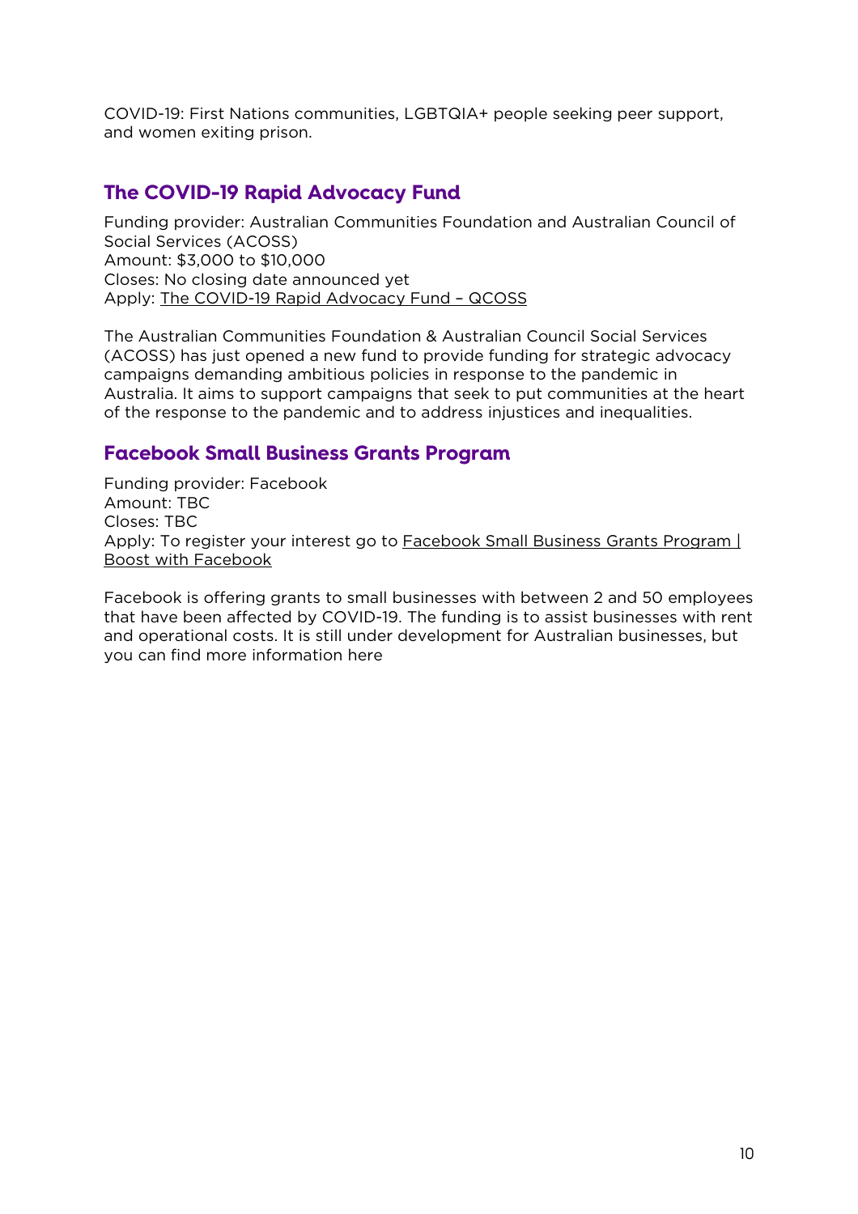COVID-19: First Nations communities, LGBTQIA+ people seeking peer support, and women exiting prison.

## The COVID-19 Rapid Advocacy Fund

Funding provider: Australian Communities Foundation and Australian Council of Social Services (ACOSS)
Amount: $3,000 to $10,000
Closes: No closing date announced yet
Apply: The COVID-19 Rapid Advocacy Fund – QCOSS

The Australian Communities Foundation & Australian Council Social Services (ACOSS) has just opened a new fund to provide funding for strategic advocacy campaigns demanding ambitious policies in response to the pandemic in Australia. It aims to support campaigns that seek to put communities at the heart of the response to the pandemic and to address injustices and inequalities.

## Facebook Small Business Grants Program

Funding provider: Facebook
Amount: TBC
Closes: TBC
Apply: To register your interest go to Facebook Small Business Grants Program | Boost with Facebook

Facebook is offering grants to small businesses with between 2 and 50 employees that have been affected by COVID-19. The funding is to assist businesses with rent and operational costs. It is still under development for Australian businesses, but you can find more information here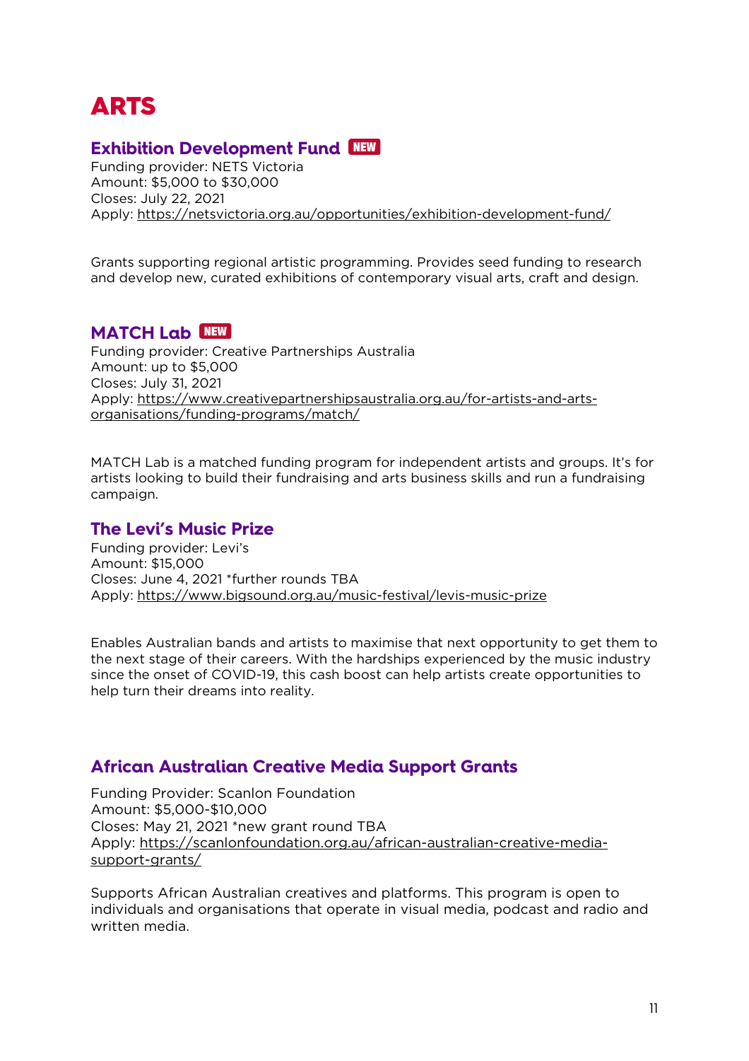# ARTS

## Exhibition Development Fund NEW

Funding provider: NETS Victoria
Amount: $5,000 to $30,000
Closes: July 22, 2021
Apply: https://netsvictoria.org.au/opportunities/exhibition-development-fund/

Grants supporting regional artistic programming. Provides seed funding to research and develop new, curated exhibitions of contemporary visual arts, craft and design.

## MATCH Lab NEW

Funding provider: Creative Partnerships Australia
Amount: up to $5,000
Closes: July 31, 2021
Apply: https://www.creativepartnershipsaustralia.org.au/for-artists-and-arts-organisations/funding-programs/match/

MATCH Lab is a matched funding program for independent artists and groups. It's for artists looking to build their fundraising and arts business skills and run a fundraising campaign.

## The Levi's Music Prize

Funding provider: Levi's
Amount: $15,000
Closes: June 4, 2021 *further rounds TBA
Apply: https://www.bigsound.org.au/music-festival/levis-music-prize

Enables Australian bands and artists to maximise that next opportunity to get them to the next stage of their careers. With the hardships experienced by the music industry since the onset of COVID-19, this cash boost can help artists create opportunities to help turn their dreams into reality.

## African Australian Creative Media Support Grants

Funding Provider: Scanlon Foundation
Amount: $5,000-$10,000
Closes: May 21, 2021 *new grant round TBA
Apply: https://scanlonfoundation.org.au/african-australian-creative-media-support-grants/

Supports African Australian creatives and platforms. This program is open to individuals and organisations that operate in visual media, podcast and radio and written media.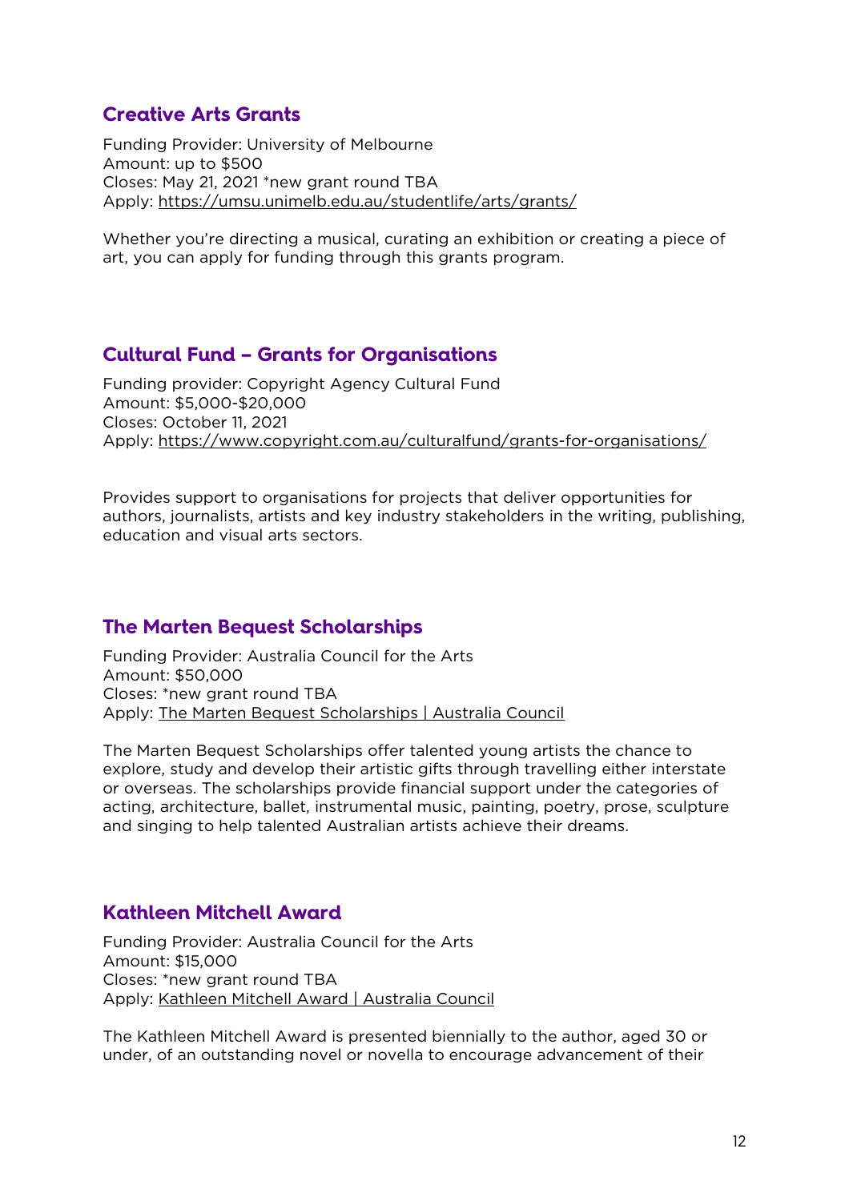## Creative Arts Grants

Funding Provider: University of Melbourne
Amount: up to $500
Closes: May 21, 2021 *new grant round TBA
Apply: https://umsu.unimelb.edu.au/studentlife/arts/grants/

Whether you're directing a musical, curating an exhibition or creating a piece of art, you can apply for funding through this grants program.

## Cultural Fund – Grants for Organisations

Funding provider: Copyright Agency Cultural Fund
Amount: $5,000-$20,000
Closes: October 11, 2021
Apply: https://www.copyright.com.au/culturalfund/grants-for-organisations/

Provides support to organisations for projects that deliver opportunities for authors, journalists, artists and key industry stakeholders in the writing, publishing, education and visual arts sectors.

## The Marten Bequest Scholarships

Funding Provider: Australia Council for the Arts
Amount: $50,000
Closes: *new grant round TBA
Apply: The Marten Bequest Scholarships | Australia Council

The Marten Bequest Scholarships offer talented young artists the chance to explore, study and develop their artistic gifts through travelling either interstate or overseas. The scholarships provide financial support under the categories of acting, architecture, ballet, instrumental music, painting, poetry, prose, sculpture and singing to help talented Australian artists achieve their dreams.

## Kathleen Mitchell Award

Funding Provider: Australia Council for the Arts
Amount: $15,000
Closes: *new grant round TBA
Apply: Kathleen Mitchell Award | Australia Council

The Kathleen Mitchell Award is presented biennially to the author, aged 30 or under, of an outstanding novel or novella to encourage advancement of their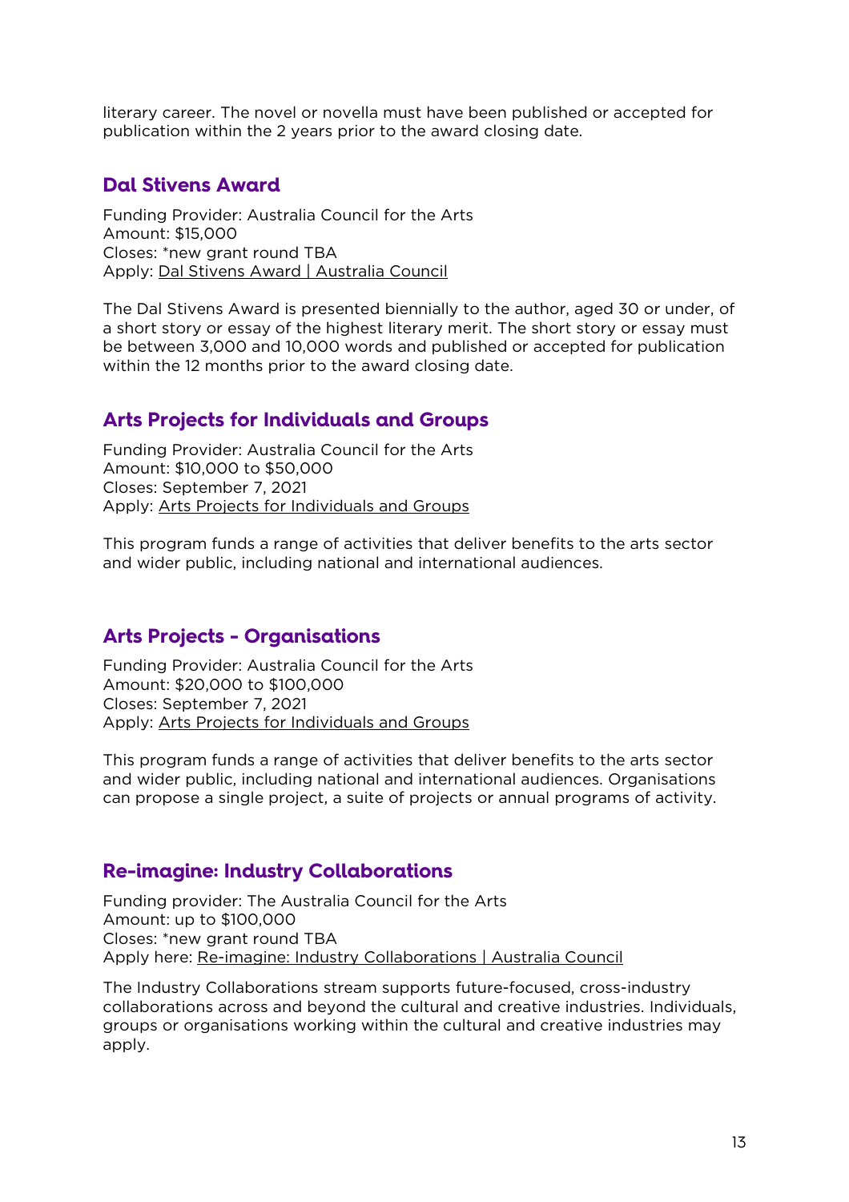literary career. The novel or novella must have been published or accepted for publication within the 2 years prior to the award closing date.

## Dal Stivens Award

Funding Provider: Australia Council for the Arts
Amount: $15,000
Closes: *new grant round TBA
Apply: Dal Stivens Award | Australia Council

The Dal Stivens Award is presented biennially to the author, aged 30 or under, of a short story or essay of the highest literary merit. The short story or essay must be between 3,000 and 10,000 words and published or accepted for publication within the 12 months prior to the award closing date.

## Arts Projects for Individuals and Groups

Funding Provider: Australia Council for the Arts
Amount: $10,000 to $50,000
Closes: September 7, 2021
Apply: Arts Projects for Individuals and Groups

This program funds a range of activities that deliver benefits to the arts sector and wider public, including national and international audiences.

## Arts Projects - Organisations

Funding Provider: Australia Council for the Arts
Amount: $20,000 to $100,000
Closes: September 7, 2021
Apply: Arts Projects for Individuals and Groups

This program funds a range of activities that deliver benefits to the arts sector and wider public, including national and international audiences. Organisations can propose a single project, a suite of projects or annual programs of activity.

## Re-imagine: Industry Collaborations

Funding provider: The Australia Council for the Arts
Amount: up to $100,000
Closes: *new grant round TBA
Apply here: Re-imagine: Industry Collaborations | Australia Council

The Industry Collaborations stream supports future-focused, cross-industry collaborations across and beyond the cultural and creative industries. Individuals, groups or organisations working within the cultural and creative industries may apply.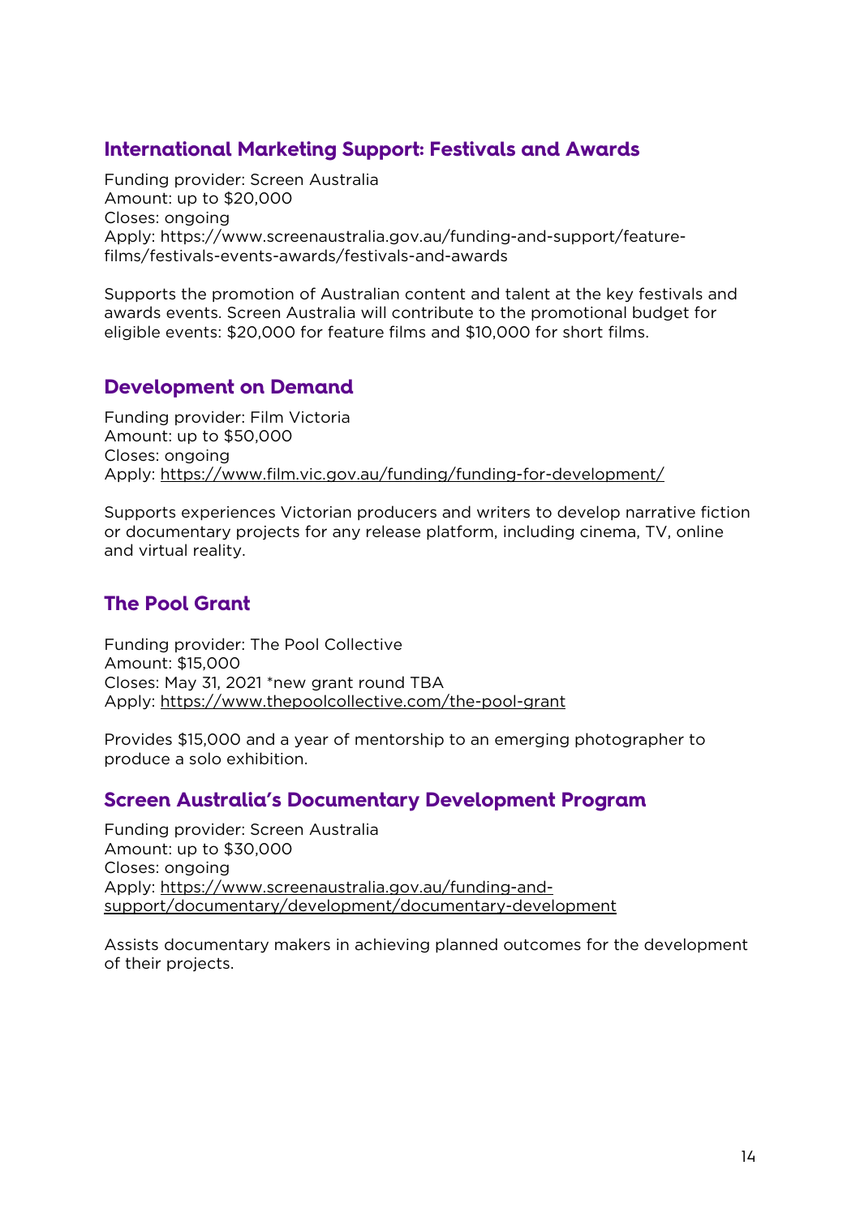## International Marketing Support: Festivals and Awards

Funding provider: Screen Australia
Amount: up to $20,000
Closes: ongoing
Apply: https://www.screenaustralia.gov.au/funding-and-support/feature-films/festivals-events-awards/festivals-and-awards

Supports the promotion of Australian content and talent at the key festivals and awards events. Screen Australia will contribute to the promotional budget for eligible events: $20,000 for feature films and $10,000 for short films.

## Development on Demand

Funding provider: Film Victoria
Amount: up to $50,000
Closes: ongoing
Apply: https://www.film.vic.gov.au/funding/funding-for-development/

Supports experiences Victorian producers and writers to develop narrative fiction or documentary projects for any release platform, including cinema, TV, online and virtual reality.

## The Pool Grant

Funding provider: The Pool Collective
Amount: $15,000
Closes: May 31, 2021 *new grant round TBA
Apply: https://www.thepoolcollective.com/the-pool-grant

Provides $15,000 and a year of mentorship to an emerging photographer to produce a solo exhibition.

## Screen Australia's Documentary Development Program

Funding provider: Screen Australia
Amount: up to $30,000
Closes: ongoing
Apply: https://www.screenaustralia.gov.au/funding-and-support/documentary/development/documentary-development

Assists documentary makers in achieving planned outcomes for the development of their projects.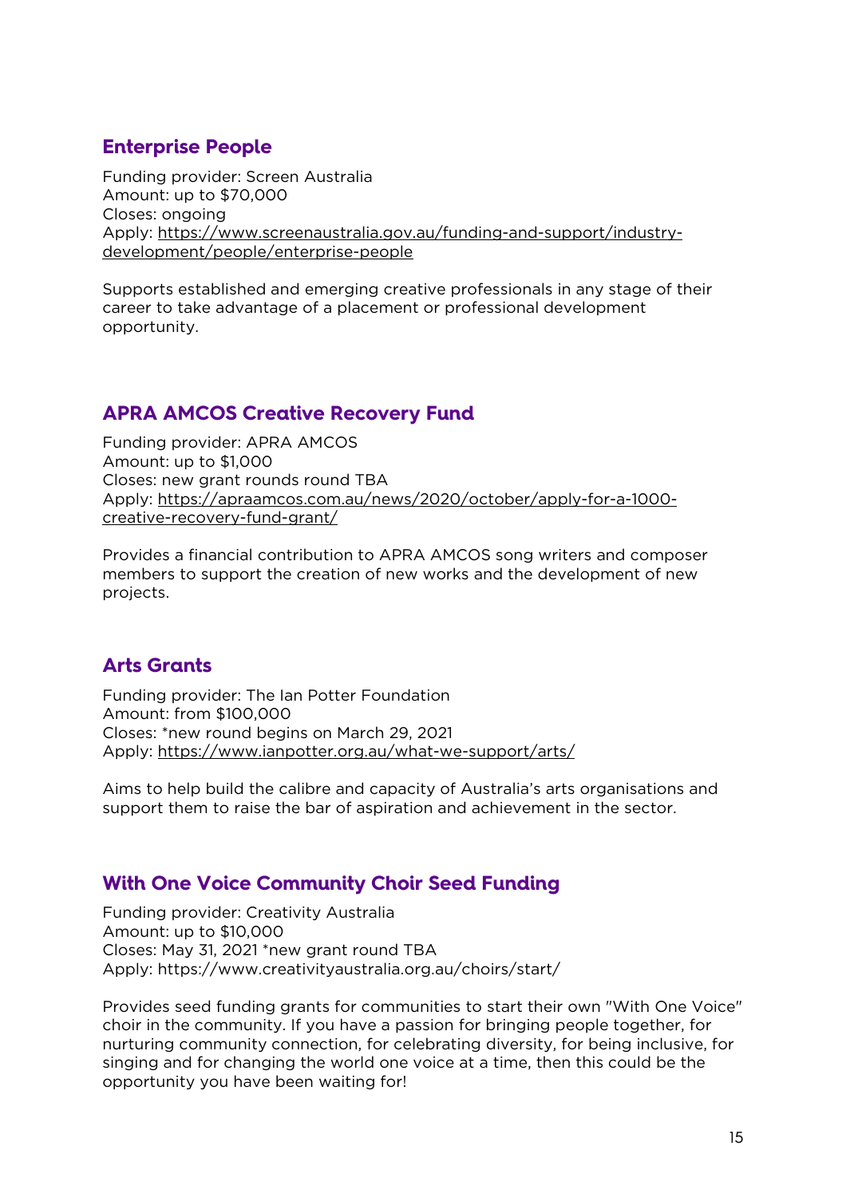## Enterprise People

Funding provider: Screen Australia
Amount: up to $70,000
Closes: ongoing
Apply: https://www.screenaustralia.gov.au/funding-and-support/industry-development/people/enterprise-people

Supports established and emerging creative professionals in any stage of their career to take advantage of a placement or professional development opportunity.

## APRA AMCOS Creative Recovery Fund

Funding provider: APRA AMCOS
Amount: up to $1,000
Closes: new grant rounds round TBA
Apply: https://apraamcos.com.au/news/2020/october/apply-for-a-1000-creative-recovery-fund-grant/

Provides a financial contribution to APRA AMCOS song writers and composer members to support the creation of new works and the development of new projects.

## Arts Grants

Funding provider: The Ian Potter Foundation
Amount: from $100,000
Closes: *new round begins on March 29, 2021
Apply: https://www.ianpotter.org.au/what-we-support/arts/

Aims to help build the calibre and capacity of Australia's arts organisations and support them to raise the bar of aspiration and achievement in the sector.

## With One Voice Community Choir Seed Funding

Funding provider: Creativity Australia
Amount: up to $10,000
Closes: May 31, 2021 *new grant round TBA
Apply: https://www.creativityaustralia.org.au/choirs/start/

Provides seed funding grants for communities to start their own "With One Voice" choir in the community. If you have a passion for bringing people together, for nurturing community connection, for celebrating diversity, for being inclusive, for singing and for changing the world one voice at a time, then this could be the opportunity you have been waiting for!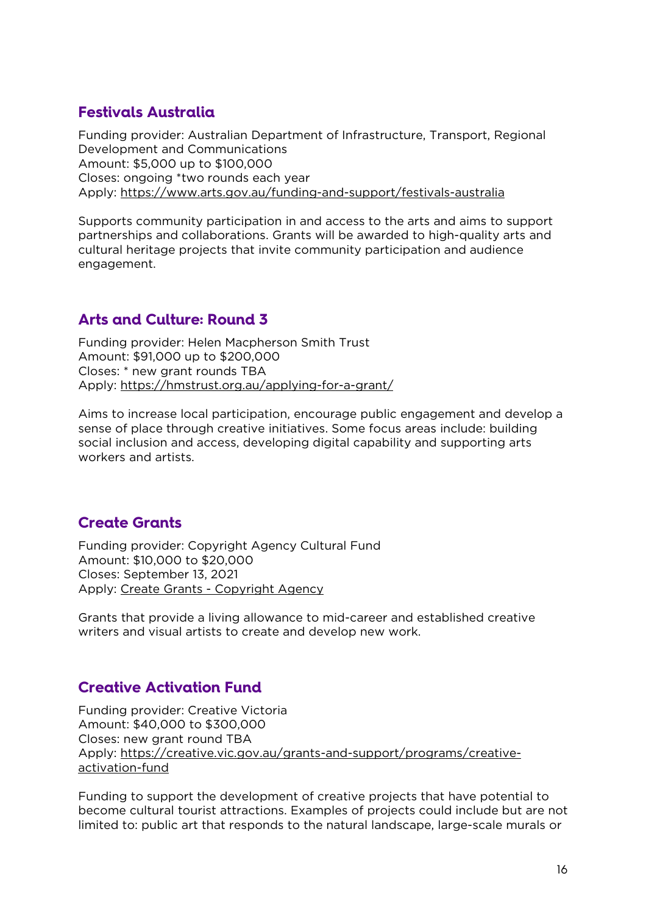## Festivals Australia

Funding provider: Australian Department of Infrastructure, Transport, Regional Development and Communications
Amount: $5,000 up to $100,000
Closes: ongoing *two rounds each year
Apply: https://www.arts.gov.au/funding-and-support/festivals-australia

Supports community participation in and access to the arts and aims to support partnerships and collaborations. Grants will be awarded to high-quality arts and cultural heritage projects that invite community participation and audience engagement.

## Arts and Culture: Round 3

Funding provider: Helen Macpherson Smith Trust
Amount: $91,000 up to $200,000
Closes: * new grant rounds TBA
Apply: https://hmstrust.org.au/applying-for-a-grant/

Aims to increase local participation, encourage public engagement and develop a sense of place through creative initiatives. Some focus areas include: building social inclusion and access, developing digital capability and supporting arts workers and artists.

## Create Grants

Funding provider: Copyright Agency Cultural Fund
Amount: $10,000 to $20,000
Closes: September 13, 2021
Apply: Create Grants - Copyright Agency

Grants that provide a living allowance to mid-career and established creative writers and visual artists to create and develop new work.

## Creative Activation Fund

Funding provider: Creative Victoria
Amount: $40,000 to $300,000
Closes: new grant round TBA
Apply: https://creative.vic.gov.au/grants-and-support/programs/creative-activation-fund

Funding to support the development of creative projects that have potential to become cultural tourist attractions. Examples of projects could include but are not limited to: public art that responds to the natural landscape, large-scale murals or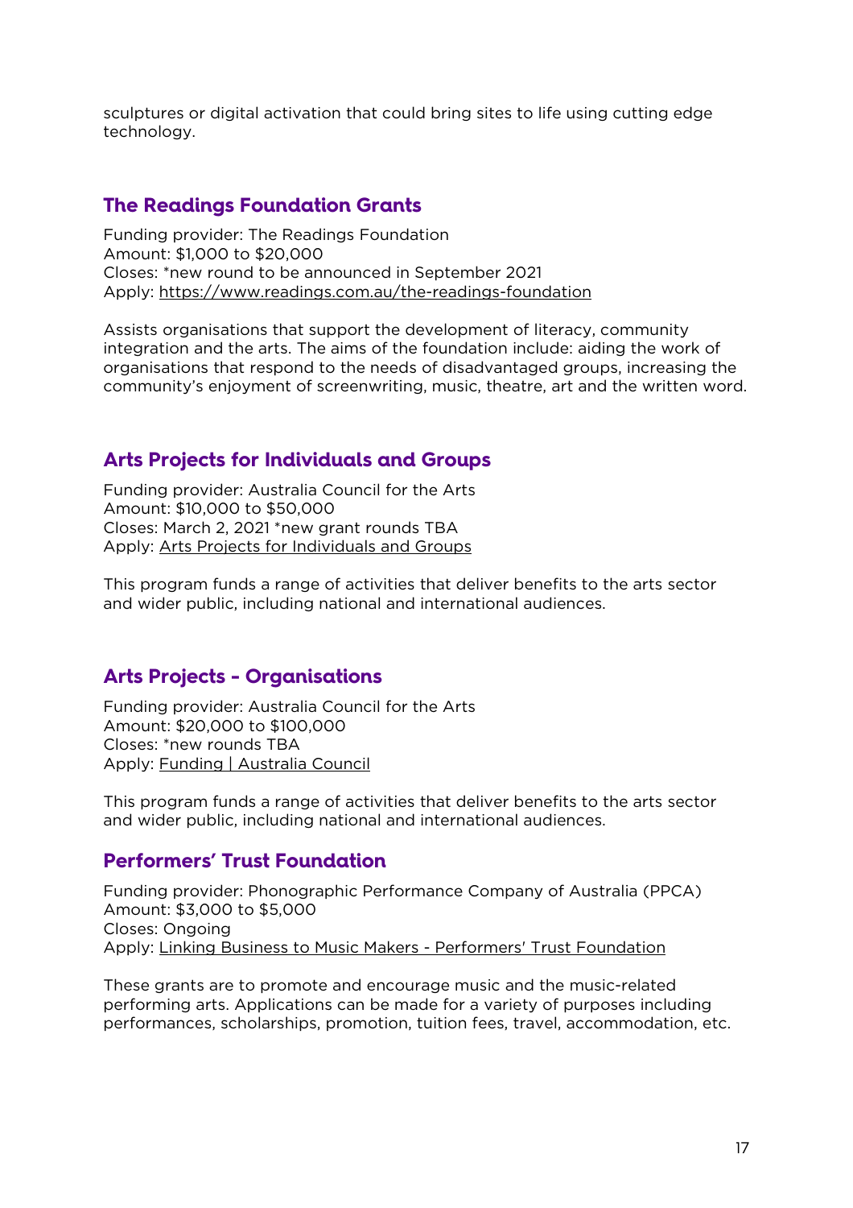sculptures or digital activation that could bring sites to life using cutting edge technology.

## The Readings Foundation Grants

Funding provider: The Readings Foundation
Amount: $1,000 to $20,000
Closes: *new round to be announced in September 2021
Apply: https://www.readings.com.au/the-readings-foundation

Assists organisations that support the development of literacy, community integration and the arts. The aims of the foundation include: aiding the work of organisations that respond to the needs of disadvantaged groups, increasing the community's enjoyment of screenwriting, music, theatre, art and the written word.

## Arts Projects for Individuals and Groups

Funding provider: Australia Council for the Arts
Amount: $10,000 to $50,000
Closes: March 2, 2021 *new grant rounds TBA
Apply: Arts Projects for Individuals and Groups

This program funds a range of activities that deliver benefits to the arts sector and wider public, including national and international audiences.

## Arts Projects - Organisations

Funding provider: Australia Council for the Arts
Amount: $20,000 to $100,000
Closes: *new rounds TBA
Apply: Funding | Australia Council

This program funds a range of activities that deliver benefits to the arts sector and wider public, including national and international audiences.

## Performers' Trust Foundation

Funding provider: Phonographic Performance Company of Australia (PPCA)
Amount: $3,000 to $5,000
Closes: Ongoing
Apply: Linking Business to Music Makers - Performers' Trust Foundation

These grants are to promote and encourage music and the music-related performing arts. Applications can be made for a variety of purposes including performances, scholarships, promotion, tuition fees, travel, accommodation, etc.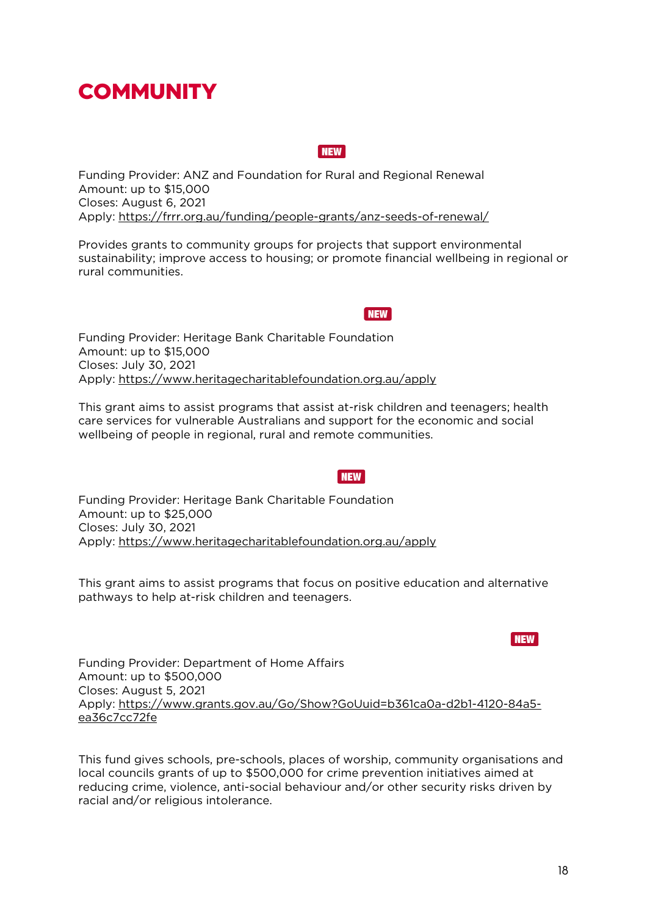# COMMUNITY

**NEW**

Funding Provider: ANZ and Foundation for Rural and Regional Renewal
Amount: up to $15,000
Closes: August 6, 2021
Apply: https://frrr.org.au/funding/people-grants/anz-seeds-of-renewal/

Provides grants to community groups for projects that support environmental sustainability; improve access to housing; or promote financial wellbeing in regional or rural communities.

**NEW**

Funding Provider: Heritage Bank Charitable Foundation
Amount: up to $15,000
Closes: July 30, 2021
Apply: https://www.heritagecharitablefoundation.org.au/apply

This grant aims to assist programs that assist at-risk children and teenagers; health care services for vulnerable Australians and support for the economic and social wellbeing of people in regional, rural and remote communities.

**NEW**

Funding Provider: Heritage Bank Charitable Foundation
Amount: up to $25,000
Closes: July 30, 2021
Apply: https://www.heritagecharitablefoundation.org.au/apply

This grant aims to assist programs that focus on positive education and alternative pathways to help at-risk children and teenagers.

**NEW**

Funding Provider: Department of Home Affairs
Amount: up to $500,000
Closes: August 5, 2021
Apply: https://www.grants.gov.au/Go/Show?GoUuid=b361ca0a-d2b1-4120-84a5-ea36c7cc72fe

This fund gives schools, pre-schools, places of worship, community organisations and local councils grants of up to $500,000 for crime prevention initiatives aimed at reducing crime, violence, anti-social behaviour and/or other security risks driven by racial and/or religious intolerance.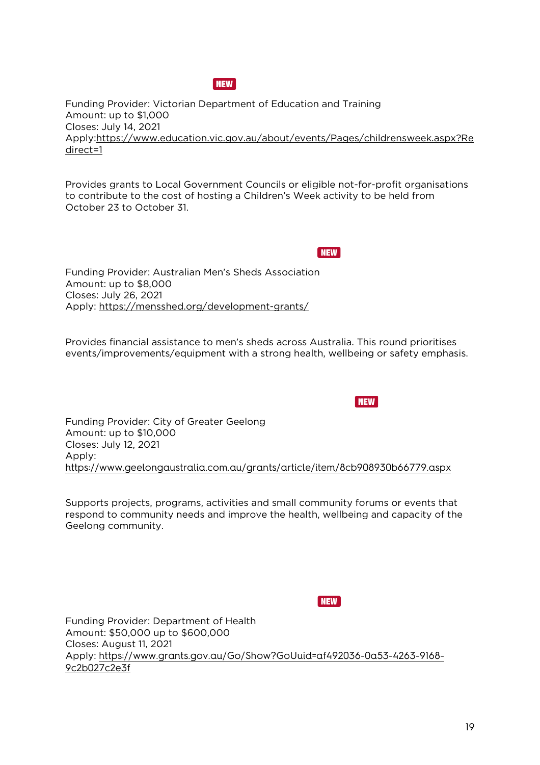**NEW**

Funding Provider: Victorian Department of Education and Training
Amount: up to $1,000
Closes: July 14, 2021
Apply:https://www.education.vic.gov.au/about/events/Pages/childrensweek.aspx?Redirect=1

Provides grants to Local Government Councils or eligible not-for-profit organisations to contribute to the cost of hosting a Children's Week activity to be held from October 23 to October 31.

**NEW**

Funding Provider: Australian Men's Sheds Association
Amount: up to $8,000
Closes: July 26, 2021
Apply: https://mensshed.org/development-grants/

Provides financial assistance to men's sheds across Australia. This round prioritises events/improvements/equipment with a strong health, wellbeing or safety emphasis.

**NEW**

Funding Provider: City of Greater Geelong
Amount: up to $10,000
Closes: July 12, 2021
Apply:
https://www.geelongaustralia.com.au/grants/article/item/8cb908930b66779.aspx

Supports projects, programs, activities and small community forums or events that respond to community needs and improve the health, wellbeing and capacity of the Geelong community.

**NEW**

Funding Provider: Department of Health
Amount: $50,000 up to $600,000
Closes: August 11, 2021
Apply: https://www.grants.gov.au/Go/Show?GoUuid=af492036-0a53-4263-9168-9c2b027c2e3f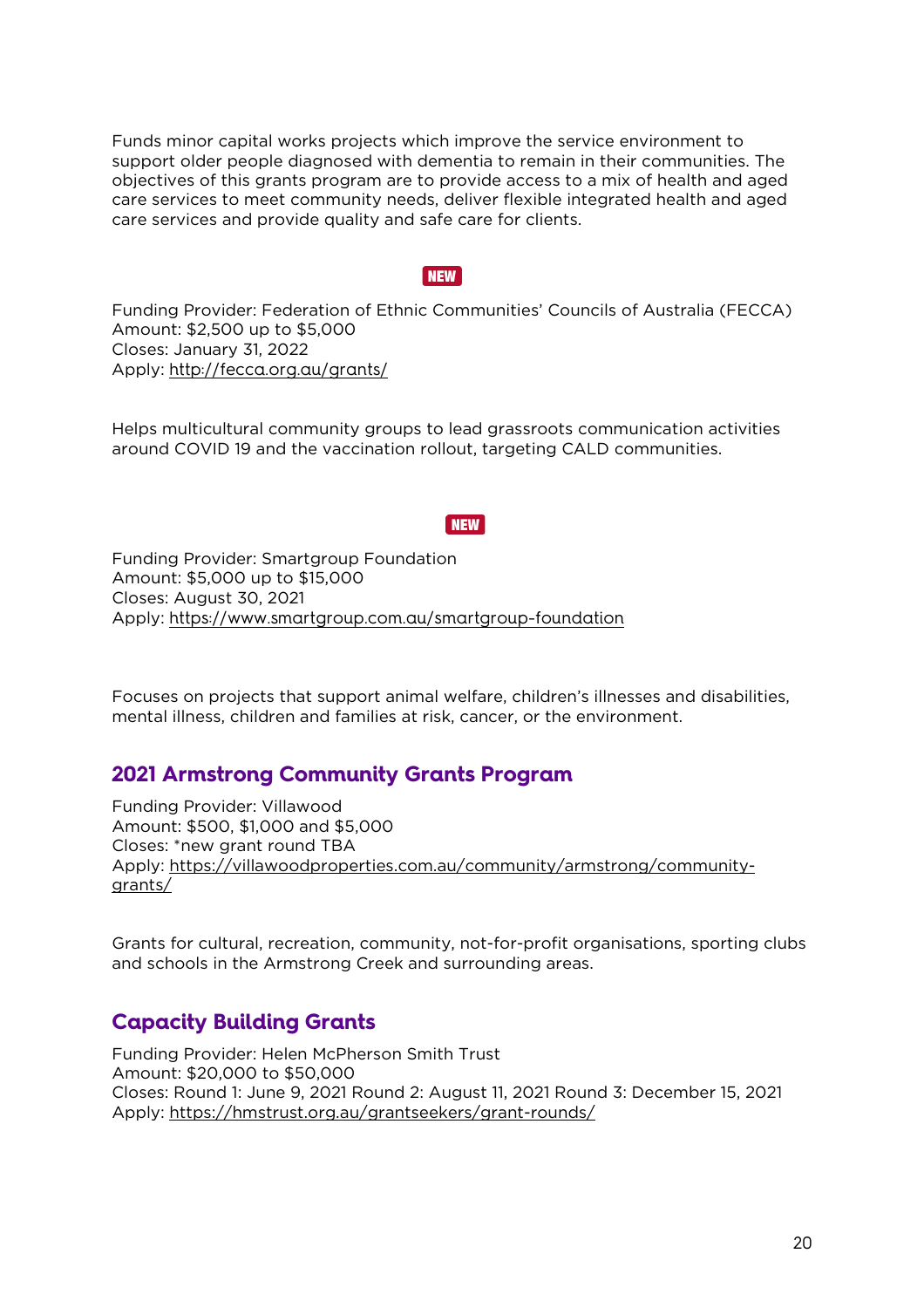Funds minor capital works projects which improve the service environment to support older people diagnosed with dementia to remain in their communities. The objectives of this grants program are to provide access to a mix of health and aged care services to meet community needs, deliver flexible integrated health and aged care services and provide quality and safe care for clients.

NEW

Funding Provider: Federation of Ethnic Communities' Councils of Australia (FECCA)
Amount: $2,500 up to $5,000
Closes: January 31, 2022
Apply: http://fecca.org.au/grants/

Helps multicultural community groups to lead grassroots communication activities around COVID 19 and the vaccination rollout, targeting CALD communities.

NEW

Funding Provider: Smartgroup Foundation
Amount: $5,000 up to $15,000
Closes: August 30, 2021
Apply: https://www.smartgroup.com.au/smartgroup-foundation

Focuses on projects that support animal welfare, children's illnesses and disabilities, mental illness, children and families at risk, cancer, or the environment.

## 2021 Armstrong Community Grants Program

Funding Provider: Villawood
Amount: $500, $1,000 and $5,000
Closes: *new grant round TBA
Apply: https://villawoodproperties.com.au/community/armstrong/community-grants/

Grants for cultural, recreation, community, not-for-profit organisations, sporting clubs and schools in the Armstrong Creek and surrounding areas.

## Capacity Building Grants

Funding Provider: Helen McPherson Smith Trust
Amount: $20,000 to $50,000
Closes: Round 1: June 9, 2021 Round 2: August 11, 2021 Round 3: December 15, 2021
Apply: https://hmstrust.org.au/grantseekers/grant-rounds/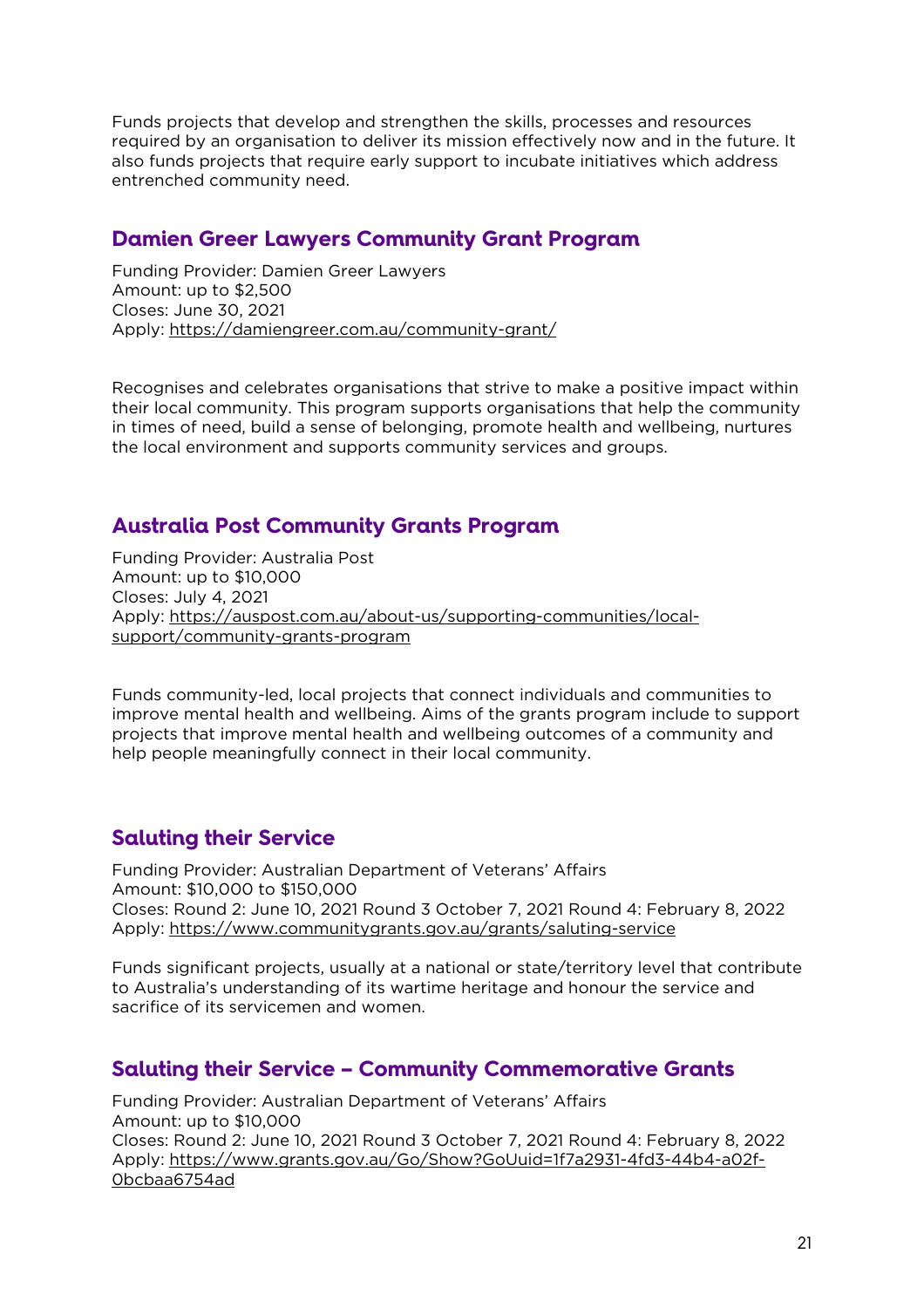Funds projects that develop and strengthen the skills, processes and resources required by an organisation to deliver its mission effectively now and in the future. It also funds projects that require early support to incubate initiatives which address entrenched community need.

## Damien Greer Lawyers Community Grant Program

Funding Provider: Damien Greer Lawyers
Amount: up to $2,500
Closes: June 30, 2021
Apply: https://damiengreer.com.au/community-grant/

Recognises and celebrates organisations that strive to make a positive impact within their local community. This program supports organisations that help the community in times of need, build a sense of belonging, promote health and wellbeing, nurtures the local environment and supports community services and groups.

## Australia Post Community Grants Program

Funding Provider: Australia Post
Amount: up to $10,000
Closes: July 4, 2021
Apply: https://auspost.com.au/about-us/supporting-communities/local-support/community-grants-program

Funds community-led, local projects that connect individuals and communities to improve mental health and wellbeing. Aims of the grants program include to support projects that improve mental health and wellbeing outcomes of a community and help people meaningfully connect in their local community.

## Saluting their Service

Funding Provider: Australian Department of Veterans' Affairs
Amount: $10,000 to $150,000
Closes: Round 2: June 10, 2021 Round 3 October 7, 2021 Round 4: February 8, 2022
Apply: https://www.communitygrants.gov.au/grants/saluting-service

Funds significant projects, usually at a national or state/territory level that contribute to Australia's understanding of its wartime heritage and honour the service and sacrifice of its servicemen and women.

## Saluting their Service – Community Commemorative Grants

Funding Provider: Australian Department of Veterans' Affairs
Amount: up to $10,000
Closes: Round 2: June 10, 2021 Round 3 October 7, 2021 Round 4: February 8, 2022
Apply: https://www.grants.gov.au/Go/Show?GoUuid=1f7a2931-4fd3-44b4-a02f-0bcbaa6754ad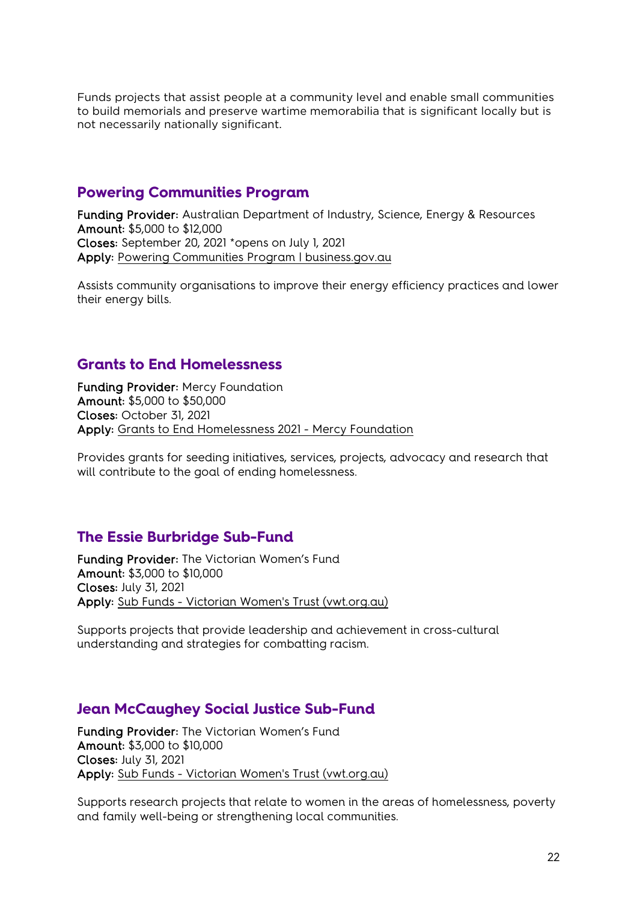Funds projects that assist people at a community level and enable small communities to build memorials and preserve wartime memorabilia that is significant locally but is not necessarily nationally significant.

## Powering Communities Program

**Funding Provider:** Australian Department of Industry, Science, Energy & Resources
**Amount:** $5,000 to $12,000
**Closes:** September 20, 2021 *opens on July 1, 2021
**Apply:** Powering Communities Program | business.gov.au

Assists community organisations to improve their energy efficiency practices and lower their energy bills.

## Grants to End Homelessness

**Funding Provider:** Mercy Foundation
**Amount:** $5,000 to $50,000
**Closes:** October 31, 2021
**Apply:** Grants to End Homelessness 2021 - Mercy Foundation

Provides grants for seeding initiatives, services, projects, advocacy and research that will contribute to the goal of ending homelessness.

## The Essie Burbridge Sub-Fund

**Funding Provider:** The Victorian Women's Fund
**Amount:** $3,000 to $10,000
**Closes:** July 31, 2021
**Apply:** Sub Funds - Victorian Women's Trust (vwt.org.au)

Supports projects that provide leadership and achievement in cross-cultural understanding and strategies for combatting racism.

## Jean McCaughey Social Justice Sub-Fund

**Funding Provider:** The Victorian Women's Fund
**Amount:** $3,000 to $10,000
**Closes:** July 31, 2021
**Apply:** Sub Funds - Victorian Women's Trust (vwt.org.au)

Supports research projects that relate to women in the areas of homelessness, poverty and family well-being or strengthening local communities.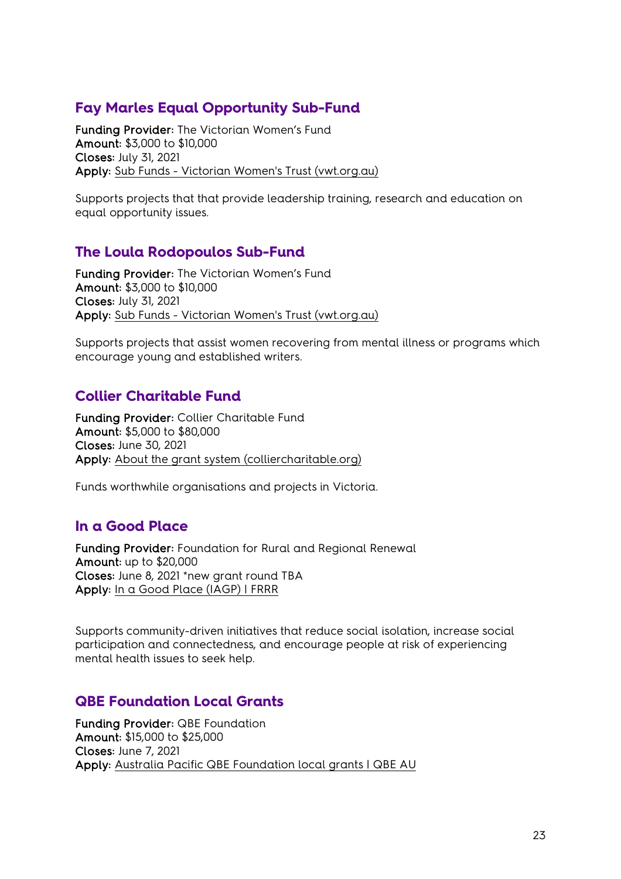## Fay Marles Equal Opportunity Sub-Fund

**Funding Provider:** The Victorian Women's Fund
**Amount:** $3,000 to $10,000
**Closes:** July 31, 2021
**Apply:** Sub Funds - Victorian Women's Trust (vwt.org.au)

Supports projects that that provide leadership training, research and education on equal opportunity issues.

## The Loula Rodopoulos Sub-Fund

**Funding Provider:** The Victorian Women's Fund
**Amount:** $3,000 to $10,000
**Closes:** July 31, 2021
**Apply:** Sub Funds - Victorian Women's Trust (vwt.org.au)

Supports projects that assist women recovering from mental illness or programs which encourage young and established writers.

## Collier Charitable Fund

**Funding Provider:** Collier Charitable Fund
**Amount:** $5,000 to $80,000
**Closes:** June 30, 2021
**Apply:** About the grant system (colliercharitable.org)

Funds worthwhile organisations and projects in Victoria.

## In a Good Place

**Funding Provider:** Foundation for Rural and Regional Renewal
**Amount:** up to $20,000
**Closes:** June 8, 2021 *new grant round TBA
**Apply:** In a Good Place (IAGP) I FRRR

Supports community-driven initiatives that reduce social isolation, increase social participation and connectedness, and encourage people at risk of experiencing mental health issues to seek help.

## QBE Foundation Local Grants

**Funding Provider:** QBE Foundation
**Amount:** $15,000 to $25,000
**Closes:** June 7, 2021
**Apply:** Australia Pacific QBE Foundation local grants I QBE AU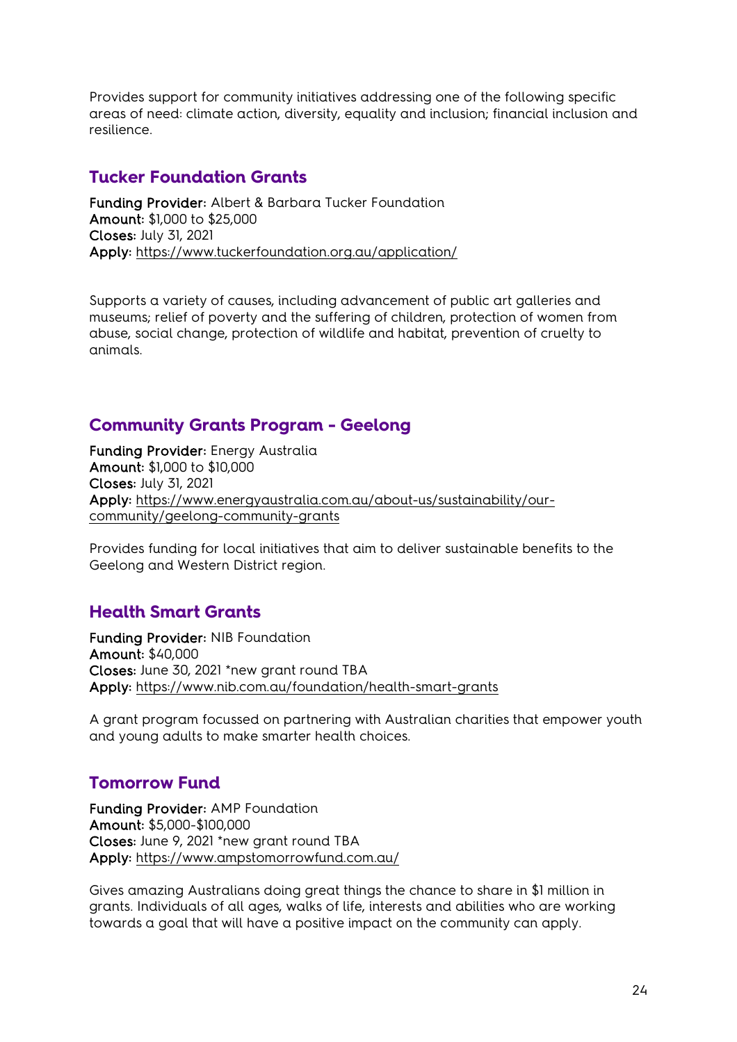Provides support for community initiatives addressing one of the following specific areas of need: climate action, diversity, equality and inclusion; financial inclusion and resilience.

## Tucker Foundation Grants

**Funding Provider:** Albert & Barbara Tucker Foundation
**Amount:** $1,000 to $25,000
**Closes:** July 31, 2021
**Apply:** https://www.tuckerfoundation.org.au/application/

Supports a variety of causes, including advancement of public art galleries and museums; relief of poverty and the suffering of children, protection of women from abuse, social change, protection of wildlife and habitat, prevention of cruelty to animals.

## Community Grants Program - Geelong

**Funding Provider:** Energy Australia
**Amount:** $1,000 to $10,000
**Closes:** July 31, 2021
**Apply:** https://www.energyaustralia.com.au/about-us/sustainability/our-community/geelong-community-grants

Provides funding for local initiatives that aim to deliver sustainable benefits to the Geelong and Western District region.

## Health Smart Grants

**Funding Provider:** NIB Foundation
**Amount:** $40,000
**Closes:** June 30, 2021 *new grant round TBA
**Apply:** https://www.nib.com.au/foundation/health-smart-grants

A grant program focussed on partnering with Australian charities that empower youth and young adults to make smarter health choices.

## Tomorrow Fund

**Funding Provider:** AMP Foundation
**Amount:** $5,000-$100,000
**Closes:** June 9, 2021 *new grant round TBA
**Apply:** https://www.ampstomorrowfund.com.au/

Gives amazing Australians doing great things the chance to share in $1 million in grants. Individuals of all ages, walks of life, interests and abilities who are working towards a goal that will have a positive impact on the community can apply.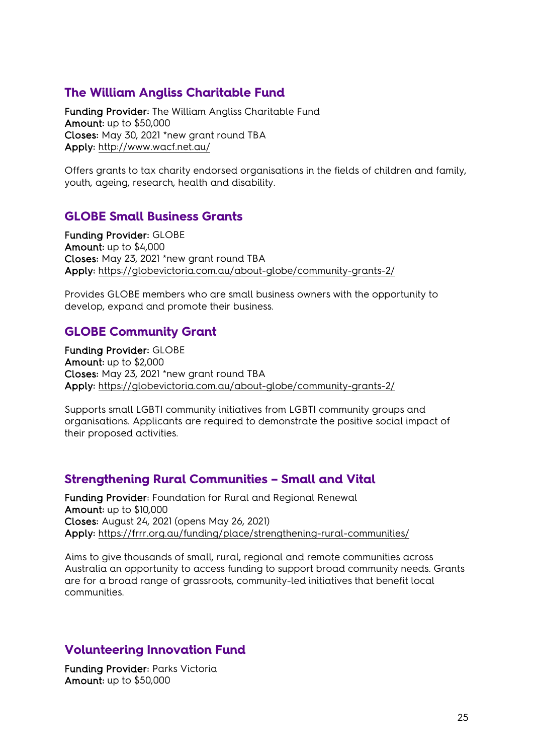## The William Angliss Charitable Fund

**Funding Provider:** The William Angliss Charitable Fund
**Amount:** up to $50,000
**Closes:** May 30, 2021 *new grant round TBA
**Apply:** http://www.wacf.net.au/

Offers grants to tax charity endorsed organisations in the fields of children and family, youth, ageing, research, health and disability.

## GLOBE Small Business Grants

**Funding Provider:** GLOBE
**Amount:** up to $4,000
**Closes:** May 23, 2021 *new grant round TBA
**Apply:** https://globevictoria.com.au/about-globe/community-grants-2/

Provides GLOBE members who are small business owners with the opportunity to develop, expand and promote their business.

## GLOBE Community Grant

**Funding Provider:** GLOBE
**Amount:** up to $2,000
**Closes:** May 23, 2021 *new grant round TBA
**Apply:** https://globevictoria.com.au/about-globe/community-grants-2/

Supports small LGBTI community initiatives from LGBTI community groups and organisations. Applicants are required to demonstrate the positive social impact of their proposed activities.

## Strengthening Rural Communities – Small and Vital

**Funding Provider:** Foundation for Rural and Regional Renewal
**Amount:** up to $10,000
**Closes:** August 24, 2021 (opens May 26, 2021)
**Apply:** https://frrr.org.au/funding/place/strengthening-rural-communities/

Aims to give thousands of small, rural, regional and remote communities across Australia an opportunity to access funding to support broad community needs. Grants are for a broad range of grassroots, community-led initiatives that benefit local communities.

## Volunteering Innovation Fund

**Funding Provider:** Parks Victoria
**Amount:** up to $50,000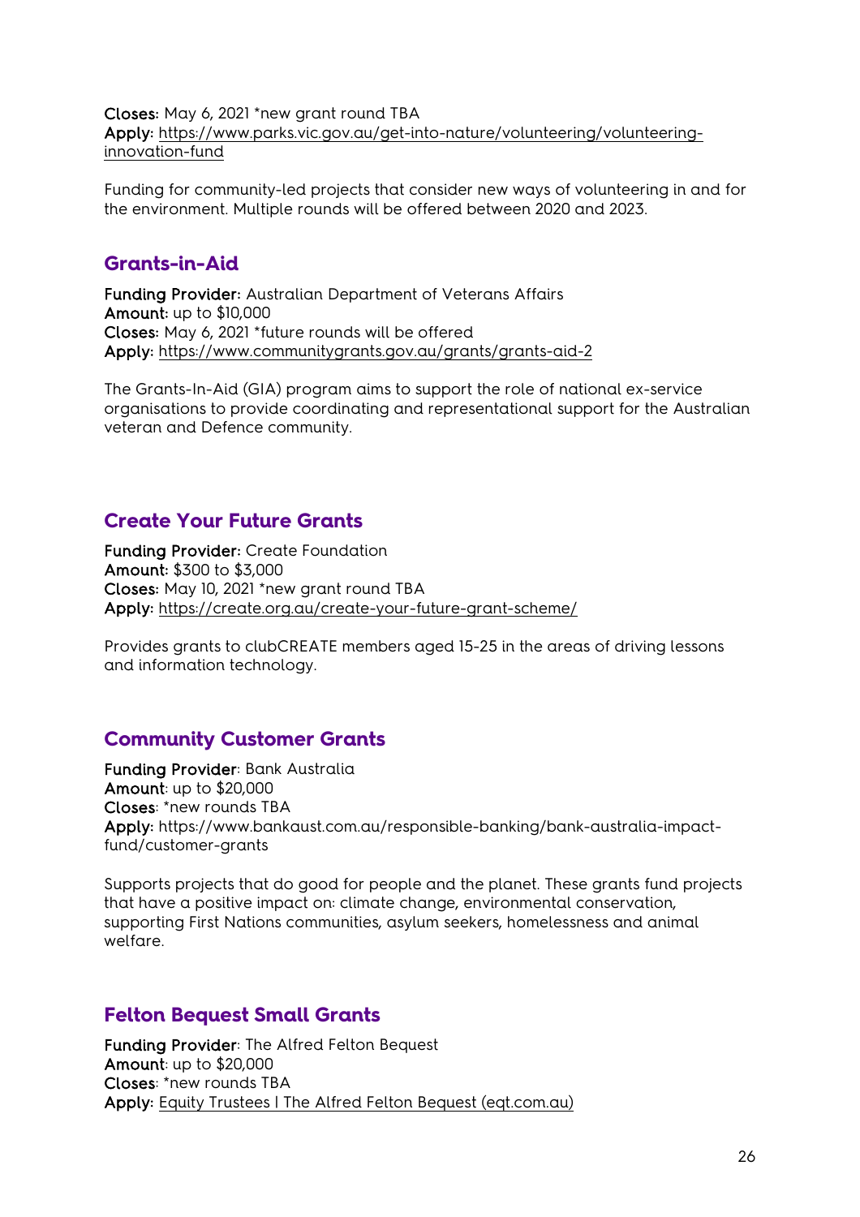**Closes:** May 6, 2021 *new grant round TBA
**Apply:** https://www.parks.vic.gov.au/get-into-nature/volunteering/volunteering-innovation-fund

Funding for community-led projects that consider new ways of volunteering in and for the environment. Multiple rounds will be offered between 2020 and 2023.

## Grants-in-Aid

**Funding Provider:** Australian Department of Veterans Affairs
**Amount:** up to $10,000
**Closes:** May 6, 2021 *future rounds will be offered
**Apply:** https://www.communitygrants.gov.au/grants/grants-aid-2

The Grants-In-Aid (GIA) program aims to support the role of national ex-service organisations to provide coordinating and representational support for the Australian veteran and Defence community.

## Create Your Future Grants

**Funding Provider:** Create Foundation
**Amount:** $300 to $3,000
**Closes:** May 10, 2021 *new grant round TBA
**Apply:** https://create.org.au/create-your-future-grant-scheme/

Provides grants to clubCREATE members aged 15-25 in the areas of driving lessons and information technology.

## Community Customer Grants

**Funding Provider**: Bank Australia
**Amount**: up to $20,000
**Closes**: *new rounds TBA
**Apply:** https://www.bankaust.com.au/responsible-banking/bank-australia-impact-fund/customer-grants

Supports projects that do good for people and the planet. These grants fund projects that have a positive impact on: climate change, environmental conservation, supporting First Nations communities, asylum seekers, homelessness and animal welfare.

## Felton Bequest Small Grants

**Funding Provider**: The Alfred Felton Bequest
**Amount**: up to $20,000
**Closes**: *new rounds TBA
**Apply:** Equity Trustees I The Alfred Felton Bequest (eqt.com.au)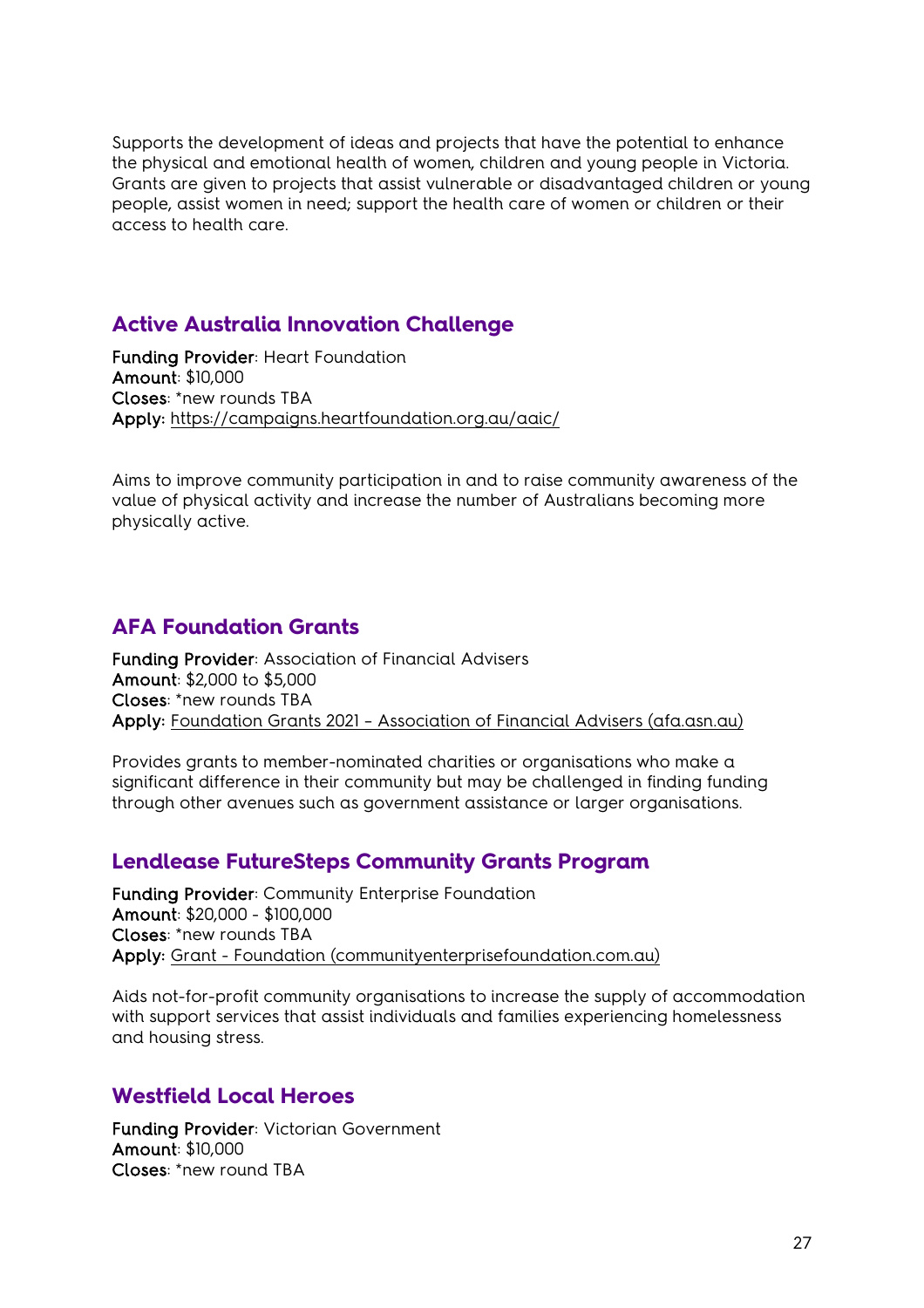Supports the development of ideas and projects that have the potential to enhance the physical and emotional health of women, children and young people in Victoria. Grants are given to projects that assist vulnerable or disadvantaged children or young people, assist women in need; support the health care of women or children or their access to health care.

## Active Australia Innovation Challenge

**Funding Provider**: Heart Foundation
**Amount**: $10,000
**Closes**: *new rounds TBA
**Apply:** https://campaigns.heartfoundation.org.au/aaic/

Aims to improve community participation in and to raise community awareness of the value of physical activity and increase the number of Australians becoming more physically active.

## AFA Foundation Grants

**Funding Provider**: Association of Financial Advisers
**Amount**: $2,000 to $5,000
**Closes**: *new rounds TBA
**Apply:** Foundation Grants 2021 – Association of Financial Advisers (afa.asn.au)

Provides grants to member-nominated charities or organisations who make a significant difference in their community but may be challenged in finding funding through other avenues such as government assistance or larger organisations.

## Lendlease FutureSteps Community Grants Program

**Funding Provider**: Community Enterprise Foundation
**Amount**: $20,000 - $100,000
**Closes**: *new rounds TBA
**Apply:** Grant - Foundation (communityenterprisefoundation.com.au)

Aids not-for-profit community organisations to increase the supply of accommodation with support services that assist individuals and families experiencing homelessness and housing stress.

## Westfield Local Heroes

**Funding Provider**: Victorian Government
**Amount**: $10,000
**Closes**: *new round TBA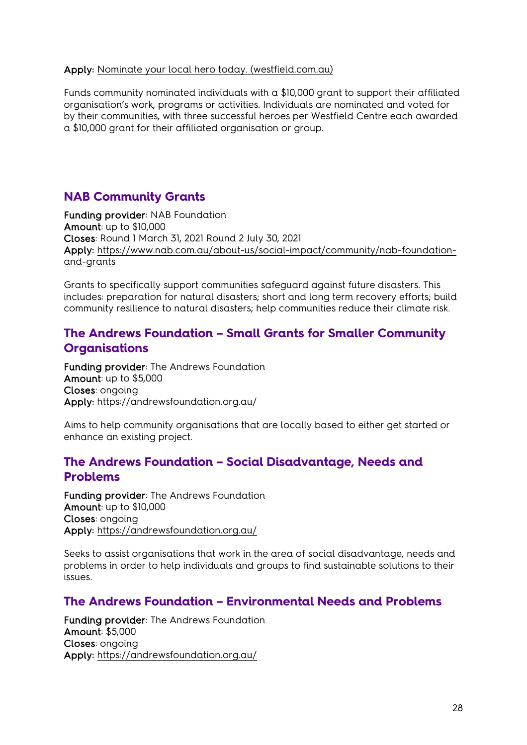**Apply:** [Nominate your local hero today. (westfield.com.au)](https://westfield.com.au)

Funds community nominated individuals with a $10,000 grant to support their affiliated organisation's work, programs or activities. Individuals are nominated and voted for by their communities, with three successful heroes per Westfield Centre each awarded a $10,000 grant for their affiliated organisation or group.

## NAB Community Grants

**Funding provider**: NAB Foundation
**Amount**: up to $10,000
**Closes**: Round 1 March 31, 2021 Round 2 July 30, 2021
**Apply:** https://www.nab.com.au/about-us/social-impact/community/nab-foundation-and-grants

Grants to specifically support communities safeguard against future disasters. This includes: preparation for natural disasters; short and long term recovery efforts; build community resilience to natural disasters; help communities reduce their climate risk.

## The Andrews Foundation – Small Grants for Smaller Community Organisations

**Funding provider**: The Andrews Foundation
**Amount**: up to $5,000
**Closes**: ongoing
**Apply:** https://andrewsfoundation.org.au/

Aims to help community organisations that are locally based to either get started or enhance an existing project.

## The Andrews Foundation – Social Disadvantage, Needs and Problems

**Funding provider**: The Andrews Foundation
**Amount**: up to $10,000
**Closes**: ongoing
**Apply:** https://andrewsfoundation.org.au/

Seeks to assist organisations that work in the area of social disadvantage, needs and problems in order to help individuals and groups to find sustainable solutions to their issues.

## The Andrews Foundation – Environmental Needs and Problems

**Funding provider**: The Andrews Foundation
**Amount**: $5,000
**Closes**: ongoing
**Apply:** https://andrewsfoundation.org.au/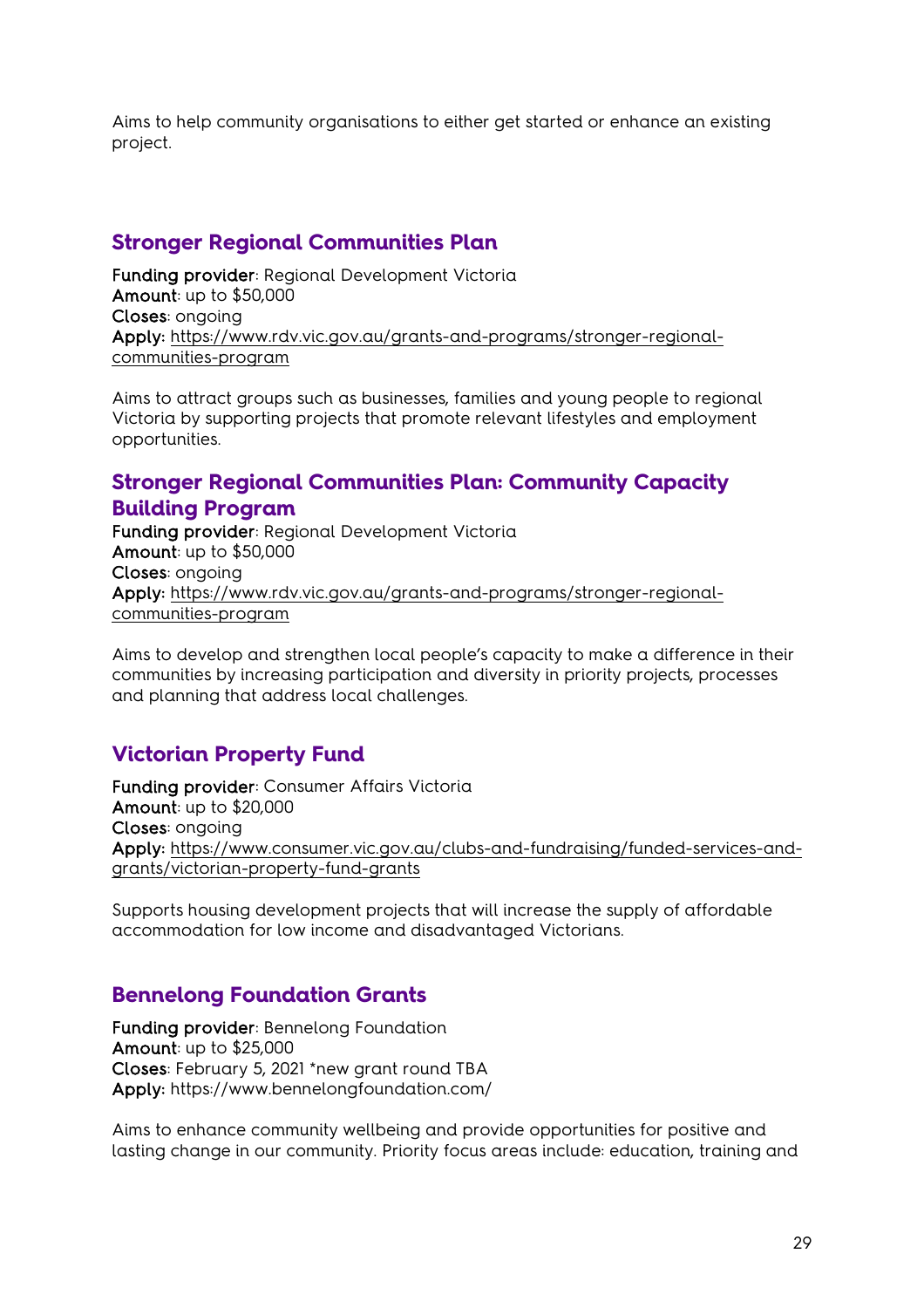Aims to help community organisations to either get started or enhance an existing project.

## Stronger Regional Communities Plan

**Funding provider**: Regional Development Victoria
**Amount**: up to $50,000
**Closes**: ongoing
**Apply:** https://www.rdv.vic.gov.au/grants-and-programs/stronger-regional-communities-program

Aims to attract groups such as businesses, families and young people to regional Victoria by supporting projects that promote relevant lifestyles and employment opportunities.

## Stronger Regional Communities Plan: Community Capacity Building Program

**Funding provider**: Regional Development Victoria
**Amount**: up to $50,000
**Closes**: ongoing
**Apply:** https://www.rdv.vic.gov.au/grants-and-programs/stronger-regional-communities-program

Aims to develop and strengthen local people's capacity to make a difference in their communities by increasing participation and diversity in priority projects, processes and planning that address local challenges.

## Victorian Property Fund

**Funding provider**: Consumer Affairs Victoria
**Amount**: up to $20,000
**Closes**: ongoing
**Apply:** https://www.consumer.vic.gov.au/clubs-and-fundraising/funded-services-and-grants/victorian-property-fund-grants

Supports housing development projects that will increase the supply of affordable accommodation for low income and disadvantaged Victorians.

## Bennelong Foundation Grants

**Funding provider**: Bennelong Foundation
**Amount**: up to $25,000
**Closes**: February 5, 2021 *new grant round TBA
**Apply:** https://www.bennelongfoundation.com/

Aims to enhance community wellbeing and provide opportunities for positive and lasting change in our community. Priority focus areas include: education, training and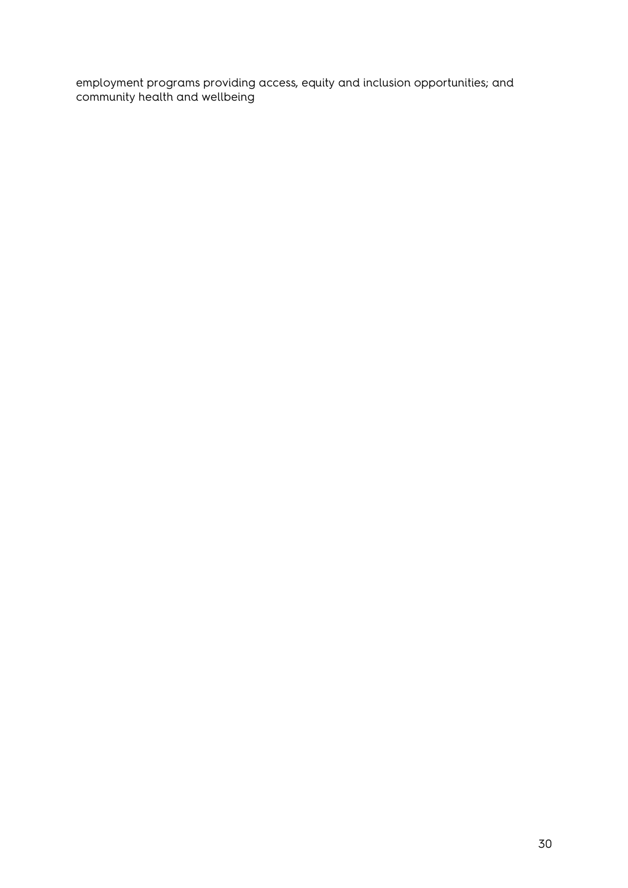employment programs providing access, equity and inclusion opportunities; and community health and wellbeing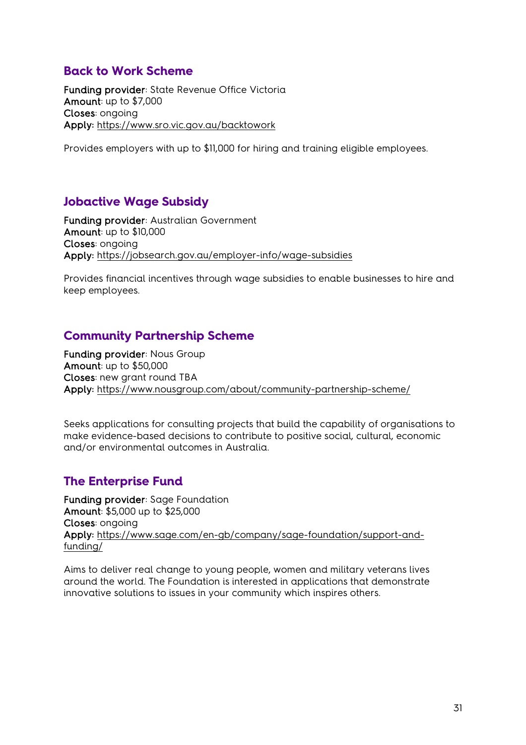## Back to Work Scheme

**Funding provider**: State Revenue Office Victoria
**Amount**: up to $7,000
**Closes**: ongoing
**Apply:** https://www.sro.vic.gov.au/backtowork

Provides employers with up to $11,000 for hiring and training eligible employees.

## Jobactive Wage Subsidy

**Funding provider**: Australian Government
**Amount**: up to $10,000
**Closes**: ongoing
**Apply:** https://jobsearch.gov.au/employer-info/wage-subsidies

Provides financial incentives through wage subsidies to enable businesses to hire and keep employees.

## Community Partnership Scheme

**Funding provider**: Nous Group
**Amount**: up to $50,000
**Closes**: new grant round TBA
**Apply:** https://www.nousgroup.com/about/community-partnership-scheme/

Seeks applications for consulting projects that build the capability of organisations to make evidence-based decisions to contribute to positive social, cultural, economic and/or environmental outcomes in Australia.

## The Enterprise Fund

**Funding provider**: Sage Foundation
**Amount**: $5,000 up to $25,000
**Closes**: ongoing
**Apply:** https://www.sage.com/en-gb/company/sage-foundation/support-and-funding/

Aims to deliver real change to young people, women and military veterans lives around the world. The Foundation is interested in applications that demonstrate innovative solutions to issues in your community which inspires others.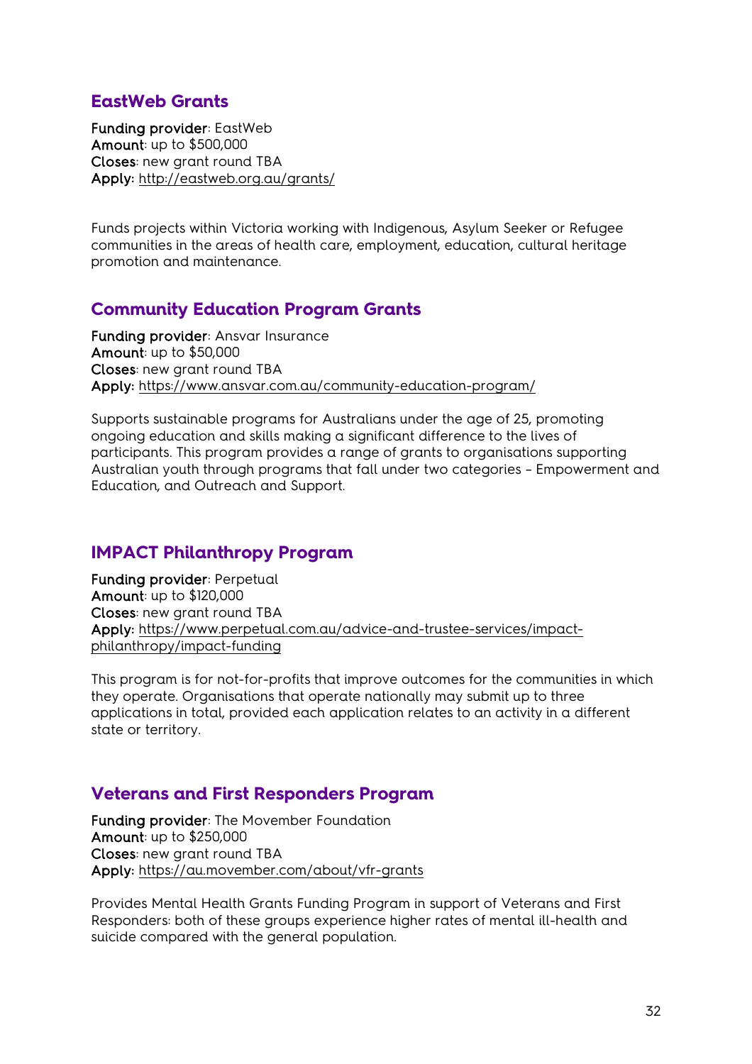## EastWeb Grants

**Funding provider**: EastWeb
**Amount**: up to $500,000
**Closes**: new grant round TBA
**Apply:** http://eastweb.org.au/grants/

Funds projects within Victoria working with Indigenous, Asylum Seeker or Refugee communities in the areas of health care, employment, education, cultural heritage promotion and maintenance.

## Community Education Program Grants

**Funding provider**: Ansvar Insurance
**Amount**: up to $50,000
**Closes**: new grant round TBA
**Apply:** https://www.ansvar.com.au/community-education-program/

Supports sustainable programs for Australians under the age of 25, promoting ongoing education and skills making a significant difference to the lives of participants. This program provides a range of grants to organisations supporting Australian youth through programs that fall under two categories – Empowerment and Education, and Outreach and Support.

## IMPACT Philanthropy Program

**Funding provider**: Perpetual
**Amount**: up to $120,000
**Closes**: new grant round TBA
**Apply:** https://www.perpetual.com.au/advice-and-trustee-services/impact-philanthropy/impact-funding

This program is for not-for-profits that improve outcomes for the communities in which they operate. Organisations that operate nationally may submit up to three applications in total, provided each application relates to an activity in a different state or territory.

## Veterans and First Responders Program

**Funding provider**: The Movember Foundation
**Amount**: up to $250,000
**Closes**: new grant round TBA
**Apply:** https://au.movember.com/about/vfr-grants

Provides Mental Health Grants Funding Program in support of Veterans and First Responders: both of these groups experience higher rates of mental ill-health and suicide compared with the general population.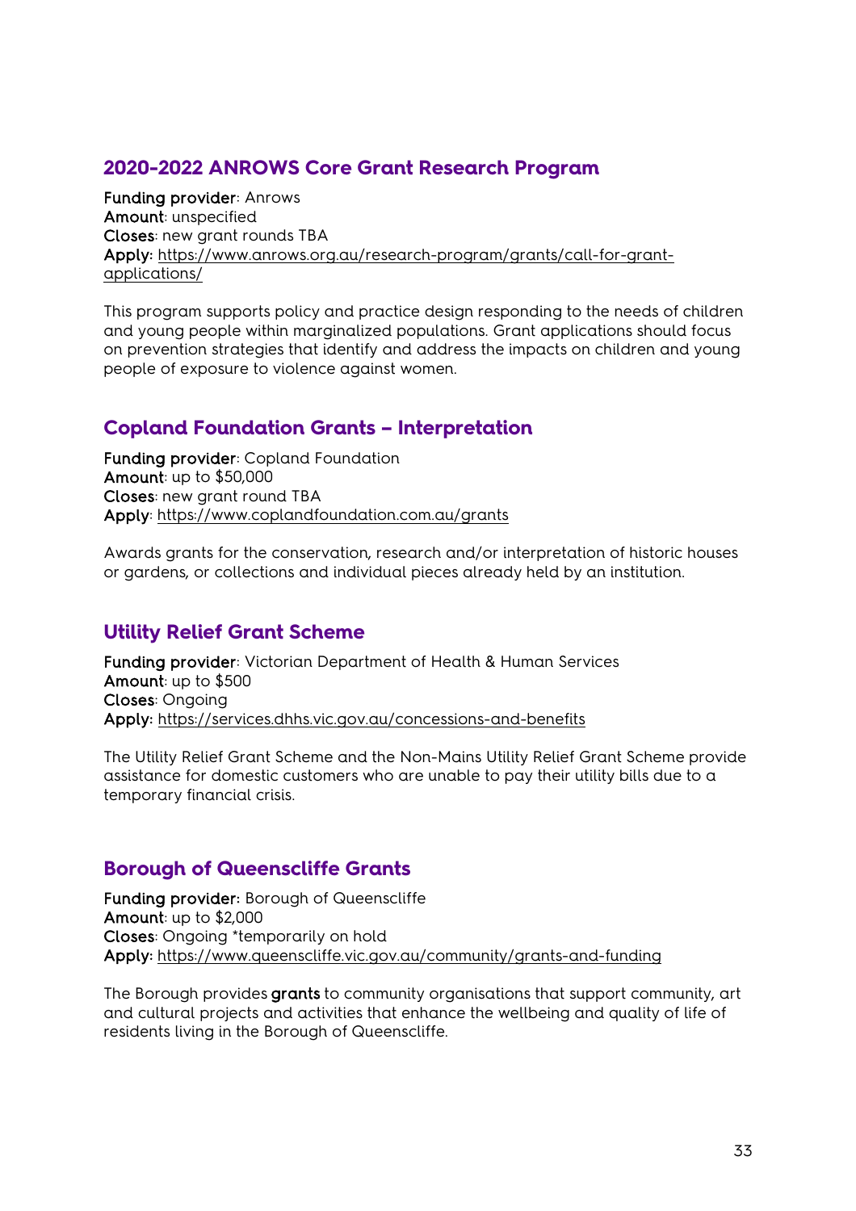## 2020-2022 ANROWS Core Grant Research Program

**Funding provider**: Anrows
**Amount**: unspecified
**Closes**: new grant rounds TBA
**Apply:** https://www.anrows.org.au/research-program/grants/call-for-grant-applications/

This program supports policy and practice design responding to the needs of children and young people within marginalized populations. Grant applications should focus on prevention strategies that identify and address the impacts on children and young people of exposure to violence against women.

## Copland Foundation Grants – Interpretation

**Funding provider**: Copland Foundation
**Amount**: up to $50,000
**Closes**: new grant round TBA
**Apply**: https://www.coplandfoundation.com.au/grants

Awards grants for the conservation, research and/or interpretation of historic houses or gardens, or collections and individual pieces already held by an institution.

## Utility Relief Grant Scheme

**Funding provider**: Victorian Department of Health & Human Services
**Amount**: up to $500
**Closes**: Ongoing
**Apply:** https://services.dhhs.vic.gov.au/concessions-and-benefits

The Utility Relief Grant Scheme and the Non-Mains Utility Relief Grant Scheme provide assistance for domestic customers who are unable to pay their utility bills due to a temporary financial crisis.

## Borough of Queenscliffe Grants

**Funding provider:** Borough of Queenscliffe
**Amount**: up to $2,000
**Closes**: Ongoing *temporarily on hold
**Apply:** https://www.queenscliffe.vic.gov.au/community/grants-and-funding

The Borough provides **grants** to community organisations that support community, art and cultural projects and activities that enhance the wellbeing and quality of life of residents living in the Borough of Queenscliffe.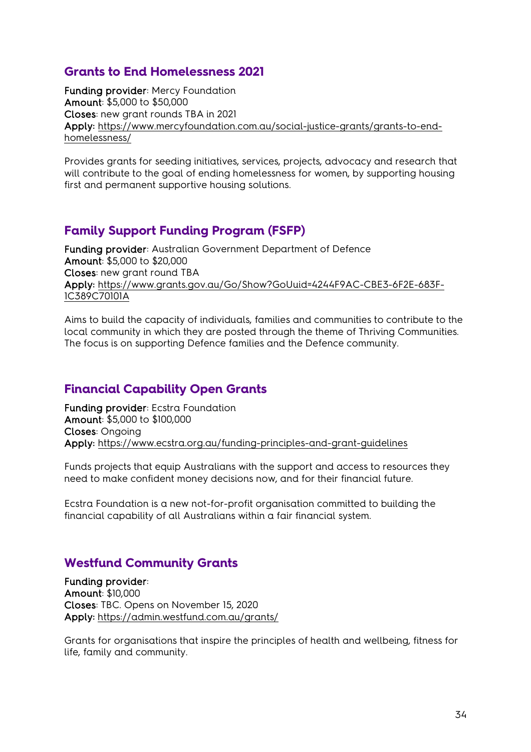## Grants to End Homelessness 2021

**Funding provider**: Mercy Foundation
**Amount**: $5,000 to $50,000
**Closes**: new grant rounds TBA in 2021
**Apply:** https://www.mercyfoundation.com.au/social-justice-grants/grants-to-end-homelessness/

Provides grants for seeding initiatives, services, projects, advocacy and research that will contribute to the goal of ending homelessness for women, by supporting housing first and permanent supportive housing solutions.

## Family Support Funding Program (FSFP)

**Funding provider**: Australian Government Department of Defence
**Amount**: $5,000 to $20,000
**Closes**: new grant round TBA
**Apply:** https://www.grants.gov.au/Go/Show?GoUuid=4244F9AC-CBE3-6F2E-683F-1C389C70101A

Aims to build the capacity of individuals, families and communities to contribute to the local community in which they are posted through the theme of Thriving Communities. The focus is on supporting Defence families and the Defence community.

## Financial Capability Open Grants

**Funding provider**: Ecstra Foundation
**Amount**: $5,000 to $100,000
**Closes**: Ongoing
**Apply:** https://www.ecstra.org.au/funding-principles-and-grant-guidelines

Funds projects that equip Australians with the support and access to resources they need to make confident money decisions now, and for their financial future.

Ecstra Foundation is a new not-for-profit organisation committed to building the financial capability of all Australians within a fair financial system.

## Westfund Community Grants

**Funding provider**:
**Amount**: $10,000
**Closes**: TBC. Opens on November 15, 2020
**Apply:** https://admin.westfund.com.au/grants/

Grants for organisations that inspire the principles of health and wellbeing, fitness for life, family and community.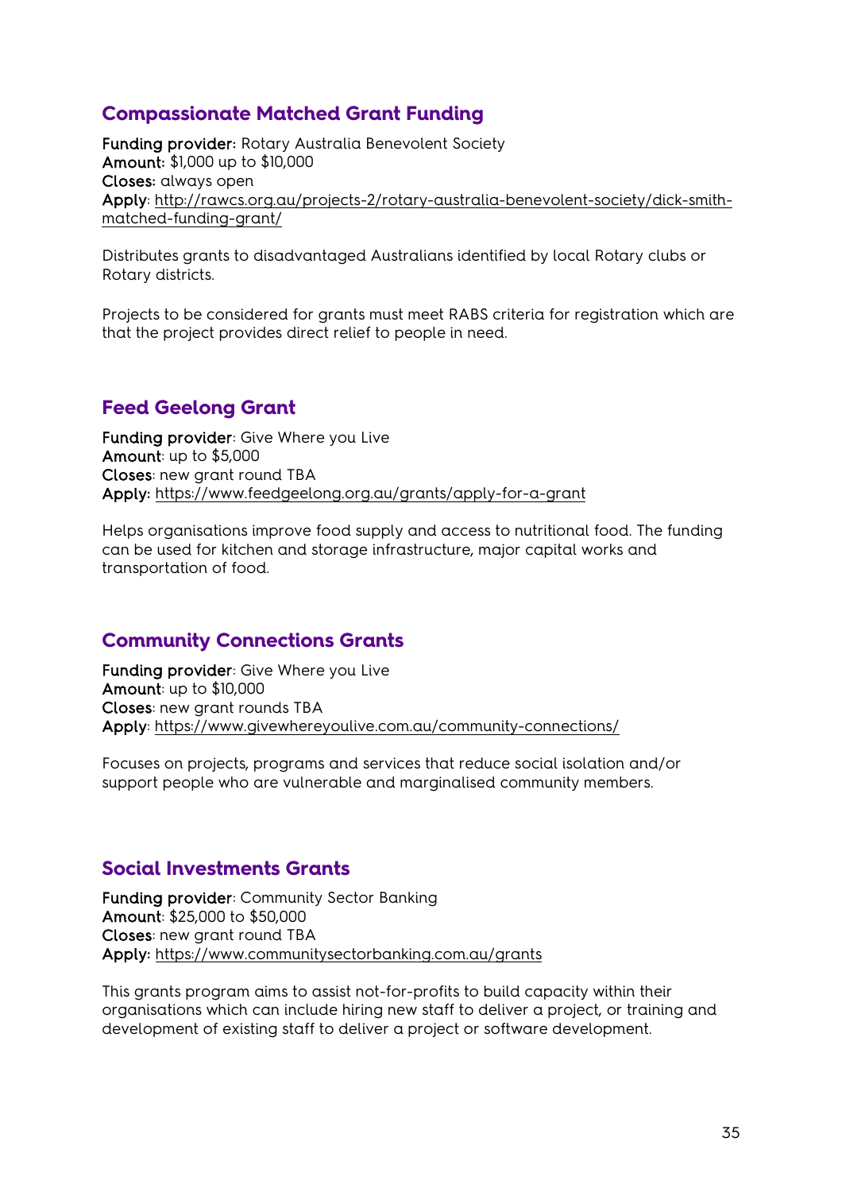## Compassionate Matched Grant Funding

**Funding provider:** Rotary Australia Benevolent Society
**Amount:** $1,000 up to $10,000
**Closes:** always open
**Apply**: http://rawcs.org.au/projects-2/rotary-australia-benevolent-society/dick-smith-matched-funding-grant/

Distributes grants to disadvantaged Australians identified by local Rotary clubs or Rotary districts.

Projects to be considered for grants must meet RABS criteria for registration which are that the project provides direct relief to people in need.

## Feed Geelong Grant

**Funding provider**: Give Where you Live
**Amount**: up to $5,000
**Closes**: new grant round TBA
**Apply:** https://www.feedgeelong.org.au/grants/apply-for-a-grant

Helps organisations improve food supply and access to nutritional food. The funding can be used for kitchen and storage infrastructure, major capital works and transportation of food.

## Community Connections Grants

**Funding provider**: Give Where you Live
**Amount**: up to $10,000
**Closes**: new grant rounds TBA
**Apply**: https://www.givewhereyoulive.com.au/community-connections/

Focuses on projects, programs and services that reduce social isolation and/or support people who are vulnerable and marginalised community members.

## Social Investments Grants

**Funding provider**: Community Sector Banking
**Amount**: $25,000 to $50,000
**Closes**: new grant round TBA
**Apply:** https://www.communitysectorbanking.com.au/grants

This grants program aims to assist not-for-profits to build capacity within their organisations which can include hiring new staff to deliver a project, or training and development of existing staff to deliver a project or software development.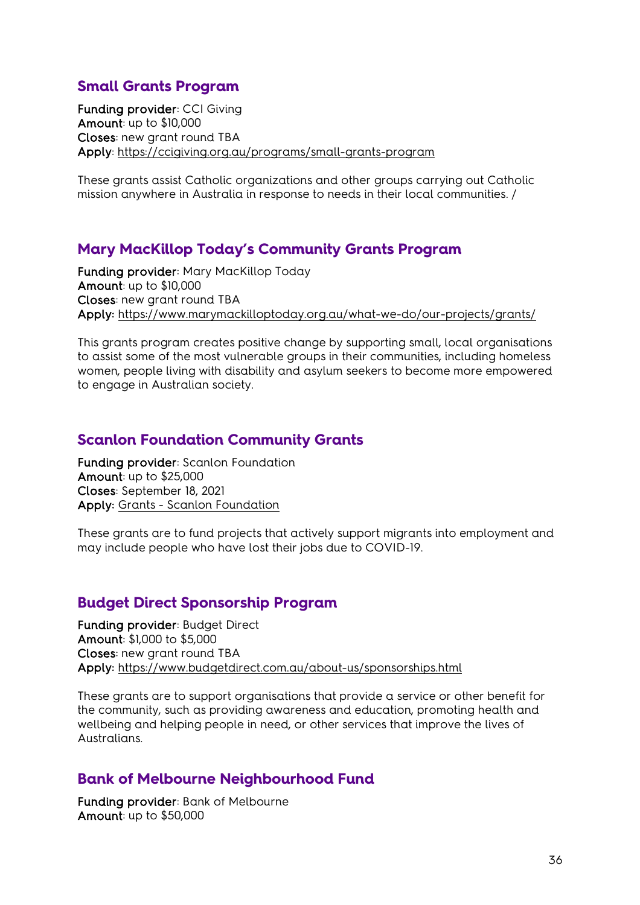## Small Grants Program

**Funding provider**: CCI Giving
**Amount**: up to $10,000
**Closes**: new grant round TBA
**Apply**: https://ccigiving.org.au/programs/small-grants-program

These grants assist Catholic organizations and other groups carrying out Catholic mission anywhere in Australia in response to needs in their local communities. /

## Mary MacKillop Today's Community Grants Program

**Funding provider**: Mary MacKillop Today
**Amount**: up to $10,000
**Closes**: new grant round TBA
**Apply:** https://www.marymackilloptoday.org.au/what-we-do/our-projects/grants/

This grants program creates positive change by supporting small, local organisations to assist some of the most vulnerable groups in their communities, including homeless women, people living with disability and asylum seekers to become more empowered to engage in Australian society.

## Scanlon Foundation Community Grants

**Funding provider**: Scanlon Foundation
**Amount**: up to $25,000
**Closes**: September 18, 2021
**Apply:** Grants - Scanlon Foundation

These grants are to fund projects that actively support migrants into employment and may include people who have lost their jobs due to COVID-19.

## Budget Direct Sponsorship Program

**Funding provider**: Budget Direct
**Amount**: $1,000 to $5,000
**Closes**: new grant round TBA
**Apply:** https://www.budgetdirect.com.au/about-us/sponsorships.html

These grants are to support organisations that provide a service or other benefit for the community, such as providing awareness and education, promoting health and wellbeing and helping people in need, or other services that improve the lives of Australians.

## Bank of Melbourne Neighbourhood Fund

**Funding provider**: Bank of Melbourne
**Amount**: up to $50,000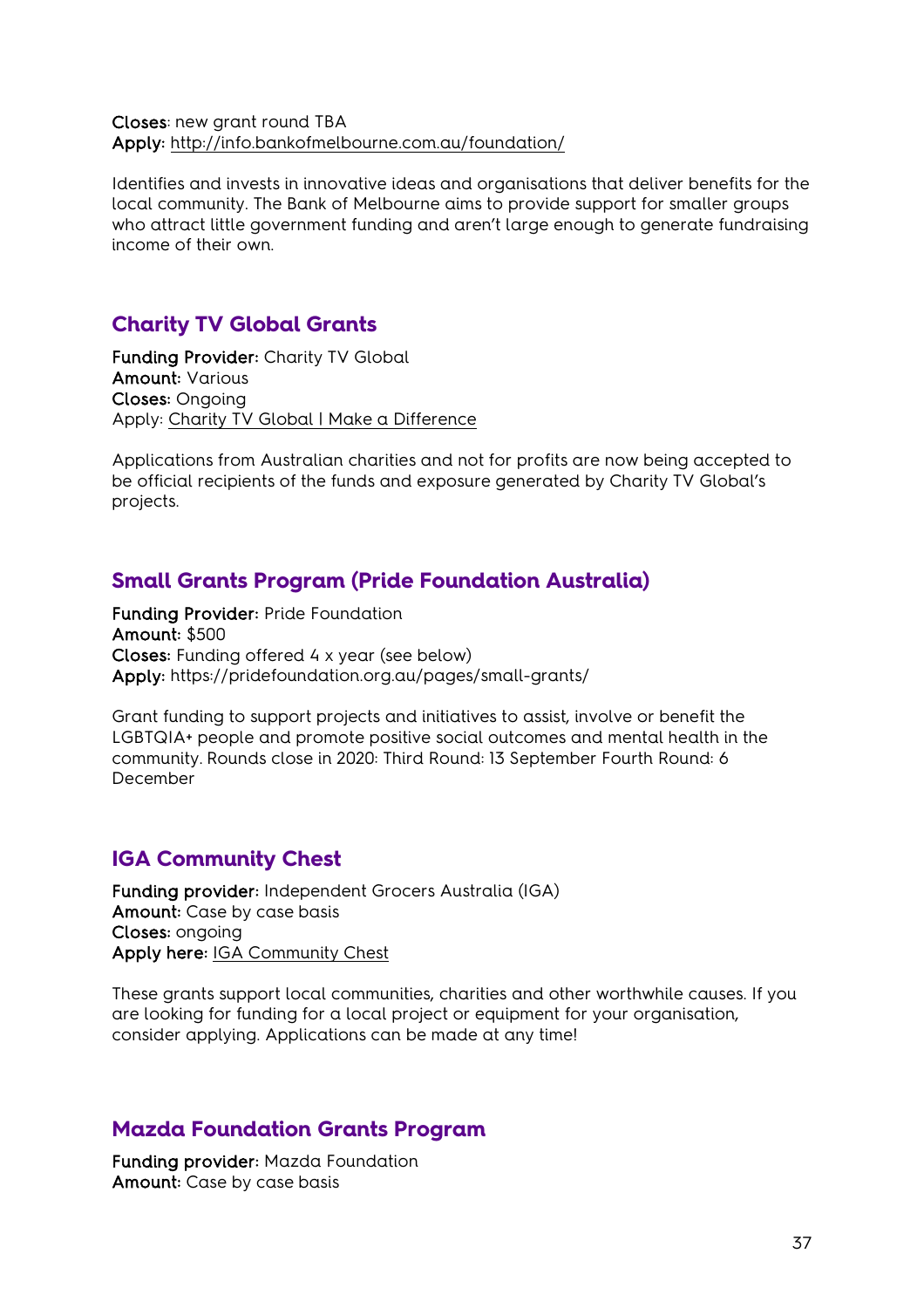**Closes**: new grant round TBA
**Apply:** http://info.bankofmelbourne.com.au/foundation/

Identifies and invests in innovative ideas and organisations that deliver benefits for the local community. The Bank of Melbourne aims to provide support for smaller groups who attract little government funding and aren't large enough to generate fundraising income of their own.

## Charity TV Global Grants

**Funding Provider:** Charity TV Global
**Amount:** Various
**Closes:** Ongoing
Apply: Charity TV Global | Make a Difference

Applications from Australian charities and not for profits are now being accepted to be official recipients of the funds and exposure generated by Charity TV Global's projects.

## Small Grants Program (Pride Foundation Australia)

**Funding Provider:** Pride Foundation
**Amount:** $500
**Closes:** Funding offered 4 x year (see below)
**Apply:** https://pridefoundation.org.au/pages/small-grants/

Grant funding to support projects and initiatives to assist, involve or benefit the LGBTQIA+ people and promote positive social outcomes and mental health in the community. Rounds close in 2020: Third Round: 13 September Fourth Round: 6 December

## IGA Community Chest

**Funding provider:** Independent Grocers Australia (IGA)
**Amount:** Case by case basis
**Closes:** ongoing
**Apply here:** IGA Community Chest

These grants support local communities, charities and other worthwhile causes. If you are looking for funding for a local project or equipment for your organisation, consider applying. Applications can be made at any time!

## Mazda Foundation Grants Program

**Funding provider:** Mazda Foundation
**Amount:** Case by case basis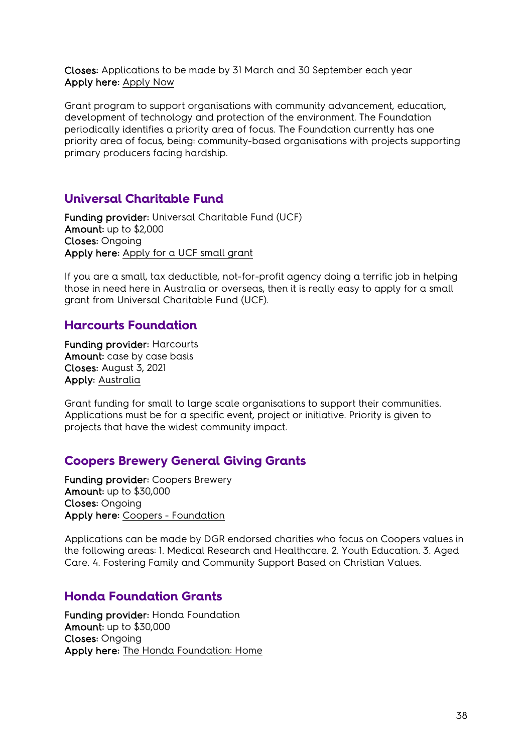**Closes:** Applications to be made by 31 March and 30 September each year
**Apply here:** Apply Now

Grant program to support organisations with community advancement, education, development of technology and protection of the environment. The Foundation periodically identifies a priority area of focus. The Foundation currently has one priority area of focus, being: community-based organisations with projects supporting primary producers facing hardship.

## Universal Charitable Fund

**Funding provider:** Universal Charitable Fund (UCF)
**Amount:** up to $2,000
**Closes:** Ongoing
**Apply here:** Apply for a UCF small grant

If you are a small, tax deductible, not-for-profit agency doing a terrific job in helping those in need here in Australia or overseas, then it is really easy to apply for a small grant from Universal Charitable Fund (UCF).

## Harcourts Foundation

**Funding provider:** Harcourts
**Amount:** case by case basis
**Closes:** August 3, 2021
**Apply:** Australia

Grant funding for small to large scale organisations to support their communities. Applications must be for a specific event, project or initiative. Priority is given to projects that have the widest community impact.

## Coopers Brewery General Giving Grants

**Funding provider:** Coopers Brewery
**Amount:** up to $30,000
**Closes:** Ongoing
**Apply here:** Coopers - Foundation

Applications can be made by DGR endorsed charities who focus on Coopers values in the following areas: 1. Medical Research and Healthcare. 2. Youth Education. 3. Aged Care. 4. Fostering Family and Community Support Based on Christian Values.

## Honda Foundation Grants

**Funding provider:** Honda Foundation
**Amount:** up to $30,000
**Closes:** Ongoing
**Apply here:** The Honda Foundation: Home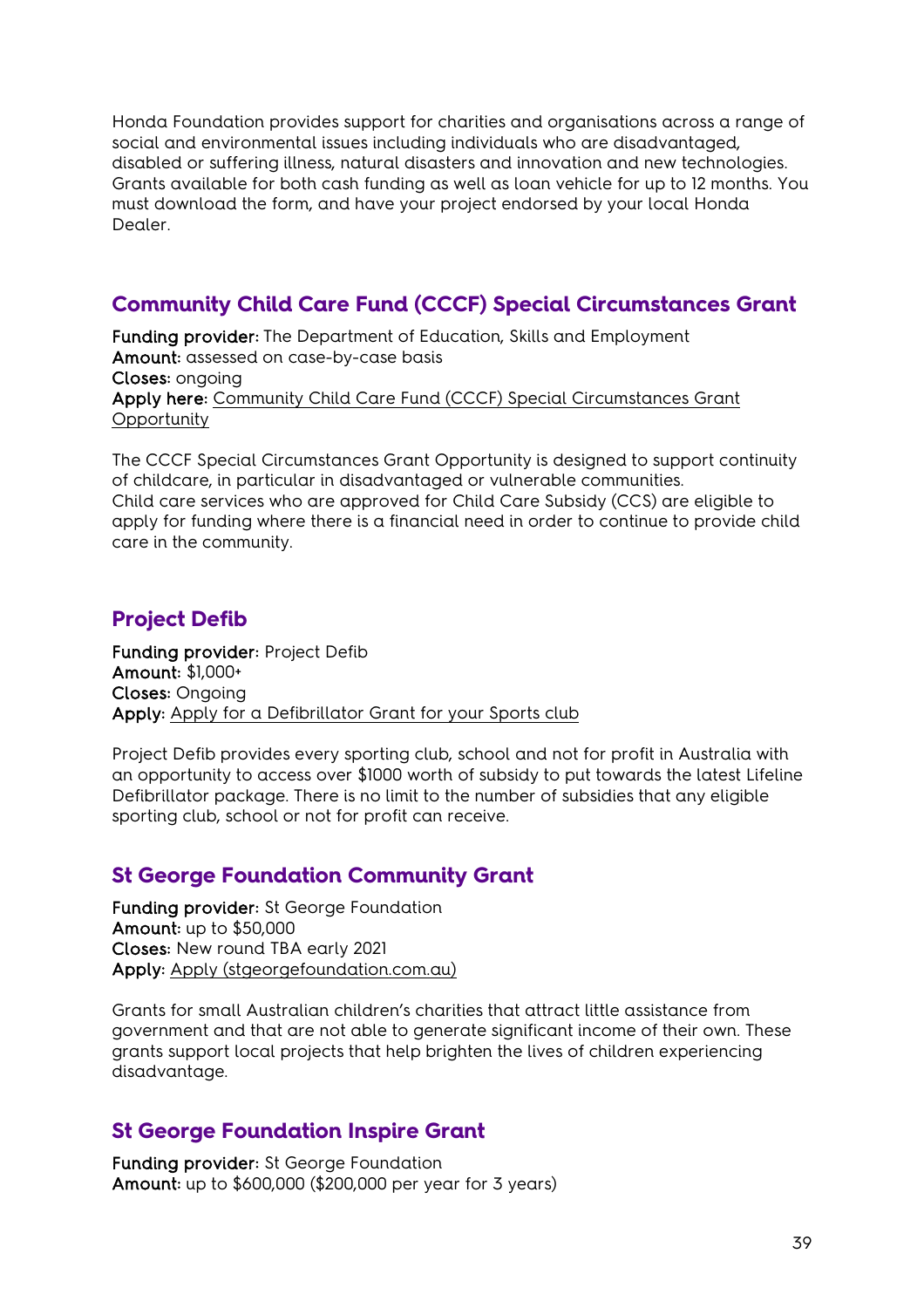Honda Foundation provides support for charities and organisations across a range of social and environmental issues including individuals who are disadvantaged, disabled or suffering illness, natural disasters and innovation and new technologies. Grants available for both cash funding as well as loan vehicle for up to 12 months. You must download the form, and have your project endorsed by your local Honda Dealer.

## Community Child Care Fund (CCCF) Special Circumstances Grant

**Funding provider:** The Department of Education, Skills and Employment
**Amount:** assessed on case-by-case basis
**Closes:** ongoing
**Apply here:** Community Child Care Fund (CCCF) Special Circumstances Grant Opportunity

The CCCF Special Circumstances Grant Opportunity is designed to support continuity of childcare, in particular in disadvantaged or vulnerable communities.
Child care services who are approved for Child Care Subsidy (CCS) are eligible to apply for funding where there is a financial need in order to continue to provide child care in the community.

## Project Defib

**Funding provider:** Project Defib
**Amount:** $1,000+
**Closes:** Ongoing
**Apply:** Apply for a Defibrillator Grant for your Sports club

Project Defib provides every sporting club, school and not for profit in Australia with an opportunity to access over $1000 worth of subsidy to put towards the latest Lifeline Defibrillator package. There is no limit to the number of subsidies that any eligible sporting club, school or not for profit can receive.

## St George Foundation Community Grant

**Funding provider:** St George Foundation
**Amount:** up to $50,000
**Closes:** New round TBA early 2021
**Apply:** Apply (stgeorgefoundation.com.au)

Grants for small Australian children's charities that attract little assistance from government and that are not able to generate significant income of their own. These grants support local projects that help brighten the lives of children experiencing disadvantage.

## St George Foundation Inspire Grant

**Funding provider:** St George Foundation
**Amount:** up to $600,000 ($200,000 per year for 3 years)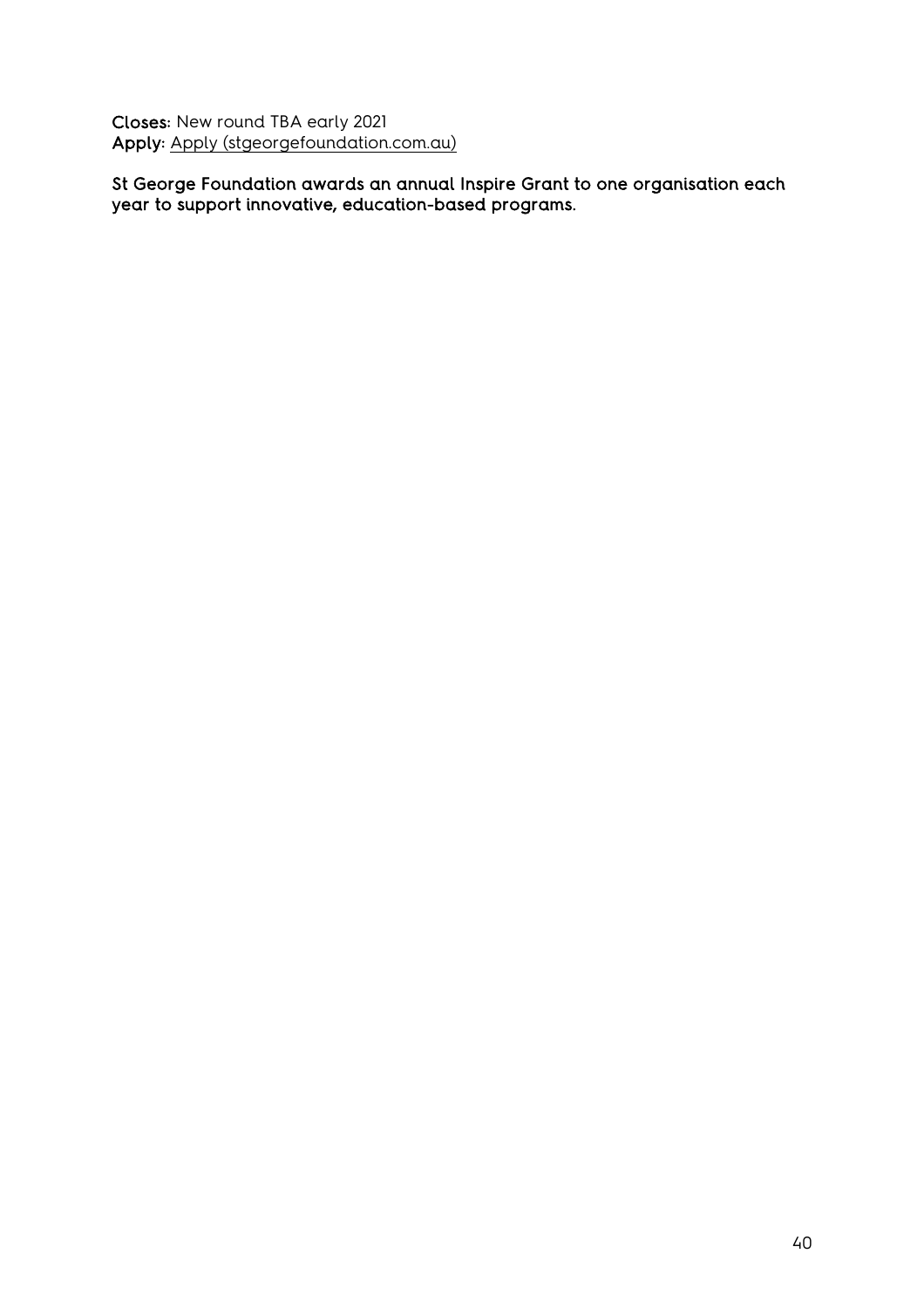**Closes:** New round TBA early 2021
**Apply:** Apply (stgeorgefoundation.com.au)

**St George Foundation awards an annual Inspire Grant to one organisation each year to support innovative, education-based programs.**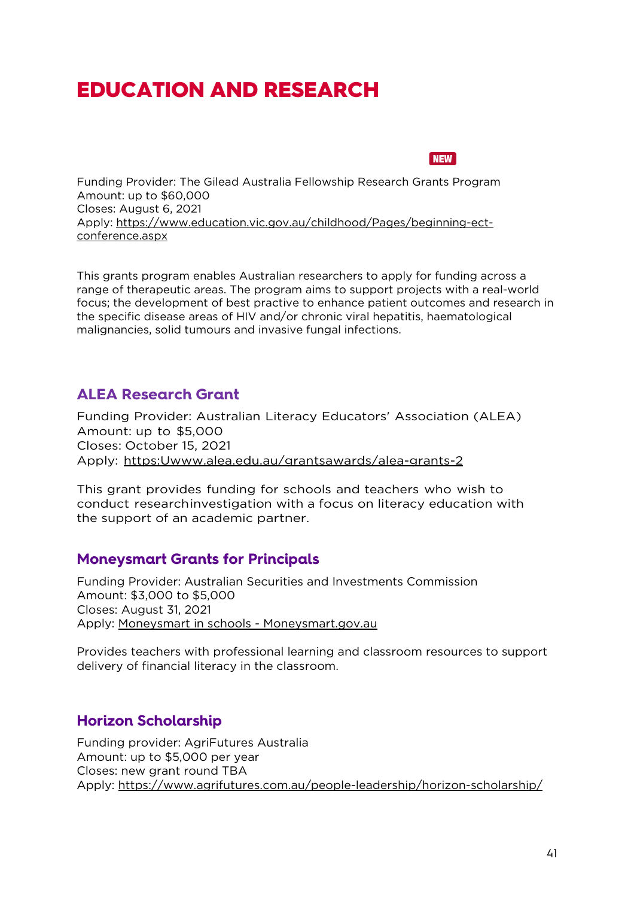# EDUCATION AND RESEARCH

NEW

Funding Provider: The Gilead Australia Fellowship Research Grants Program
Amount: up to $60,000
Closes: August 6, 2021
Apply: https://www.education.vic.gov.au/childhood/Pages/beginning-ect-conference.aspx

This grants program enables Australian researchers to apply for funding across a range of therapeutic areas. The program aims to support projects with a real-world focus; the development of best practive to enhance patient outcomes and research in the specific disease areas of HIV and/or chronic viral hepatitis, haematological malignancies, solid tumours and invasive fungal infections.

## ALEA Research Grant

Funding Provider: Australian Literacy Educators' Association (ALEA)
Amount: up to $5,000
Closes: October 15, 2021
Apply: https:Uwww.alea.edu.au/grantsawards/alea-grants-2

This grant provides funding for schools and teachers who wish to conduct researchinvestigation with a focus on literacy education with the support of an academic partner.

## Moneysmart Grants for Principals

Funding Provider: Australian Securities and Investments Commission
Amount: $3,000 to $5,000
Closes: August 31, 2021
Apply: Moneysmart in schools - Moneysmart.gov.au

Provides teachers with professional learning and classroom resources to support delivery of financial literacy in the classroom.

## Horizon Scholarship

Funding provider: AgriFutures Australia
Amount: up to $5,000 per year
Closes: new grant round TBA
Apply: https://www.agrifutures.com.au/people-leadership/horizon-scholarship/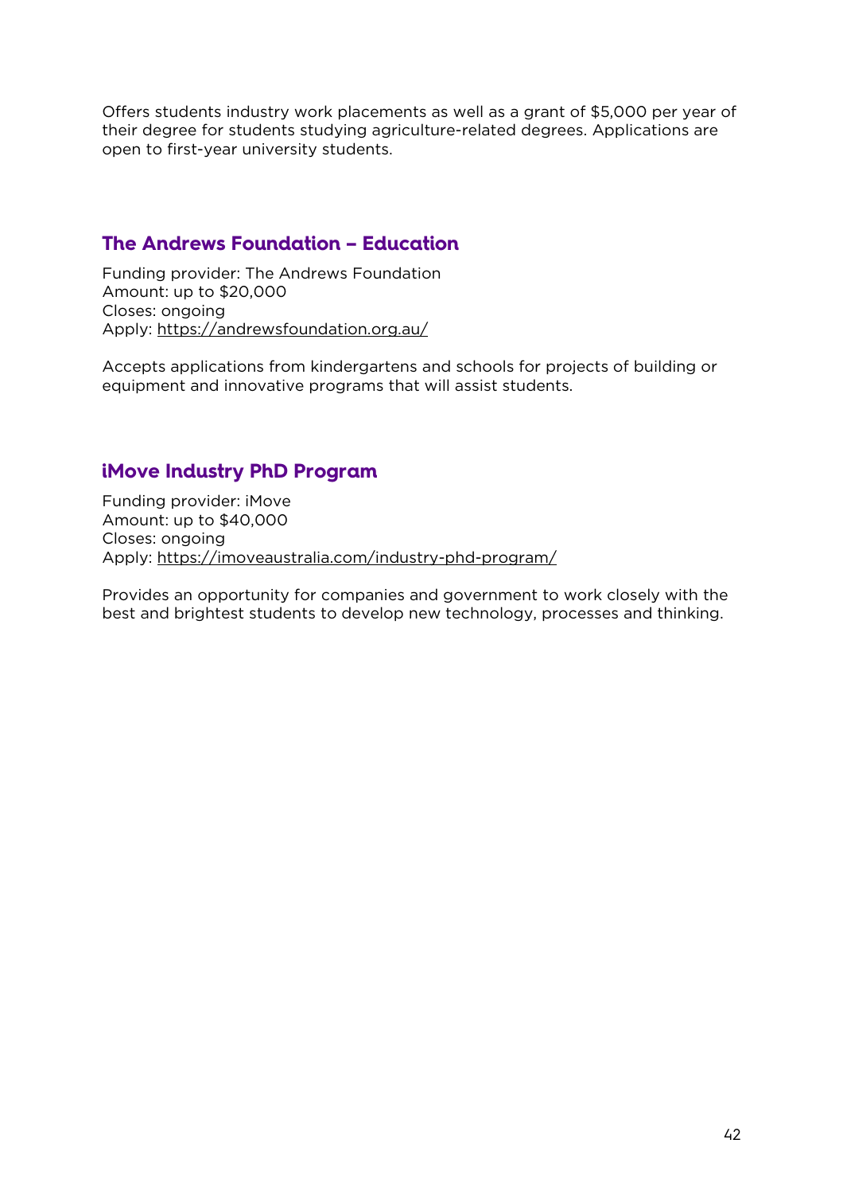Offers students industry work placements as well as a grant of $5,000 per year of their degree for students studying agriculture-related degrees. Applications are open to first-year university students.

## The Andrews Foundation – Education

Funding provider: The Andrews Foundation
Amount: up to $20,000
Closes: ongoing
Apply: https://andrewsfoundation.org.au/

Accepts applications from kindergartens and schools for projects of building or equipment and innovative programs that will assist students.

## iMove Industry PhD Program

Funding provider: iMove
Amount: up to $40,000
Closes: ongoing
Apply: https://imoveaustralia.com/industry-phd-program/

Provides an opportunity for companies and government to work closely with the best and brightest students to develop new technology, processes and thinking.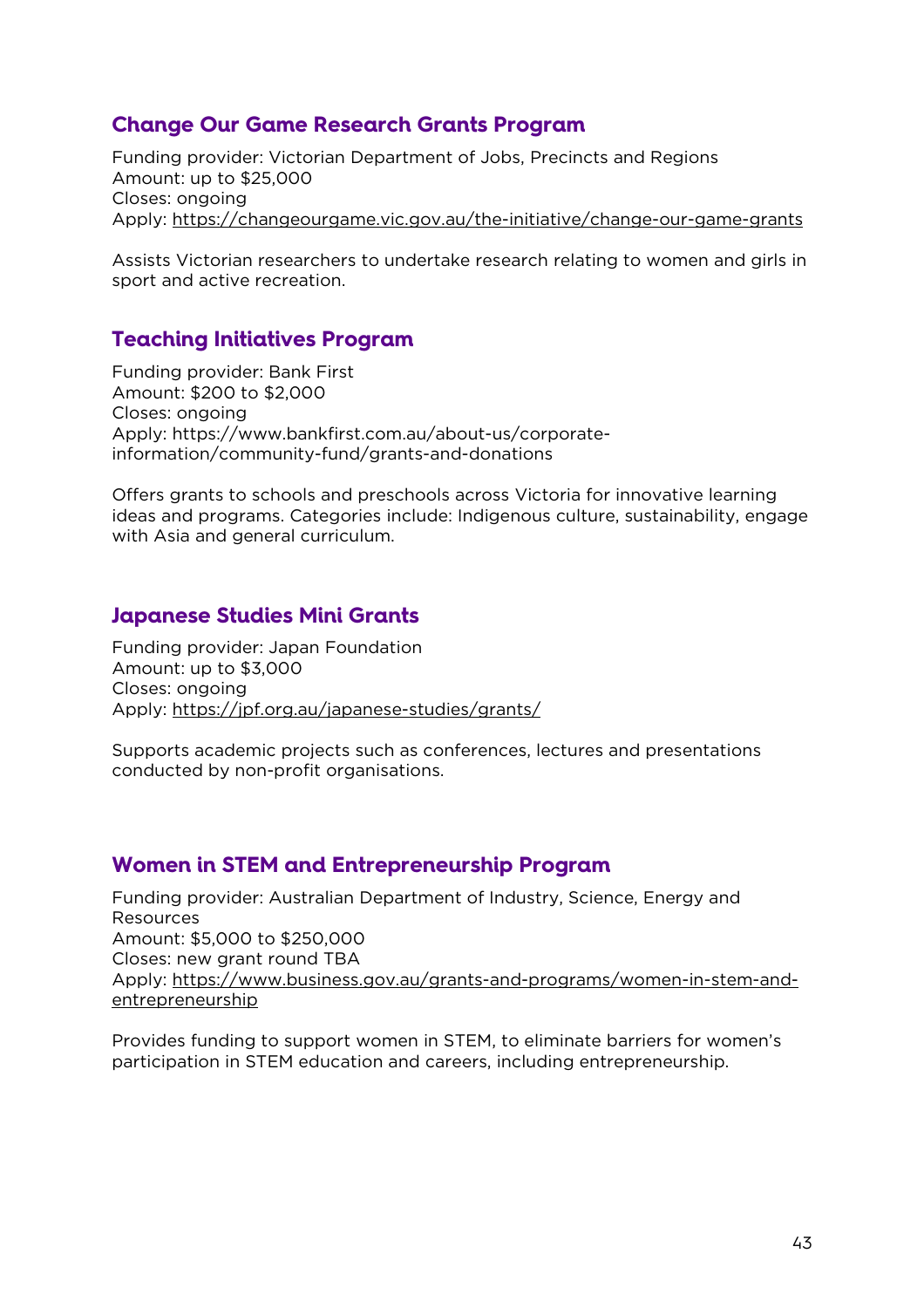## Change Our Game Research Grants Program

Funding provider: Victorian Department of Jobs, Precincts and Regions
Amount: up to $25,000
Closes: ongoing
Apply: https://changeourgame.vic.gov.au/the-initiative/change-our-game-grants

Assists Victorian researchers to undertake research relating to women and girls in sport and active recreation.

## Teaching Initiatives Program

Funding provider: Bank First
Amount: $200 to $2,000
Closes: ongoing
Apply: https://www.bankfirst.com.au/about-us/corporate-information/community-fund/grants-and-donations

Offers grants to schools and preschools across Victoria for innovative learning ideas and programs. Categories include: Indigenous culture, sustainability, engage with Asia and general curriculum.

## Japanese Studies Mini Grants

Funding provider: Japan Foundation
Amount: up to $3,000
Closes: ongoing
Apply: https://jpf.org.au/japanese-studies/grants/

Supports academic projects such as conferences, lectures and presentations conducted by non-profit organisations.

## Women in STEM and Entrepreneurship Program

Funding provider: Australian Department of Industry, Science, Energy and Resources
Amount: $5,000 to $250,000
Closes: new grant round TBA
Apply: https://www.business.gov.au/grants-and-programs/women-in-stem-and-entrepreneurship

Provides funding to support women in STEM, to eliminate barriers for women's participation in STEM education and careers, including entrepreneurship.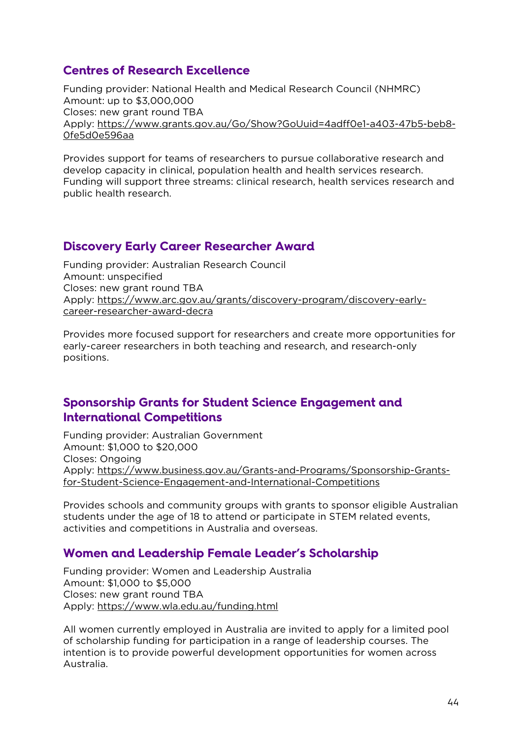## Centres of Research Excellence

Funding provider: National Health and Medical Research Council (NHMRC)
Amount: up to $3,000,000
Closes: new grant round TBA
Apply: https://www.grants.gov.au/Go/Show?GoUuid=4adff0e1-a403-47b5-beb8-0fe5d0e596aa

Provides support for teams of researchers to pursue collaborative research and develop capacity in clinical, population health and health services research. Funding will support three streams: clinical research, health services research and public health research.

## Discovery Early Career Researcher Award

Funding provider: Australian Research Council
Amount: unspecified
Closes: new grant round TBA
Apply: https://www.arc.gov.au/grants/discovery-program/discovery-early-career-researcher-award-decra

Provides more focused support for researchers and create more opportunities for early-career researchers in both teaching and research, and research-only positions.

## Sponsorship Grants for Student Science Engagement and International Competitions

Funding provider: Australian Government
Amount: $1,000 to $20,000
Closes: Ongoing
Apply: https://www.business.gov.au/Grants-and-Programs/Sponsorship-Grants-for-Student-Science-Engagement-and-International-Competitions

Provides schools and community groups with grants to sponsor eligible Australian students under the age of 18 to attend or participate in STEM related events, activities and competitions in Australia and overseas.

## Women and Leadership Female Leader's Scholarship

Funding provider: Women and Leadership Australia
Amount: $1,000 to $5,000
Closes: new grant round TBA
Apply: https://www.wla.edu.au/funding.html

All women currently employed in Australia are invited to apply for a limited pool of scholarship funding for participation in a range of leadership courses. The intention is to provide powerful development opportunities for women across Australia.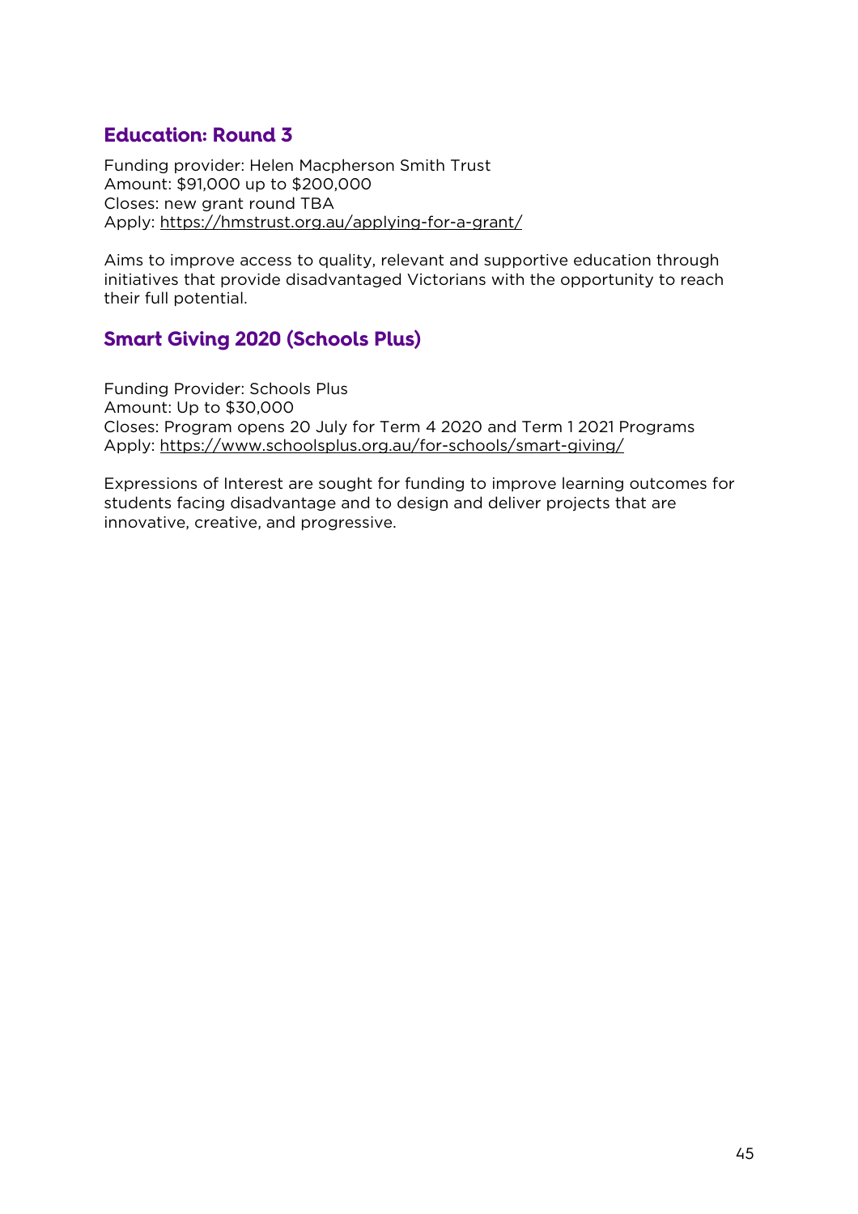## Education: Round 3

Funding provider: Helen Macpherson Smith Trust
Amount: $91,000 up to $200,000
Closes: new grant round TBA
Apply: https://hmstrust.org.au/applying-for-a-grant/

Aims to improve access to quality, relevant and supportive education through initiatives that provide disadvantaged Victorians with the opportunity to reach their full potential.

## Smart Giving 2020 (Schools Plus)

Funding Provider: Schools Plus
Amount: Up to $30,000
Closes: Program opens 20 July for Term 4 2020 and Term 1 2021 Programs
Apply: https://www.schoolsplus.org.au/for-schools/smart-giving/

Expressions of Interest are sought for funding to improve learning outcomes for students facing disadvantage and to design and deliver projects that are innovative, creative, and progressive.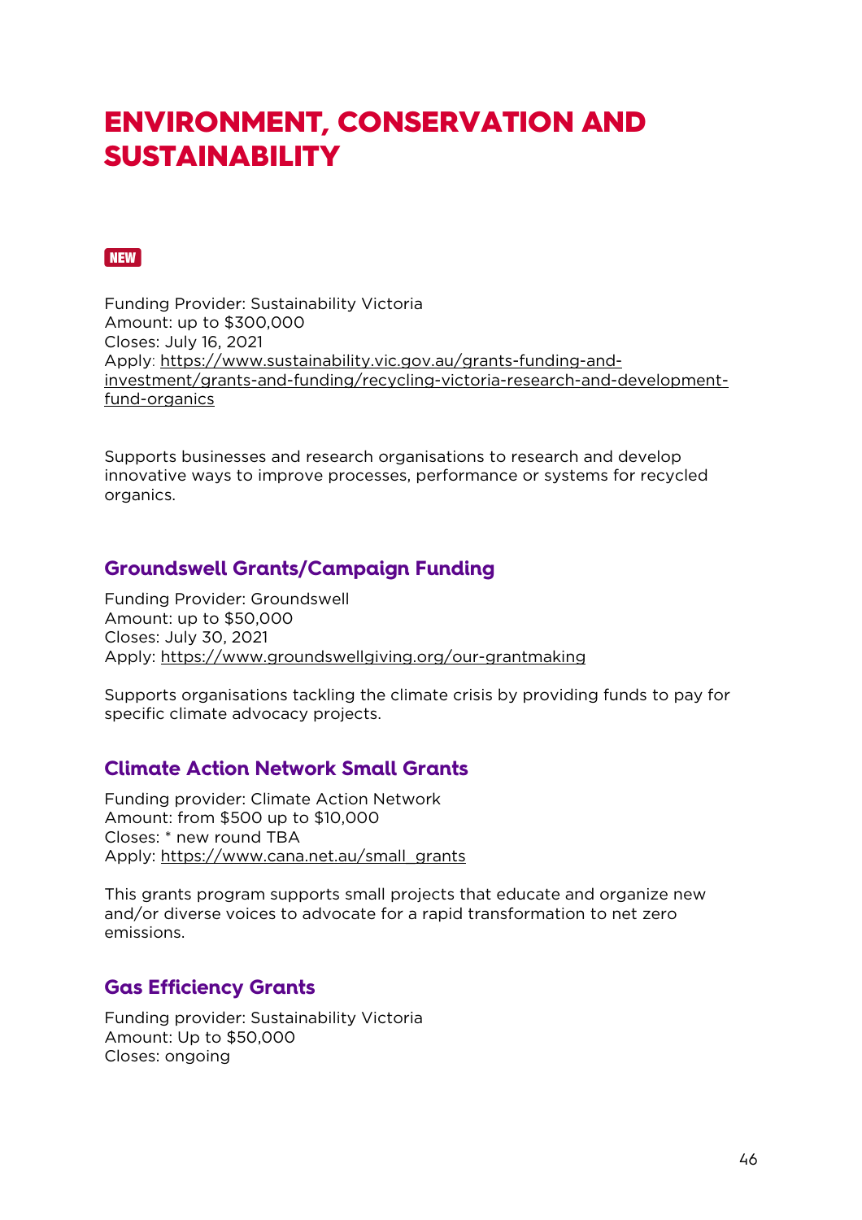# ENVIRONMENT, CONSERVATION AND SUSTAINABILITY

NEW

Funding Provider: Sustainability Victoria
Amount: up to $300,000
Closes: July 16, 2021
Apply: https://www.sustainability.vic.gov.au/grants-funding-and-investment/grants-and-funding/recycling-victoria-research-and-development-fund-organics

Supports businesses and research organisations to research and develop innovative ways to improve processes, performance or systems for recycled organics.

## Groundswell Grants/Campaign Funding

Funding Provider: Groundswell
Amount: up to $50,000
Closes: July 30, 2021
Apply: https://www.groundswellgiving.org/our-grantmaking

Supports organisations tackling the climate crisis by providing funds to pay for specific climate advocacy projects.

## Climate Action Network Small Grants

Funding provider: Climate Action Network
Amount: from $500 up to $10,000
Closes: * new round TBA
Apply: https://www.cana.net.au/small_grants

This grants program supports small projects that educate and organize new and/or diverse voices to advocate for a rapid transformation to net zero emissions.

## Gas Efficiency Grants

Funding provider: Sustainability Victoria
Amount: Up to $50,000
Closes: ongoing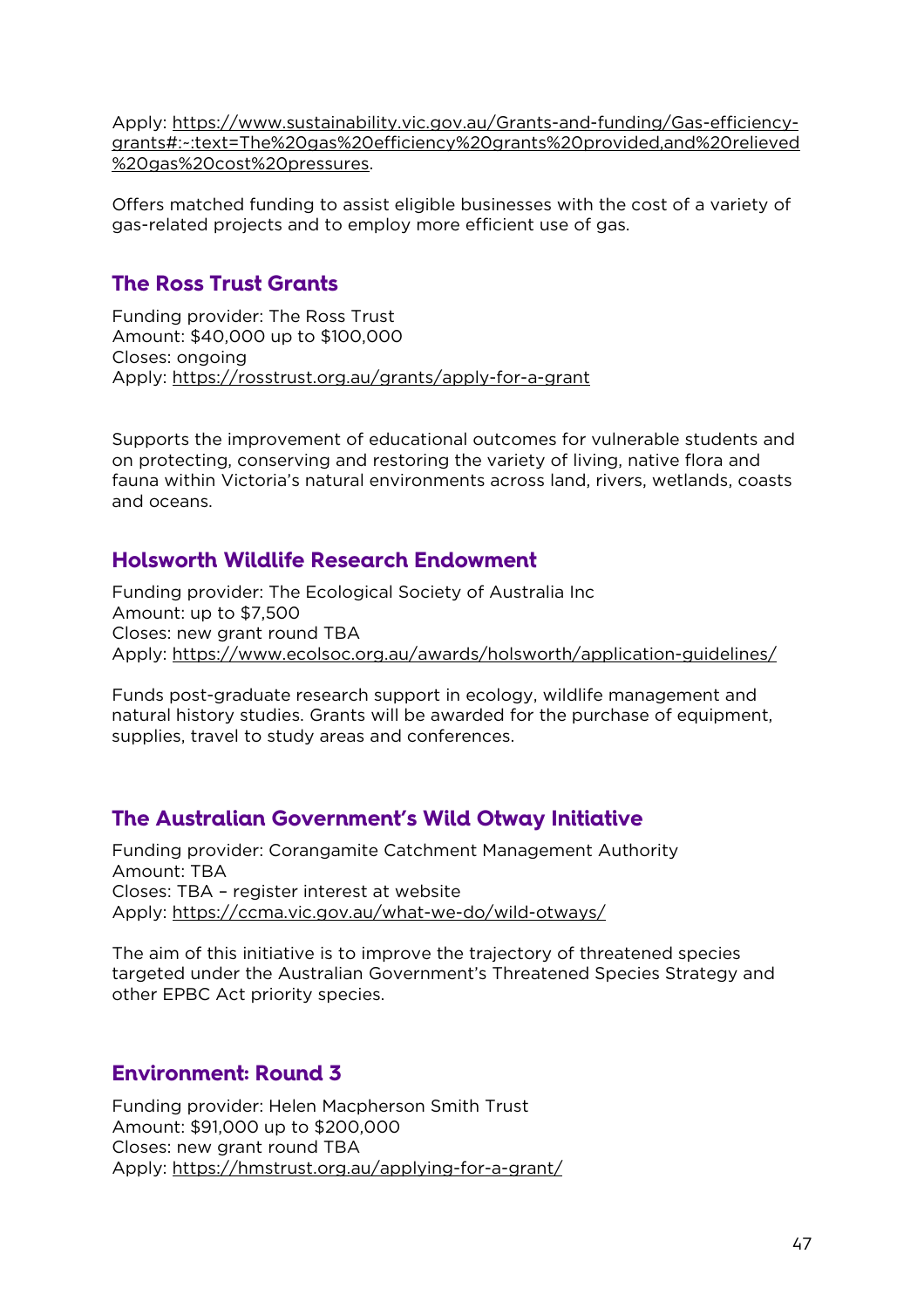Apply: https://www.sustainability.vic.gov.au/Grants-and-funding/Gas-efficiency-grants#:~:text=The%20gas%20efficiency%20grants%20provided,and%20relieved%20gas%20cost%20pressures.

Offers matched funding to assist eligible businesses with the cost of a variety of gas-related projects and to employ more efficient use of gas.

## The Ross Trust Grants

Funding provider: The Ross Trust
Amount: $40,000 up to $100,000
Closes: ongoing
Apply: https://rosstrust.org.au/grants/apply-for-a-grant

Supports the improvement of educational outcomes for vulnerable students and on protecting, conserving and restoring the variety of living, native flora and fauna within Victoria's natural environments across land, rivers, wetlands, coasts and oceans.

## Holsworth Wildlife Research Endowment

Funding provider: The Ecological Society of Australia Inc
Amount: up to $7,500
Closes: new grant round TBA
Apply: https://www.ecolsoc.org.au/awards/holsworth/application-guidelines/

Funds post-graduate research support in ecology, wildlife management and natural history studies. Grants will be awarded for the purchase of equipment, supplies, travel to study areas and conferences.

## The Australian Government's Wild Otway Initiative

Funding provider: Corangamite Catchment Management Authority
Amount: TBA
Closes: TBA – register interest at website
Apply: https://ccma.vic.gov.au/what-we-do/wild-otways/

The aim of this initiative is to improve the trajectory of threatened species targeted under the Australian Government's Threatened Species Strategy and other EPBC Act priority species.

## Environment: Round 3

Funding provider: Helen Macpherson Smith Trust
Amount: $91,000 up to $200,000
Closes: new grant round TBA
Apply: https://hmstrust.org.au/applying-for-a-grant/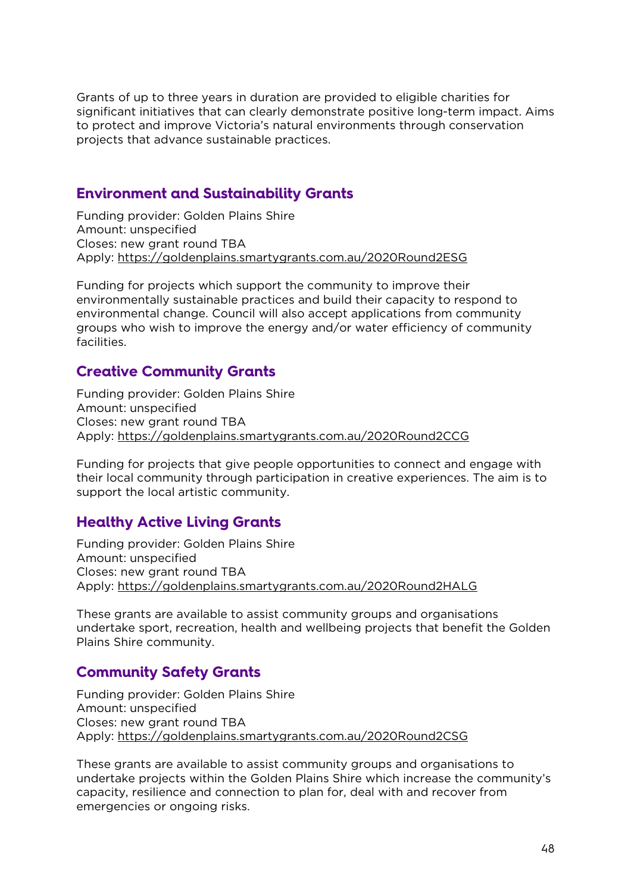Grants of up to three years in duration are provided to eligible charities for significant initiatives that can clearly demonstrate positive long-term impact. Aims to protect and improve Victoria's natural environments through conservation projects that advance sustainable practices.

## Environment and Sustainability Grants

Funding provider: Golden Plains Shire
Amount: unspecified
Closes: new grant round TBA
Apply: https://goldenplains.smartygrants.com.au/2020Round2ESG

Funding for projects which support the community to improve their environmentally sustainable practices and build their capacity to respond to environmental change. Council will also accept applications from community groups who wish to improve the energy and/or water efficiency of community facilities.

## Creative Community Grants

Funding provider: Golden Plains Shire
Amount: unspecified
Closes: new grant round TBA
Apply: https://goldenplains.smartygrants.com.au/2020Round2CCG

Funding for projects that give people opportunities to connect and engage with their local community through participation in creative experiences. The aim is to support the local artistic community.

## Healthy Active Living Grants

Funding provider: Golden Plains Shire
Amount: unspecified
Closes: new grant round TBA
Apply: https://goldenplains.smartygrants.com.au/2020Round2HALG

These grants are available to assist community groups and organisations undertake sport, recreation, health and wellbeing projects that benefit the Golden Plains Shire community.

## Community Safety Grants

Funding provider: Golden Plains Shire
Amount: unspecified
Closes: new grant round TBA
Apply: https://goldenplains.smartygrants.com.au/2020Round2CSG

These grants are available to assist community groups and organisations to undertake projects within the Golden Plains Shire which increase the community's capacity, resilience and connection to plan for, deal with and recover from emergencies or ongoing risks.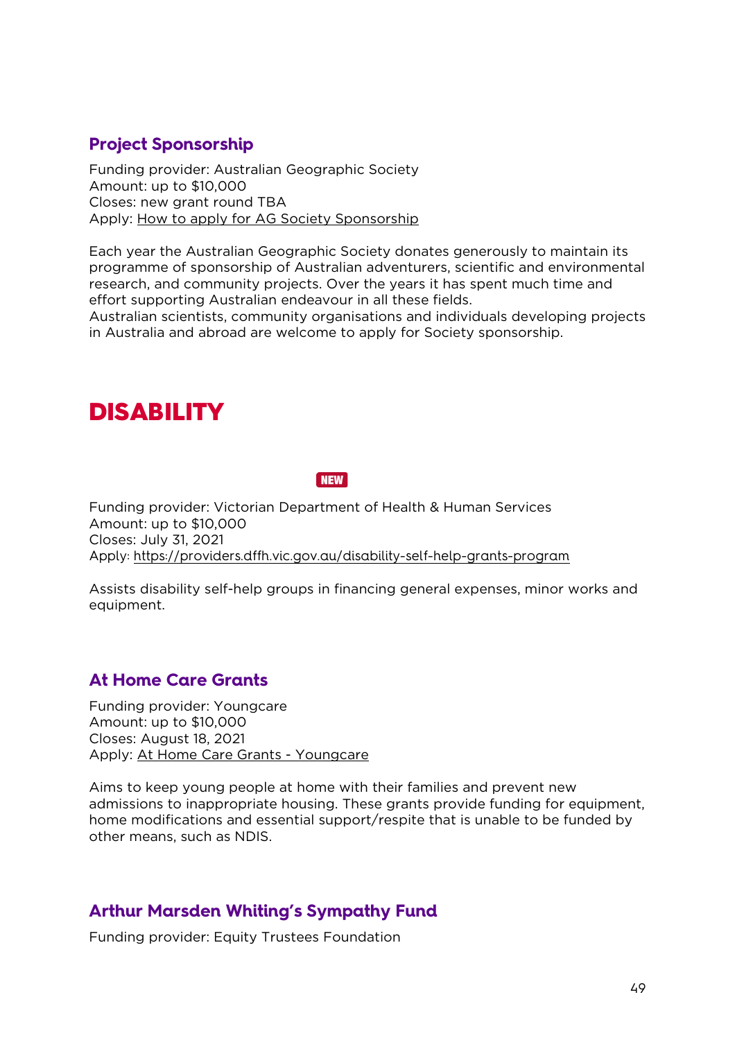### Project Sponsorship

Funding provider: Australian Geographic Society
Amount: up to $10,000
Closes: new grant round TBA
Apply: How to apply for AG Society Sponsorship

Each year the Australian Geographic Society donates generously to maintain its programme of sponsorship of Australian adventurers, scientific and environmental research, and community projects. Over the years it has spent much time and effort supporting Australian endeavour in all these fields.
Australian scientists, community organisations and individuals developing projects in Australia and abroad are welcome to apply for Society sponsorship.

# DISABILITY

NEW

Funding provider: Victorian Department of Health & Human Services
Amount: up to $10,000
Closes: July 31, 2021
Apply: https://providers.dffh.vic.gov.au/disability-self-help-grants-program

Assists disability self-help groups in financing general expenses, minor works and equipment.

### At Home Care Grants

Funding provider: Youngcare
Amount: up to $10,000
Closes: August 18, 2021
Apply: At Home Care Grants - Youngcare

Aims to keep young people at home with their families and prevent new admissions to inappropriate housing. These grants provide funding for equipment, home modifications and essential support/respite that is unable to be funded by other means, such as NDIS.

### Arthur Marsden Whiting's Sympathy Fund

Funding provider: Equity Trustees Foundation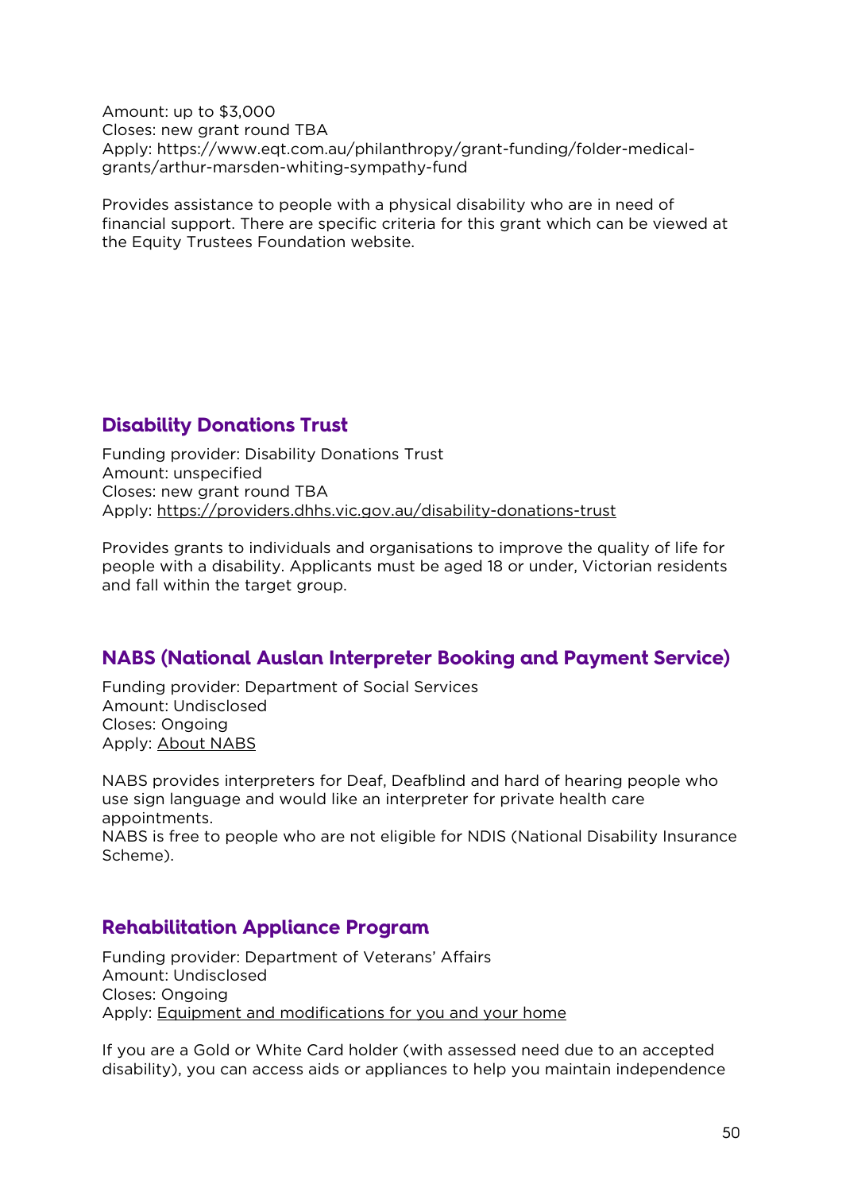Amount: up to $3,000
Closes: new grant round TBA
Apply: https://www.eqt.com.au/philanthropy/grant-funding/folder-medical-grants/arthur-marsden-whiting-sympathy-fund

Provides assistance to people with a physical disability who are in need of financial support. There are specific criteria for this grant which can be viewed at the Equity Trustees Foundation website.

## Disability Donations Trust

Funding provider: Disability Donations Trust
Amount: unspecified
Closes: new grant round TBA
Apply: https://providers.dhhs.vic.gov.au/disability-donations-trust

Provides grants to individuals and organisations to improve the quality of life for people with a disability. Applicants must be aged 18 or under, Victorian residents and fall within the target group.

## NABS (National Auslan Interpreter Booking and Payment Service)

Funding provider: Department of Social Services
Amount: Undisclosed
Closes: Ongoing
Apply: About NABS

NABS provides interpreters for Deaf, Deafblind and hard of hearing people who use sign language and would like an interpreter for private health care appointments.
NABS is free to people who are not eligible for NDIS (National Disability Insurance Scheme).

## Rehabilitation Appliance Program

Funding provider: Department of Veterans' Affairs
Amount: Undisclosed
Closes: Ongoing
Apply: Equipment and modifications for you and your home

If you are a Gold or White Card holder (with assessed need due to an accepted disability), you can access aids or appliances to help you maintain independence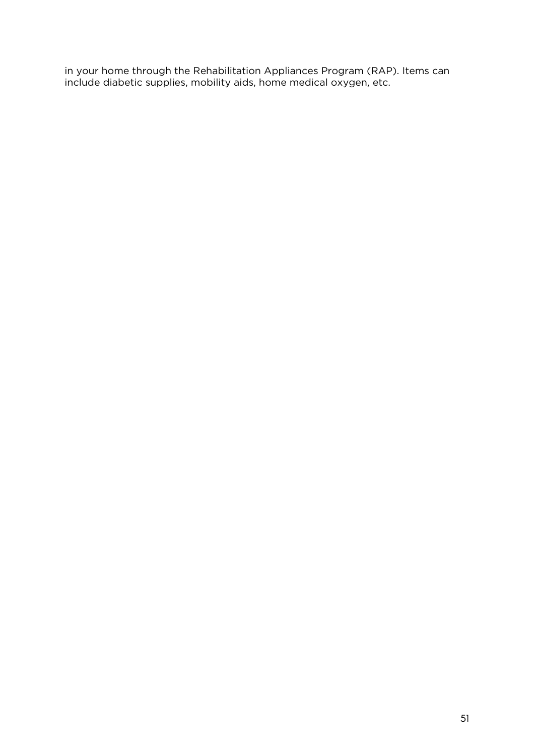in your home through the Rehabilitation Appliances Program (RAP). Items can include diabetic supplies, mobility aids, home medical oxygen, etc.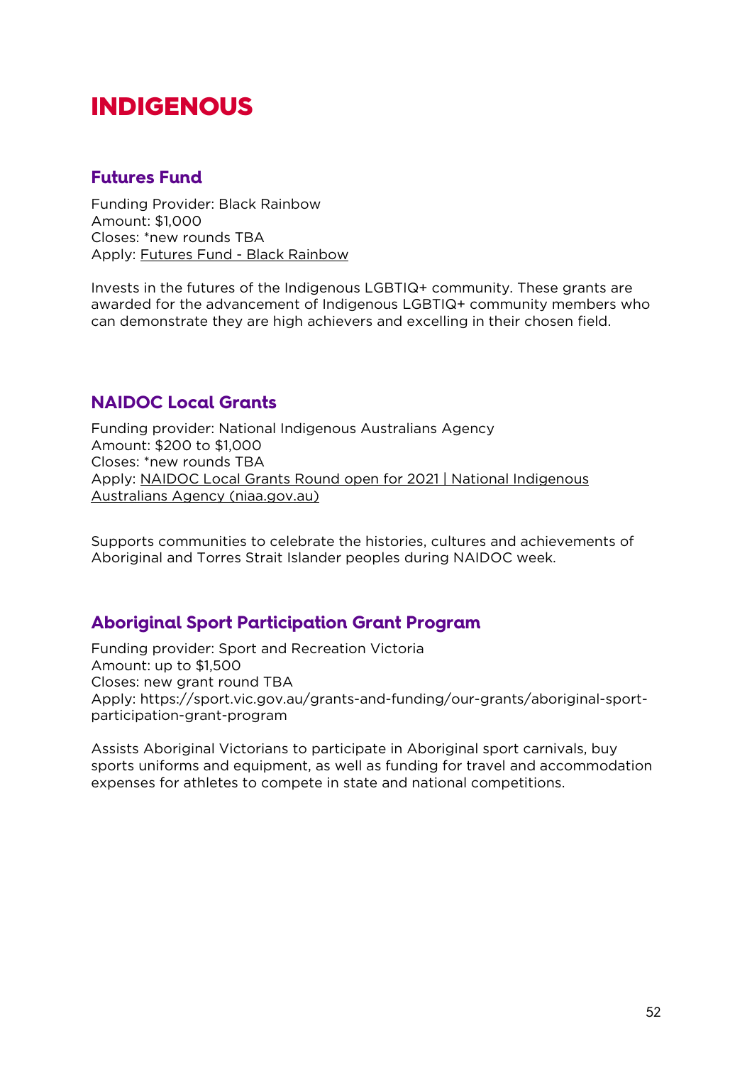# INDIGENOUS

## Futures Fund

Funding Provider: Black Rainbow
Amount: $1,000
Closes: *new rounds TBA
Apply: Futures Fund - Black Rainbow

Invests in the futures of the Indigenous LGBTIQ+ community. These grants are awarded for the advancement of Indigenous LGBTIQ+ community members who can demonstrate they are high achievers and excelling in their chosen field.

## NAIDOC Local Grants

Funding provider: National Indigenous Australians Agency
Amount: $200 to $1,000
Closes: *new rounds TBA
Apply: NAIDOC Local Grants Round open for 2021 | National Indigenous Australians Agency (niaa.gov.au)

Supports communities to celebrate the histories, cultures and achievements of Aboriginal and Torres Strait Islander peoples during NAIDOC week.

## Aboriginal Sport Participation Grant Program

Funding provider: Sport and Recreation Victoria
Amount: up to $1,500
Closes: new grant round TBA
Apply: https://sport.vic.gov.au/grants-and-funding/our-grants/aboriginal-sport-participation-grant-program

Assists Aboriginal Victorians to participate in Aboriginal sport carnivals, buy sports uniforms and equipment, as well as funding for travel and accommodation expenses for athletes to compete in state and national competitions.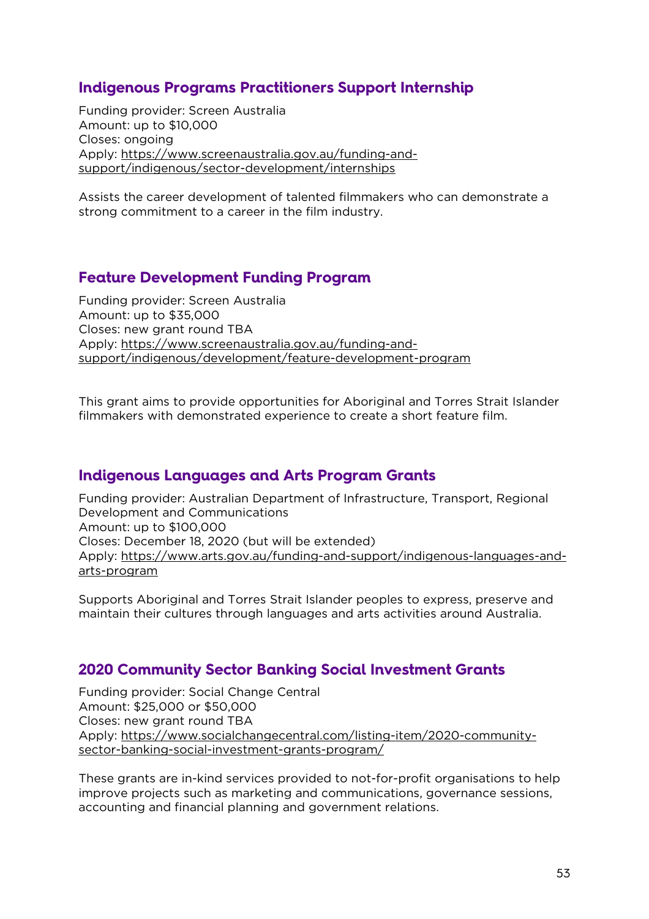## Indigenous Programs Practitioners Support Internship

Funding provider: Screen Australia
Amount: up to $10,000
Closes: ongoing
Apply: https://www.screenaustralia.gov.au/funding-and-support/indigenous/sector-development/internships

Assists the career development of talented filmmakers who can demonstrate a strong commitment to a career in the film industry.

## Feature Development Funding Program

Funding provider: Screen Australia
Amount: up to $35,000
Closes: new grant round TBA
Apply: https://www.screenaustralia.gov.au/funding-and-support/indigenous/development/feature-development-program

This grant aims to provide opportunities for Aboriginal and Torres Strait Islander filmmakers with demonstrated experience to create a short feature film.

## Indigenous Languages and Arts Program Grants

Funding provider: Australian Department of Infrastructure, Transport, Regional Development and Communications
Amount: up to $100,000
Closes: December 18, 2020 (but will be extended)
Apply: https://www.arts.gov.au/funding-and-support/indigenous-languages-and-arts-program

Supports Aboriginal and Torres Strait Islander peoples to express, preserve and maintain their cultures through languages and arts activities around Australia.

## 2020 Community Sector Banking Social Investment Grants

Funding provider: Social Change Central
Amount: $25,000 or $50,000
Closes: new grant round TBA
Apply: https://www.socialchangecentral.com/listing-item/2020-community-sector-banking-social-investment-grants-program/

These grants are in-kind services provided to not-for-profit organisations to help improve projects such as marketing and communications, governance sessions, accounting and financial planning and government relations.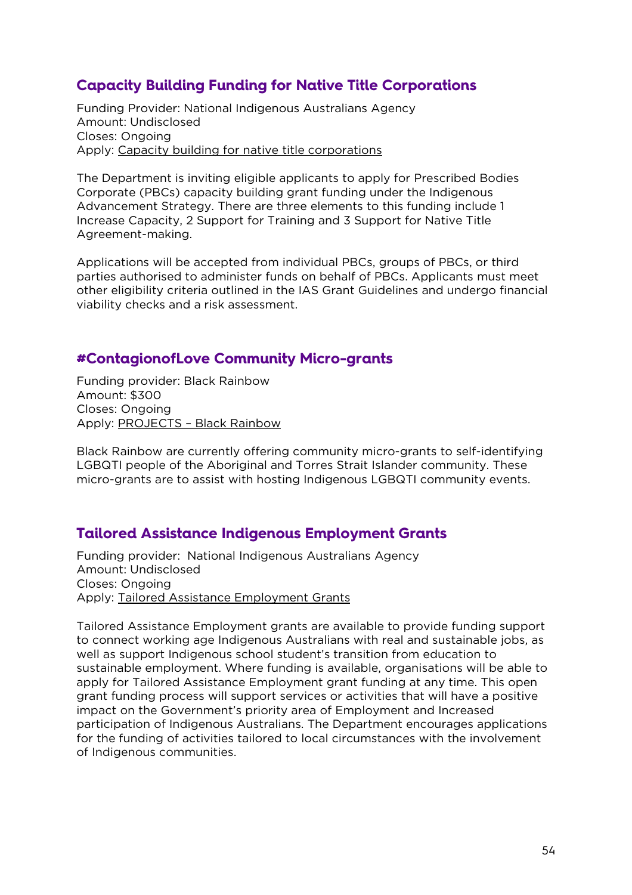## Capacity Building Funding for Native Title Corporations

Funding Provider: National Indigenous Australians Agency
Amount: Undisclosed
Closes: Ongoing
Apply: Capacity building for native title corporations

The Department is inviting eligible applicants to apply for Prescribed Bodies Corporate (PBCs) capacity building grant funding under the Indigenous Advancement Strategy. There are three elements to this funding include 1 Increase Capacity, 2 Support for Training and 3 Support for Native Title Agreement-making.

Applications will be accepted from individual PBCs, groups of PBCs, or third parties authorised to administer funds on behalf of PBCs. Applicants must meet other eligibility criteria outlined in the IAS Grant Guidelines and undergo financial viability checks and a risk assessment.

## #ContagionofLove Community Micro-grants

Funding provider: Black Rainbow
Amount: $300
Closes: Ongoing
Apply: PROJECTS – Black Rainbow

Black Rainbow are currently offering community micro-grants to self-identifying LGBQTI people of the Aboriginal and Torres Strait Islander community. These micro-grants are to assist with hosting Indigenous LGBQTI community events.

## Tailored Assistance Indigenous Employment Grants

Funding provider: National Indigenous Australians Agency
Amount: Undisclosed
Closes: Ongoing
Apply: Tailored Assistance Employment Grants

Tailored Assistance Employment grants are available to provide funding support to connect working age Indigenous Australians with real and sustainable jobs, as well as support Indigenous school student's transition from education to sustainable employment. Where funding is available, organisations will be able to apply for Tailored Assistance Employment grant funding at any time. This open grant funding process will support services or activities that will have a positive impact on the Government's priority area of Employment and Increased participation of Indigenous Australians. The Department encourages applications for the funding of activities tailored to local circumstances with the involvement of Indigenous communities.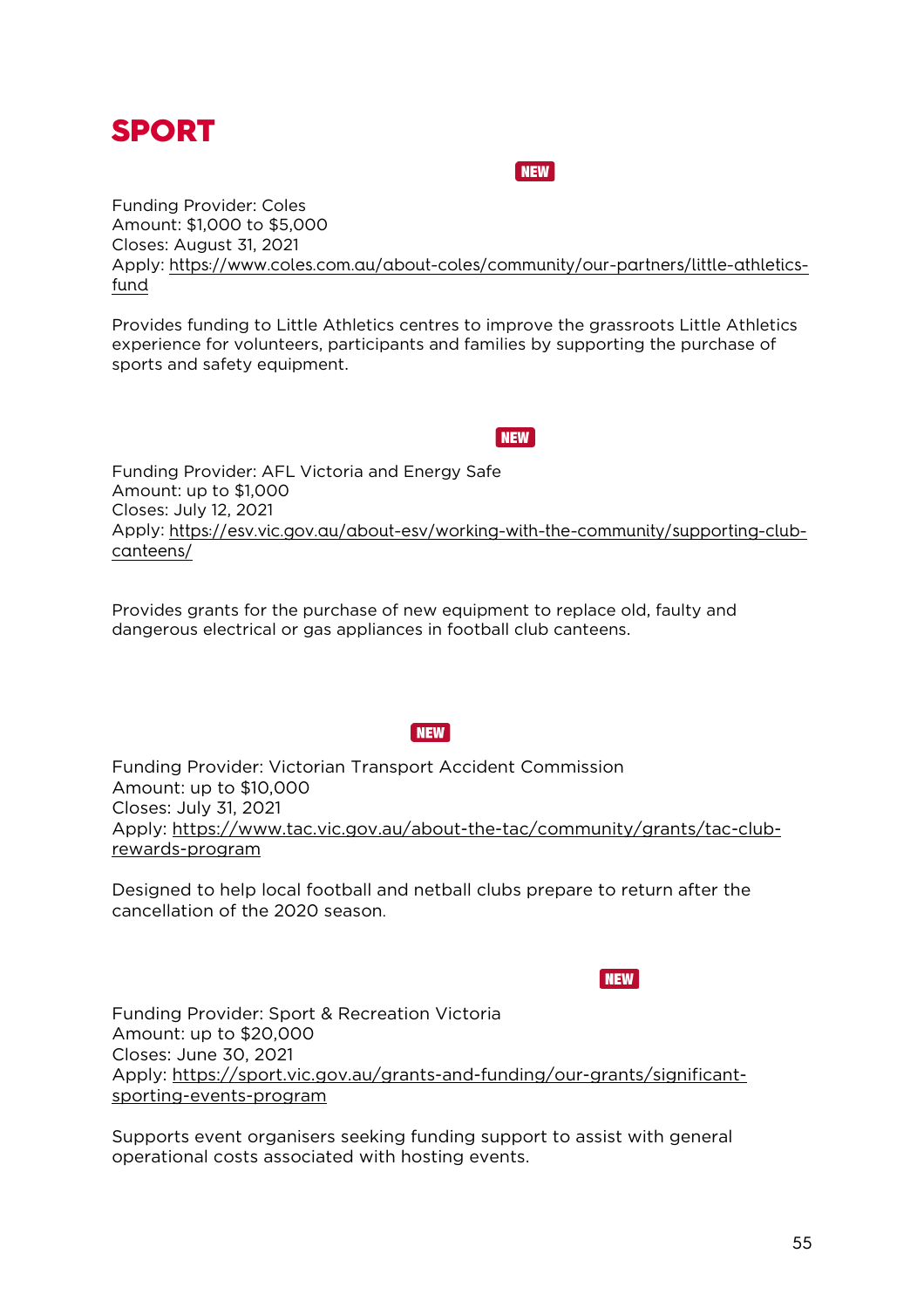# SPORT

**NEW**

Funding Provider: Coles
Amount: $1,000 to $5,000
Closes: August 31, 2021
Apply: https://www.coles.com.au/about-coles/community/our-partners/little-athletics-fund

Provides funding to Little Athletics centres to improve the grassroots Little Athletics experience for volunteers, participants and families by supporting the purchase of sports and safety equipment.

**NEW**

Funding Provider: AFL Victoria and Energy Safe
Amount: up to $1,000
Closes: July 12, 2021
Apply: https://esv.vic.gov.au/about-esv/working-with-the-community/supporting-club-canteens/

Provides grants for the purchase of new equipment to replace old, faulty and dangerous electrical or gas appliances in football club canteens.

**NEW**

Funding Provider: Victorian Transport Accident Commission
Amount: up to $10,000
Closes: July 31, 2021
Apply: https://www.tac.vic.gov.au/about-the-tac/community/grants/tac-club-rewards-program

Designed to help local football and netball clubs prepare to return after the cancellation of the 2020 season.

**NEW**

Funding Provider: Sport & Recreation Victoria
Amount: up to $20,000
Closes: June 30, 2021
Apply: https://sport.vic.gov.au/grants-and-funding/our-grants/significant-sporting-events-program

Supports event organisers seeking funding support to assist with general operational costs associated with hosting events.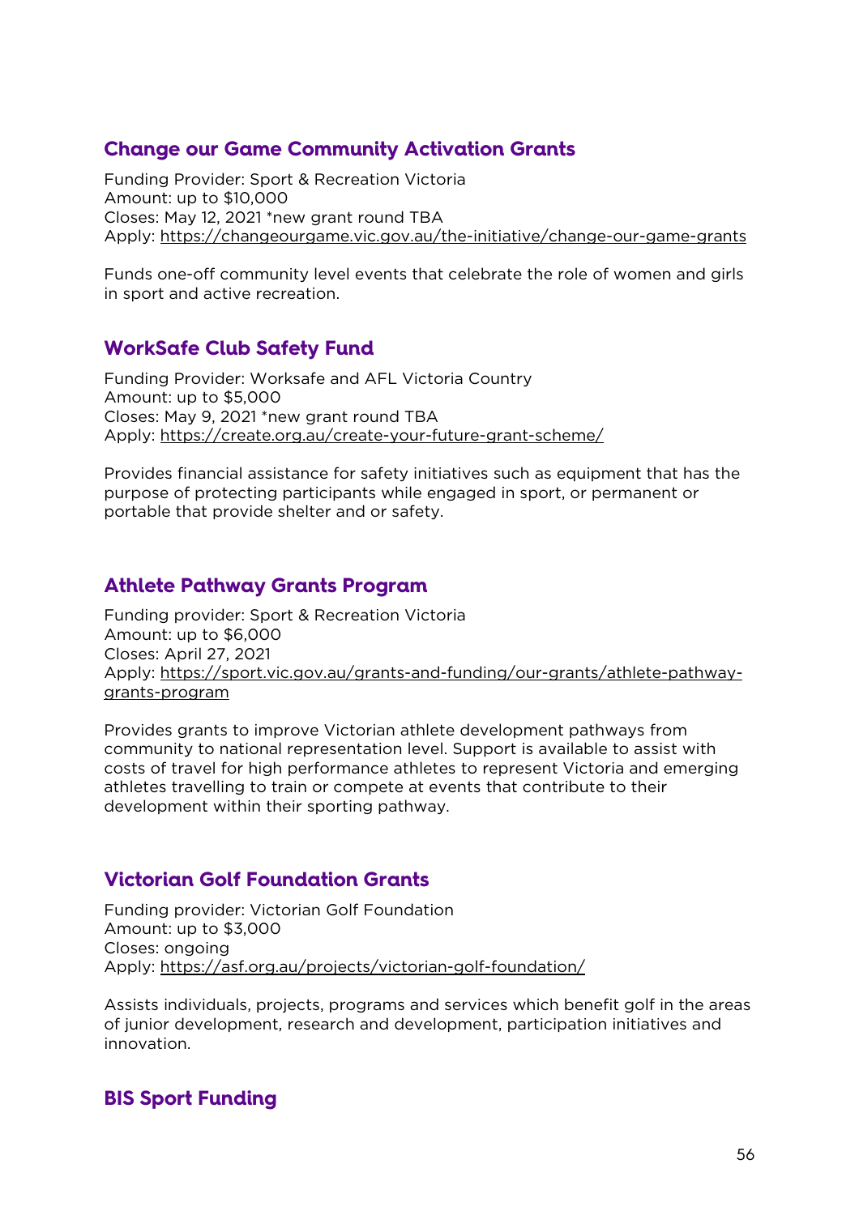## Change our Game Community Activation Grants

Funding Provider: Sport & Recreation Victoria
Amount: up to $10,000
Closes: May 12, 2021 *new grant round TBA
Apply: https://changeourgame.vic.gov.au/the-initiative/change-our-game-grants

Funds one-off community level events that celebrate the role of women and girls in sport and active recreation.

## WorkSafe Club Safety Fund

Funding Provider: Worksafe and AFL Victoria Country
Amount: up to $5,000
Closes: May 9, 2021 *new grant round TBA
Apply: https://create.org.au/create-your-future-grant-scheme/

Provides financial assistance for safety initiatives such as equipment that has the purpose of protecting participants while engaged in sport, or permanent or portable that provide shelter and or safety.

## Athlete Pathway Grants Program

Funding provider: Sport & Recreation Victoria
Amount: up to $6,000
Closes: April 27, 2021
Apply: https://sport.vic.gov.au/grants-and-funding/our-grants/athlete-pathway-grants-program

Provides grants to improve Victorian athlete development pathways from community to national representation level. Support is available to assist with costs of travel for high performance athletes to represent Victoria and emerging athletes travelling to train or compete at events that contribute to their development within their sporting pathway.

## Victorian Golf Foundation Grants

Funding provider: Victorian Golf Foundation
Amount: up to $3,000
Closes: ongoing
Apply: https://asf.org.au/projects/victorian-golf-foundation/

Assists individuals, projects, programs and services which benefit golf in the areas of junior development, research and development, participation initiatives and innovation.

## BIS Sport Funding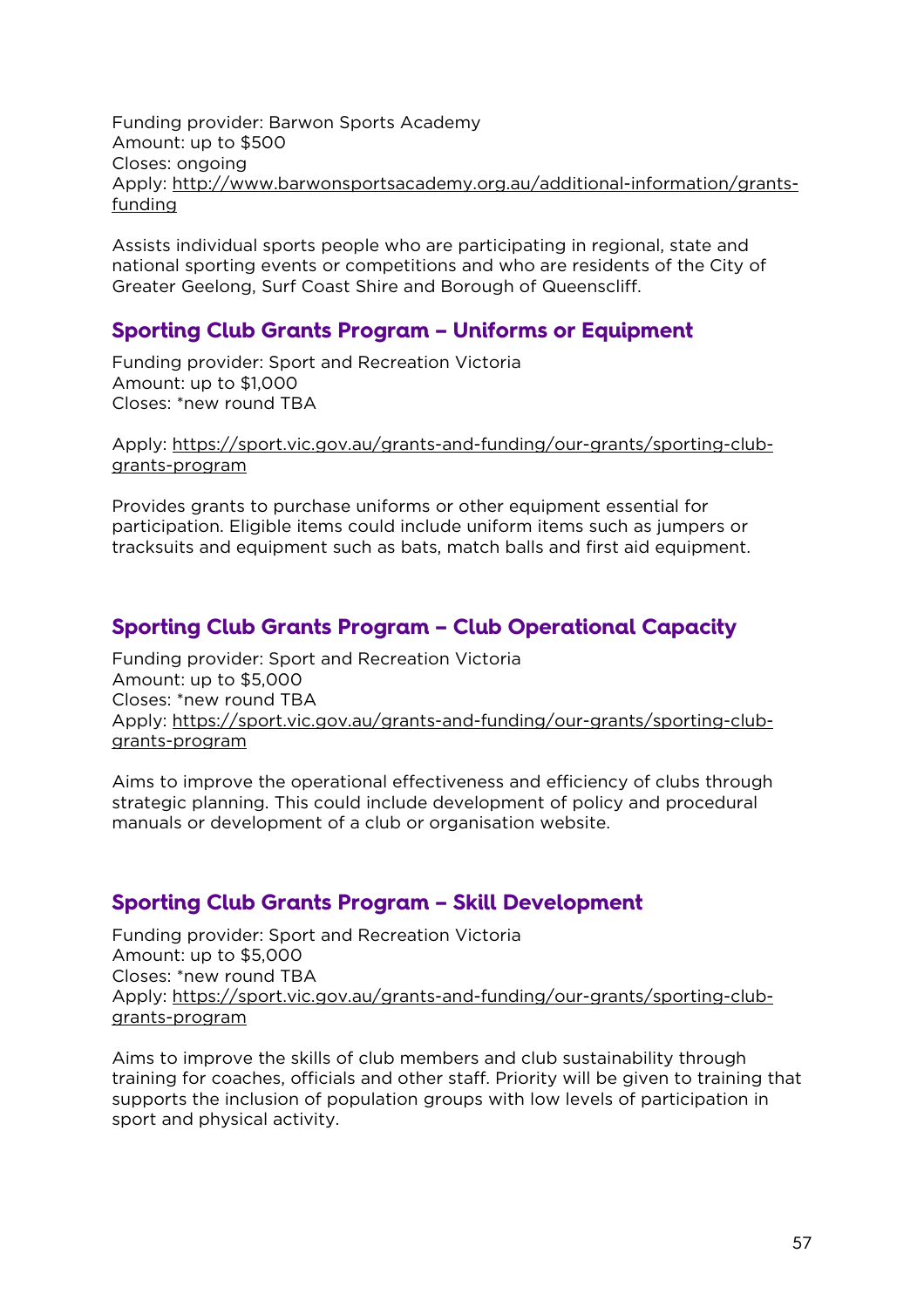Funding provider: Barwon Sports Academy
Amount: up to $500
Closes: ongoing
Apply: http://www.barwonsportsacademy.org.au/additional-information/grants-funding

Assists individual sports people who are participating in regional, state and national sporting events or competitions and who are residents of the City of Greater Geelong, Surf Coast Shire and Borough of Queenscliff.

## Sporting Club Grants Program – Uniforms or Equipment

Funding provider: Sport and Recreation Victoria
Amount: up to $1,000
Closes: *new round TBA

Apply: https://sport.vic.gov.au/grants-and-funding/our-grants/sporting-club-grants-program

Provides grants to purchase uniforms or other equipment essential for participation. Eligible items could include uniform items such as jumpers or tracksuits and equipment such as bats, match balls and first aid equipment.

## Sporting Club Grants Program – Club Operational Capacity

Funding provider: Sport and Recreation Victoria
Amount: up to $5,000
Closes: *new round TBA
Apply: https://sport.vic.gov.au/grants-and-funding/our-grants/sporting-club-grants-program

Aims to improve the operational effectiveness and efficiency of clubs through strategic planning. This could include development of policy and procedural manuals or development of a club or organisation website.

## Sporting Club Grants Program – Skill Development

Funding provider: Sport and Recreation Victoria
Amount: up to $5,000
Closes: *new round TBA
Apply: https://sport.vic.gov.au/grants-and-funding/our-grants/sporting-club-grants-program

Aims to improve the skills of club members and club sustainability through training for coaches, officials and other staff. Priority will be given to training that supports the inclusion of population groups with low levels of participation in sport and physical activity.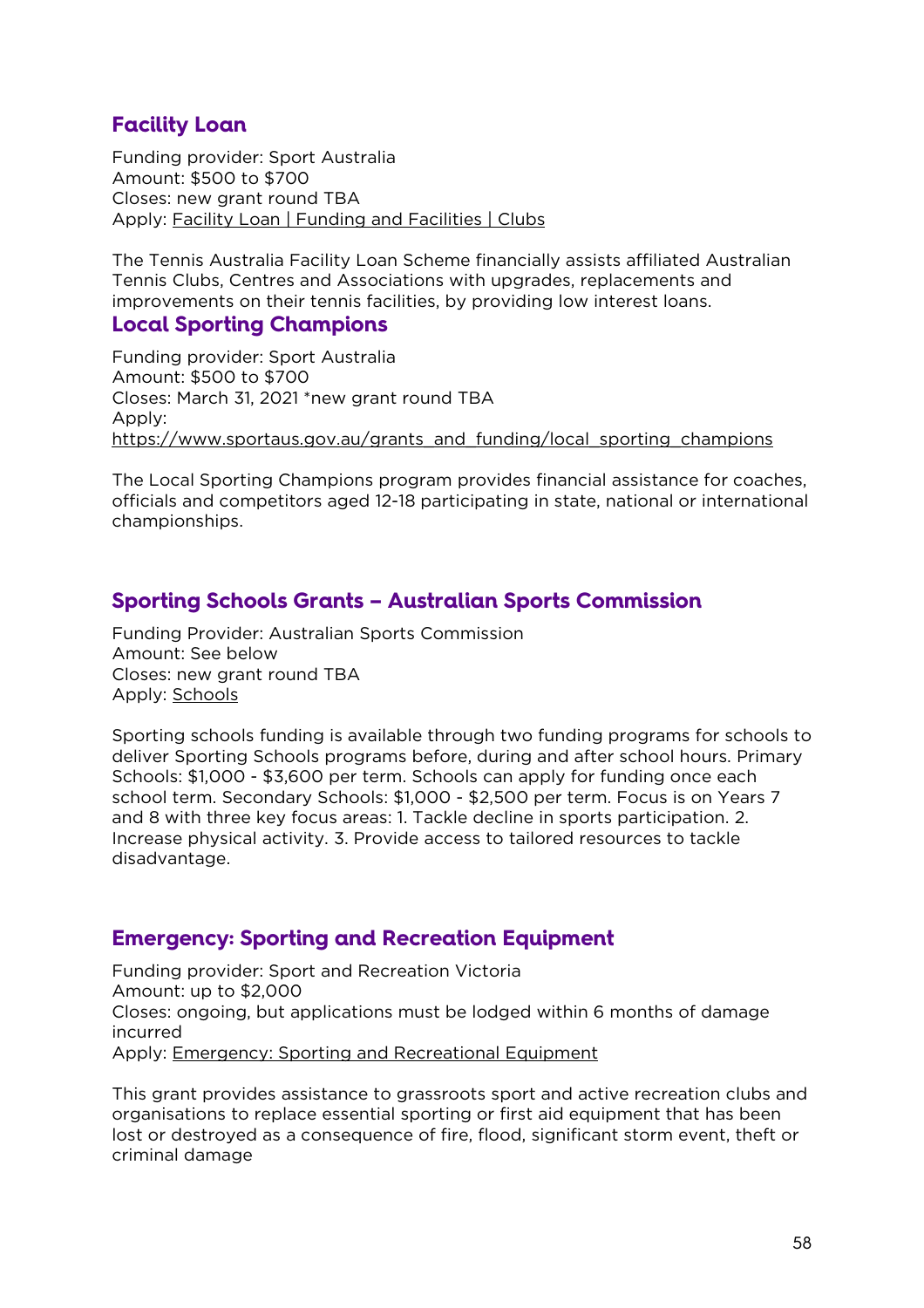## Facility Loan

Funding provider: Sport Australia
Amount: $500 to $700
Closes: new grant round TBA
Apply: Facility Loan | Funding and Facilities | Clubs

The Tennis Australia Facility Loan Scheme financially assists affiliated Australian Tennis Clubs, Centres and Associations with upgrades, replacements and improvements on their tennis facilities, by providing low interest loans.

## Local Sporting Champions

Funding provider: Sport Australia
Amount: $500 to $700
Closes: March 31, 2021 *new grant round TBA
Apply:
https://www.sportaus.gov.au/grants_and_funding/local_sporting_champions

The Local Sporting Champions program provides financial assistance for coaches, officials and competitors aged 12-18 participating in state, national or international championships.

## Sporting Schools Grants – Australian Sports Commission

Funding Provider: Australian Sports Commission
Amount: See below
Closes: new grant round TBA
Apply: Schools

Sporting schools funding is available through two funding programs for schools to deliver Sporting Schools programs before, during and after school hours. Primary Schools: $1,000 - $3,600 per term. Schools can apply for funding once each school term. Secondary Schools: $1,000 - $2,500 per term. Focus is on Years 7 and 8 with three key focus areas: 1. Tackle decline in sports participation. 2. Increase physical activity. 3. Provide access to tailored resources to tackle disadvantage.

## Emergency: Sporting and Recreation Equipment

Funding provider: Sport and Recreation Victoria
Amount: up to $2,000
Closes: ongoing, but applications must be lodged within 6 months of damage incurred
Apply: Emergency: Sporting and Recreational Equipment

This grant provides assistance to grassroots sport and active recreation clubs and organisations to replace essential sporting or first aid equipment that has been lost or destroyed as a consequence of fire, flood, significant storm event, theft or criminal damage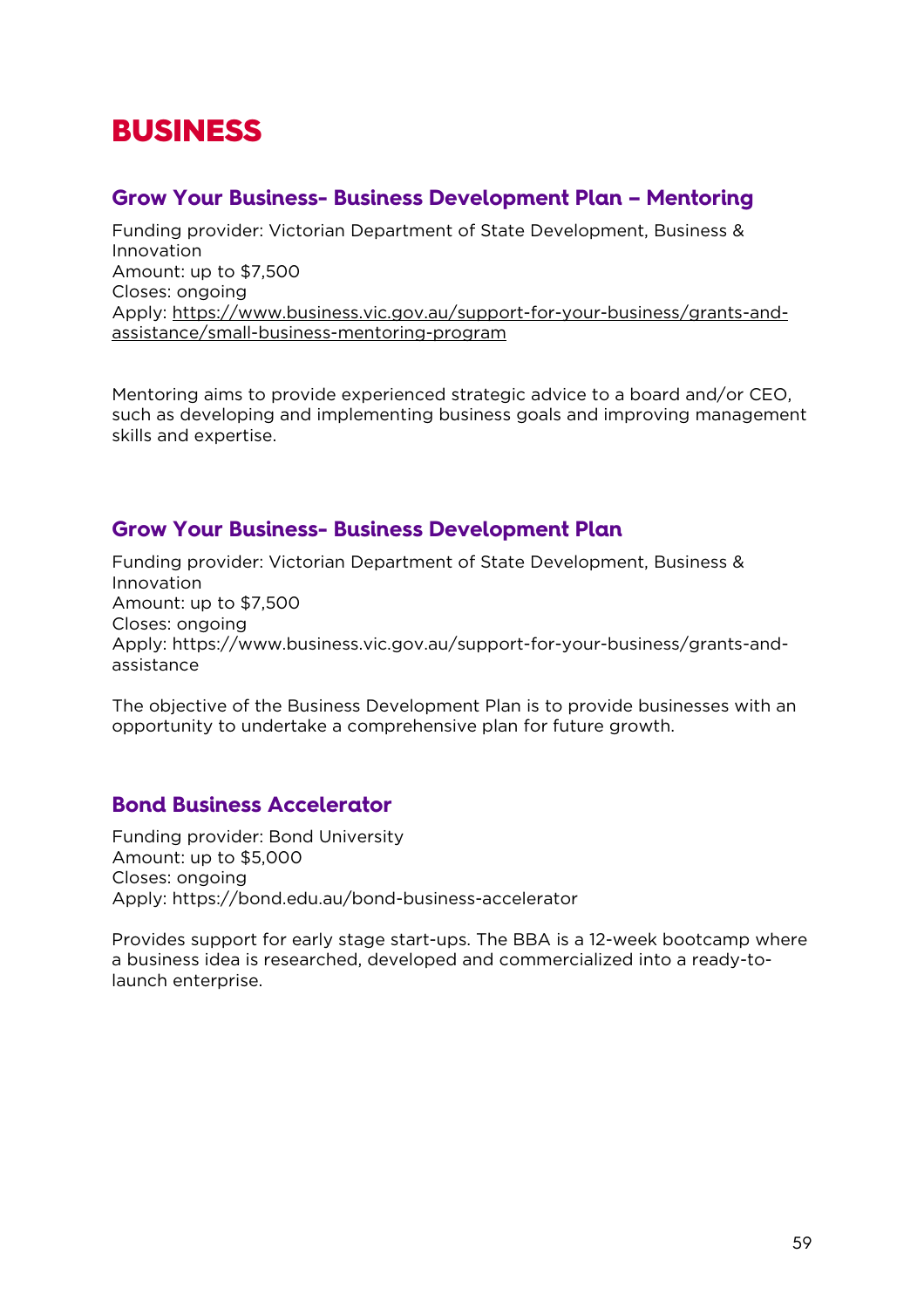# BUSINESS

## Grow Your Business- Business Development Plan – Mentoring

Funding provider: Victorian Department of State Development, Business & Innovation
Amount: up to $7,500
Closes: ongoing
Apply: https://www.business.vic.gov.au/support-for-your-business/grants-and-assistance/small-business-mentoring-program

Mentoring aims to provide experienced strategic advice to a board and/or CEO, such as developing and implementing business goals and improving management skills and expertise.

## Grow Your Business- Business Development Plan

Funding provider: Victorian Department of State Development, Business & Innovation
Amount: up to $7,500
Closes: ongoing
Apply: https://www.business.vic.gov.au/support-for-your-business/grants-and-assistance

The objective of the Business Development Plan is to provide businesses with an opportunity to undertake a comprehensive plan for future growth.

## Bond Business Accelerator

Funding provider: Bond University
Amount: up to $5,000
Closes: ongoing
Apply: https://bond.edu.au/bond-business-accelerator

Provides support for early stage start-ups. The BBA is a 12-week bootcamp where a business idea is researched, developed and commercialized into a ready-to-launch enterprise.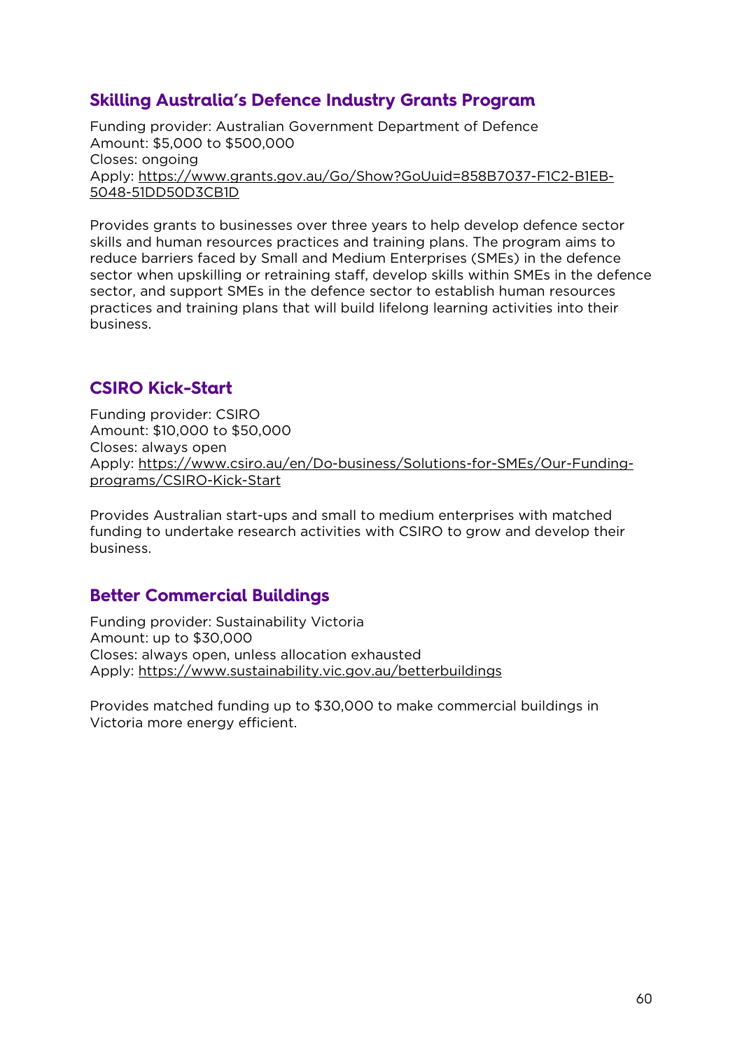## Skilling Australia's Defence Industry Grants Program

Funding provider: Australian Government Department of Defence
Amount: $5,000 to $500,000
Closes: ongoing
Apply: https://www.grants.gov.au/Go/Show?GoUuid=858B7037-F1C2-B1EB-5048-51DD50D3CB1D

Provides grants to businesses over three years to help develop defence sector skills and human resources practices and training plans. The program aims to reduce barriers faced by Small and Medium Enterprises (SMEs) in the defence sector when upskilling or retraining staff, develop skills within SMEs in the defence sector, and support SMEs in the defence sector to establish human resources practices and training plans that will build lifelong learning activities into their business.

## CSIRO Kick-Start

Funding provider: CSIRO
Amount: $10,000 to $50,000
Closes: always open
Apply: https://www.csiro.au/en/Do-business/Solutions-for-SMEs/Our-Funding-programs/CSIRO-Kick-Start

Provides Australian start-ups and small to medium enterprises with matched funding to undertake research activities with CSIRO to grow and develop their business.

## Better Commercial Buildings

Funding provider: Sustainability Victoria
Amount: up to $30,000
Closes: always open, unless allocation exhausted
Apply: https://www.sustainability.vic.gov.au/betterbuildings

Provides matched funding up to $30,000 to make commercial buildings in Victoria more energy efficient.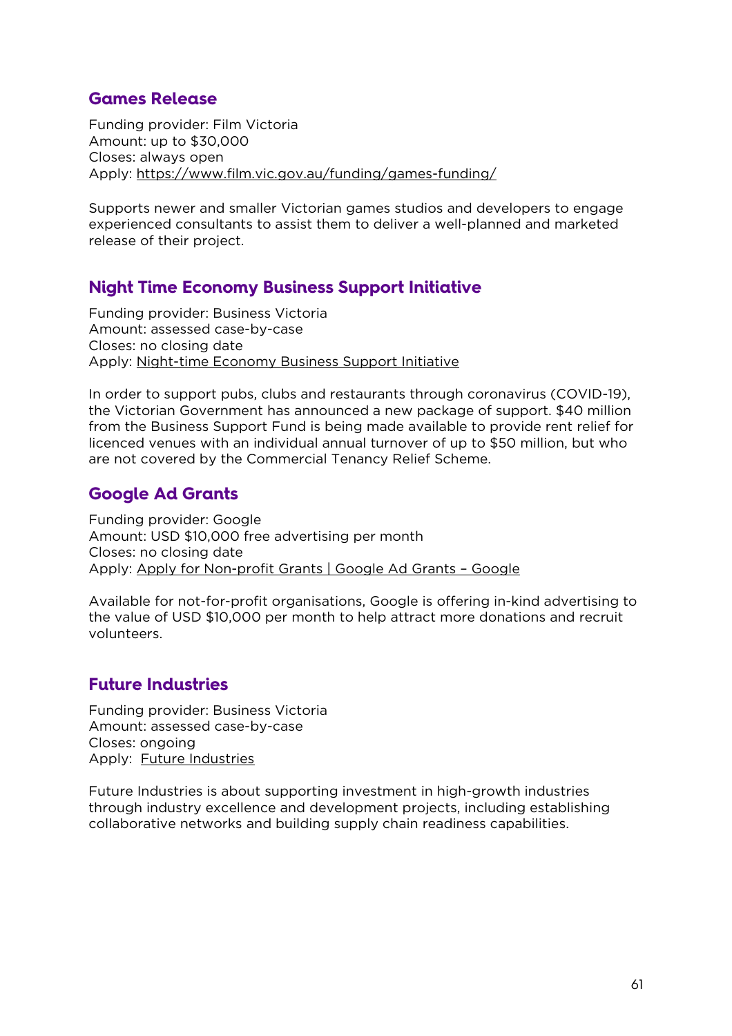## Games Release

Funding provider: Film Victoria
Amount: up to $30,000
Closes: always open
Apply: https://www.film.vic.gov.au/funding/games-funding/

Supports newer and smaller Victorian games studios and developers to engage experienced consultants to assist them to deliver a well-planned and marketed release of their project.

## Night Time Economy Business Support Initiative

Funding provider: Business Victoria
Amount: assessed case-by-case
Closes: no closing date
Apply: Night-time Economy Business Support Initiative

In order to support pubs, clubs and restaurants through coronavirus (COVID-19), the Victorian Government has announced a new package of support. $40 million from the Business Support Fund is being made available to provide rent relief for licenced venues with an individual annual turnover of up to $50 million, but who are not covered by the Commercial Tenancy Relief Scheme.

## Google Ad Grants

Funding provider: Google
Amount: USD $10,000 free advertising per month
Closes: no closing date
Apply: Apply for Non-profit Grants | Google Ad Grants – Google

Available for not-for-profit organisations, Google is offering in-kind advertising to the value of USD $10,000 per month to help attract more donations and recruit volunteers.

## Future Industries

Funding provider: Business Victoria
Amount: assessed case-by-case
Closes: ongoing
Apply: Future Industries

Future Industries is about supporting investment in high-growth industries through industry excellence and development projects, including establishing collaborative networks and building supply chain readiness capabilities.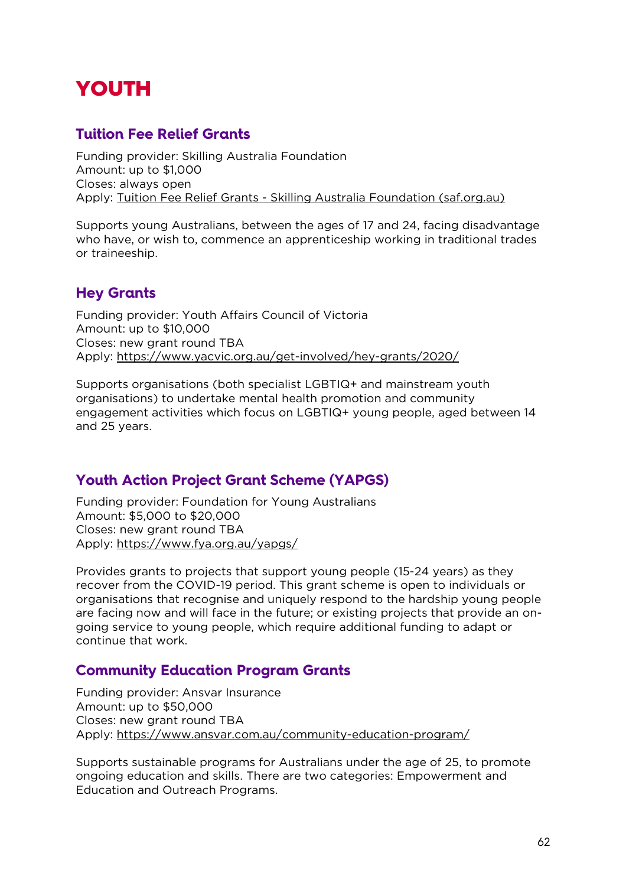# YOUTH

## Tuition Fee Relief Grants

Funding provider: Skilling Australia Foundation
Amount: up to $1,000
Closes: always open
Apply: Tuition Fee Relief Grants - Skilling Australia Foundation (saf.org.au)

Supports young Australians, between the ages of 17 and 24, facing disadvantage who have, or wish to, commence an apprenticeship working in traditional trades or traineeship.

## Hey Grants

Funding provider: Youth Affairs Council of Victoria
Amount: up to $10,000
Closes: new grant round TBA
Apply: https://www.yacvic.org.au/get-involved/hey-grants/2020/

Supports organisations (both specialist LGBTIQ+ and mainstream youth organisations) to undertake mental health promotion and community engagement activities which focus on LGBTIQ+ young people, aged between 14 and 25 years.

## Youth Action Project Grant Scheme (YAPGS)

Funding provider: Foundation for Young Australians
Amount: $5,000 to $20,000
Closes: new grant round TBA
Apply: https://www.fya.org.au/yapgs/

Provides grants to projects that support young people (15-24 years) as they recover from the COVID-19 period. This grant scheme is open to individuals or organisations that recognise and uniquely respond to the hardship young people are facing now and will face in the future; or existing projects that provide an on-going service to young people, which require additional funding to adapt or continue that work.

## Community Education Program Grants

Funding provider: Ansvar Insurance
Amount: up to $50,000
Closes: new grant round TBA
Apply: https://www.ansvar.com.au/community-education-program/

Supports sustainable programs for Australians under the age of 25, to promote ongoing education and skills. There are two categories: Empowerment and Education and Outreach Programs.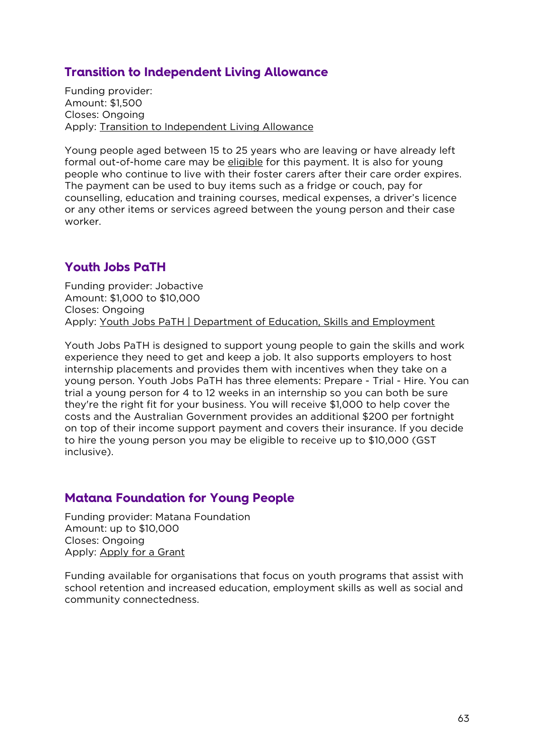## Transition to Independent Living Allowance

Funding provider:
Amount: $1,500
Closes: Ongoing
Apply: Transition to Independent Living Allowance

Young people aged between 15 to 25 years who are leaving or have already left formal out-of-home care may be eligible for this payment. It is also for young people who continue to live with their foster carers after their care order expires. The payment can be used to buy items such as a fridge or couch, pay for counselling, education and training courses, medical expenses, a driver's licence or any other items or services agreed between the young person and their case worker.

## Youth Jobs PaTH

Funding provider: Jobactive
Amount: $1,000 to $10,000
Closes: Ongoing
Apply: Youth Jobs PaTH | Department of Education, Skills and Employment

Youth Jobs PaTH is designed to support young people to gain the skills and work experience they need to get and keep a job. It also supports employers to host internship placements and provides them with incentives when they take on a young person. Youth Jobs PaTH has three elements: Prepare - Trial - Hire. You can trial a young person for 4 to 12 weeks in an internship so you can both be sure they're the right fit for your business. You will receive $1,000 to help cover the costs and the Australian Government provides an additional $200 per fortnight on top of their income support payment and covers their insurance. If you decide to hire the young person you may be eligible to receive up to $10,000 (GST inclusive).

## Matana Foundation for Young People

Funding provider: Matana Foundation
Amount: up to $10,000
Closes: Ongoing
Apply: Apply for a Grant

Funding available for organisations that focus on youth programs that assist with school retention and increased education, employment skills as well as social and community connectedness.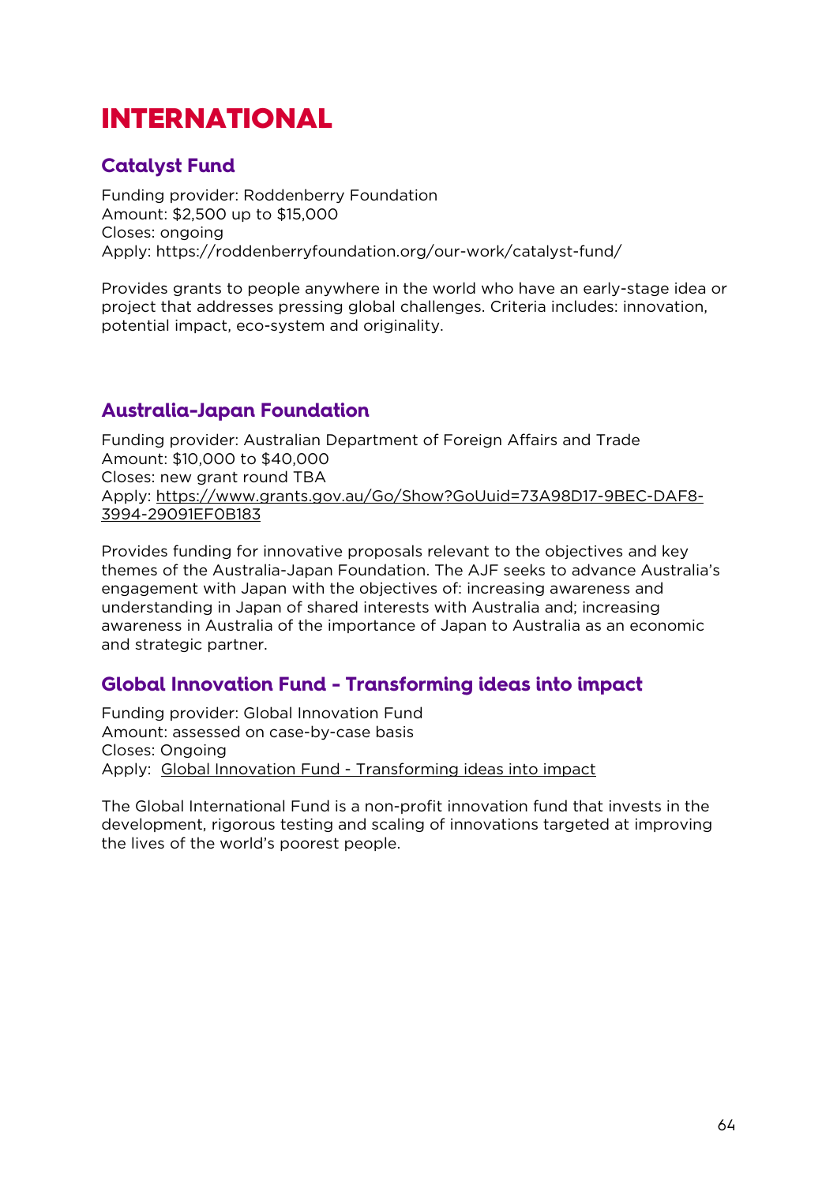# INTERNATIONAL

## Catalyst Fund

Funding provider: Roddenberry Foundation
Amount: $2,500 up to $15,000
Closes: ongoing
Apply: https://roddenberryfoundation.org/our-work/catalyst-fund/

Provides grants to people anywhere in the world who have an early-stage idea or project that addresses pressing global challenges. Criteria includes: innovation, potential impact, eco-system and originality.

## Australia-Japan Foundation

Funding provider: Australian Department of Foreign Affairs and Trade
Amount: $10,000 to $40,000
Closes: new grant round TBA
Apply: https://www.grants.gov.au/Go/Show?GoUuid=73A98D17-9BEC-DAF8-3994-29091EF0B183

Provides funding for innovative proposals relevant to the objectives and key themes of the Australia-Japan Foundation. The AJF seeks to advance Australia's engagement with Japan with the objectives of: increasing awareness and understanding in Japan of shared interests with Australia and; increasing awareness in Australia of the importance of Japan to Australia as an economic and strategic partner.

## Global Innovation Fund - Transforming ideas into impact

Funding provider: Global Innovation Fund
Amount: assessed on case-by-case basis
Closes: Ongoing
Apply: Global Innovation Fund - Transforming ideas into impact

The Global International Fund is a non-profit innovation fund that invests in the development, rigorous testing and scaling of innovations targeted at improving the lives of the world's poorest people.